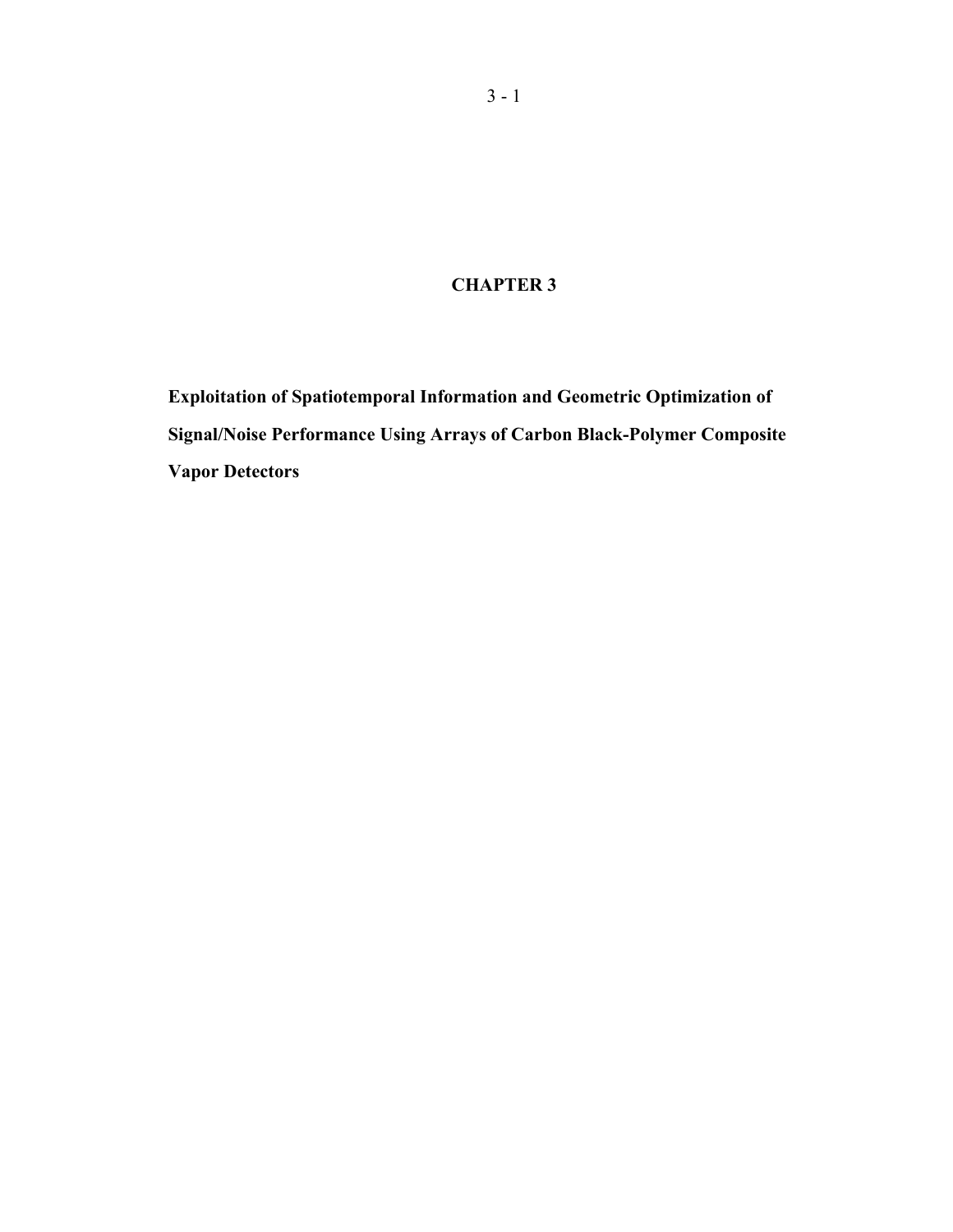# CHAPTER 3

## Exploitation of Spatiotemporal Information and Geometric Optimization of Signal/Noise Performance Using Arrays of Carbon Black-Polymer Composite Vapor Detectors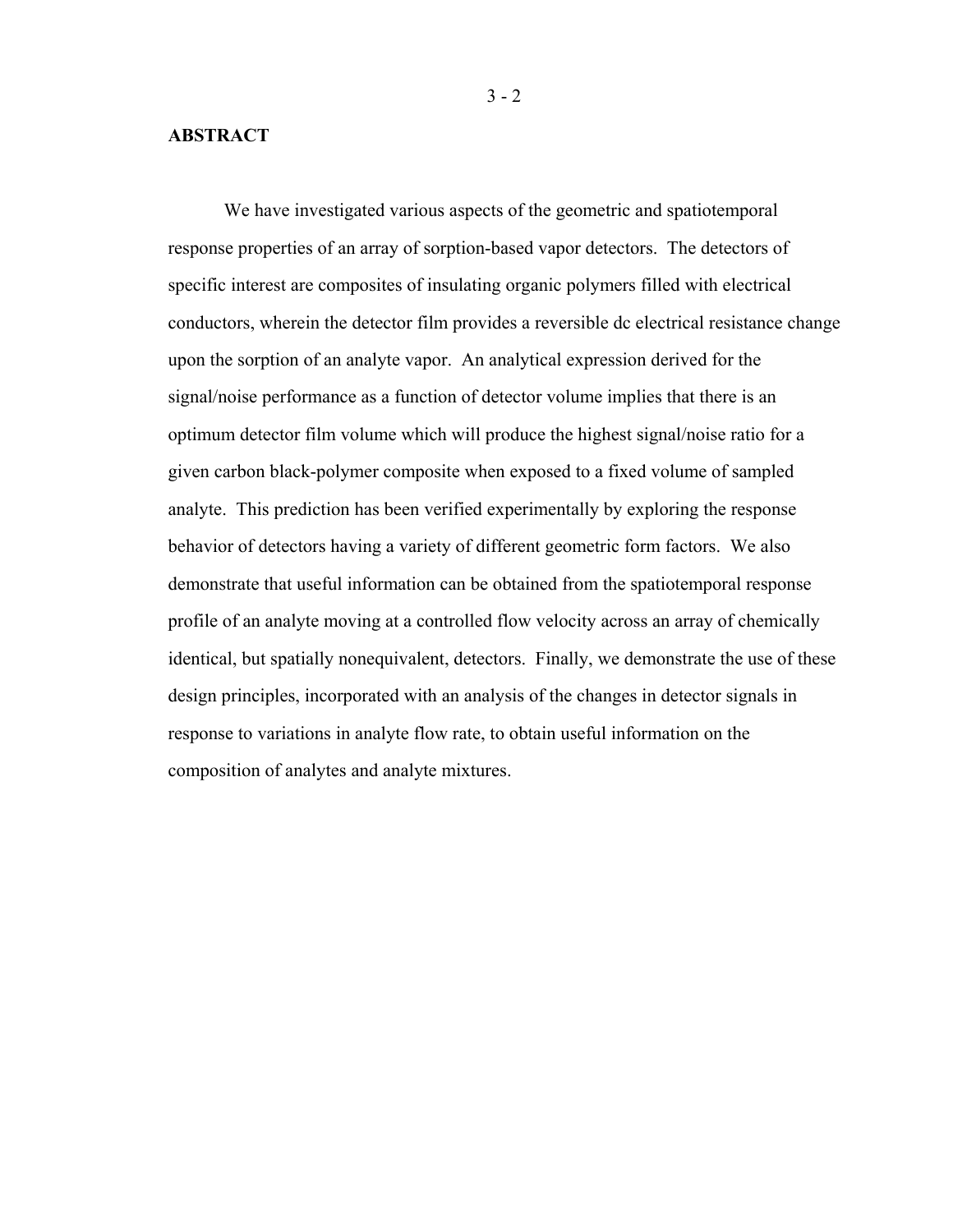## ABSTRACT

We have investigated various aspects of the geometric and spatiotemporal response properties of an array of sorption-based vapor detectors. The detectors of specific interest are composites of insulating organic polymers filled with electrical conductors, wherein the detector film provides a reversible dc electrical resistance change upon the sorption of an analyte vapor. An analytical expression derived for the signal/noise performance as a function of detector volume implies that there is an optimum detector film volume which will produce the highest signal/noise ratio for a given carbon black-polymer composite when exposed to a fixed volume of sampled analyte. This prediction has been verified experimentally by exploring the response behavior of detectors having a variety of different geometric form factors. We also demonstrate that useful information can be obtained from the spatiotemporal response profile of an analyte moving at a controlled flow velocity across an array of chemically identical, but spatially nonequivalent, detectors. Finally, we demonstrate the use of these design principles, incorporated with an analysis of the changes in detector signals in response to variations in analyte flow rate, to obtain useful information on the composition of analytes and analyte mixtures.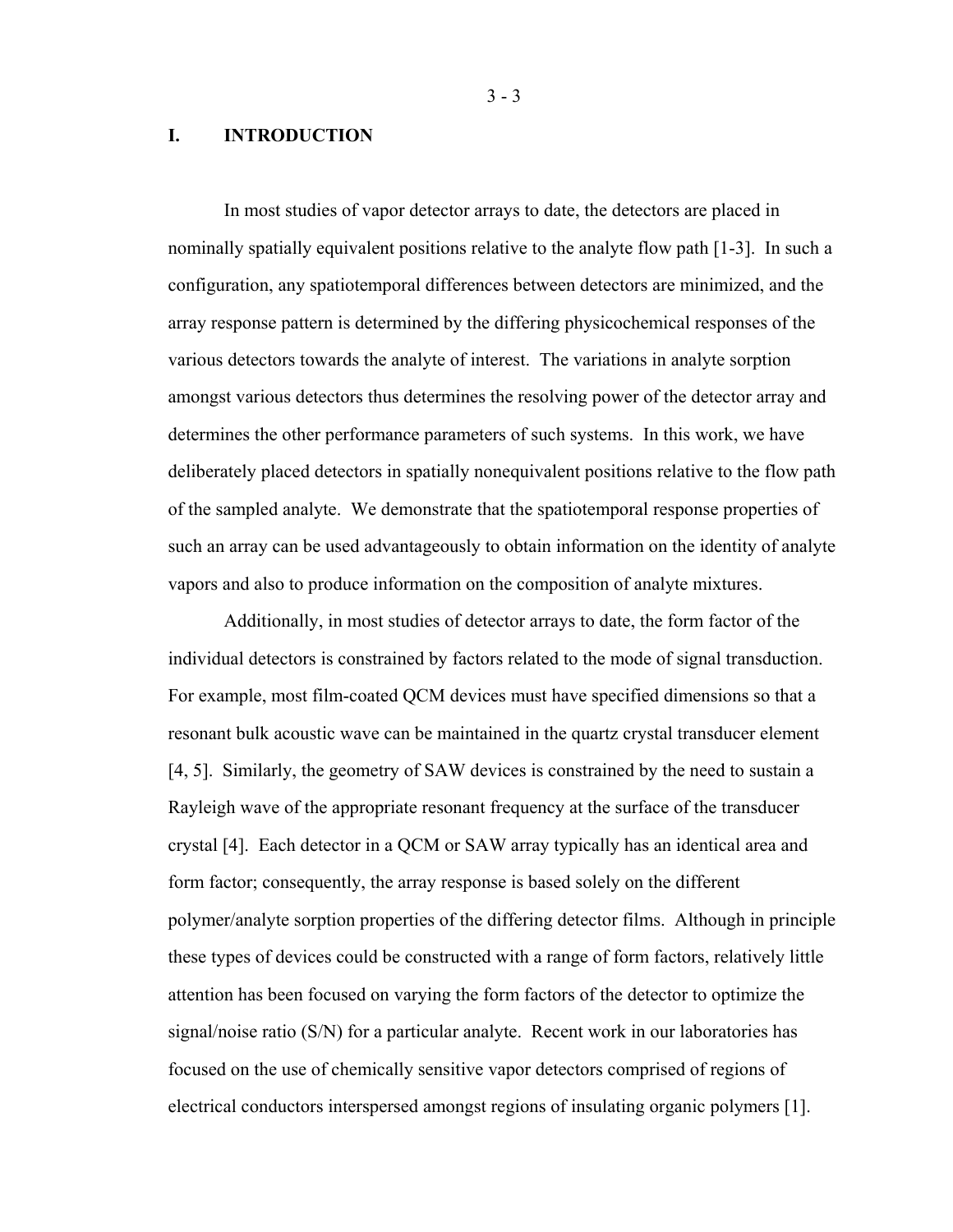## I. INTRODUCTION

In most studies of vapor detector arrays to date, the detectors are placed in nominally spatially equivalent positions relative to the analyte flow path [1-3]. In such a configuration, any spatiotemporal differences between detectors are minimized, and the array response pattern is determined by the differing physicochemical responses of the various detectors towards the analyte of interest. The variations in analyte sorption amongst various detectors thus determines the resolving power of the detector array and determines the other performance parameters of such systems. In this work, we have deliberately placed detectors in spatially nonequivalent positions relative to the flow path of the sampled analyte. We demonstrate that the spatiotemporal response properties of such an array can be used advantageously to obtain information on the identity of analyte vapors and also to produce information on the composition of analyte mixtures.

Additionally, in most studies of detector arrays to date, the form factor of the individual detectors is constrained by factors related to the mode of signal transduction. For example, most film-coated QCM devices must have specified dimensions so that a resonant bulk acoustic wave can be maintained in the quartz crystal transducer element [4, 5]. Similarly, the geometry of SAW devices is constrained by the need to sustain a Rayleigh wave of the appropriate resonant frequency at the surface of the transducer crystal [4]. Each detector in a QCM or SAW array typically has an identical area and form factor; consequently, the array response is based solely on the different polymer/analyte sorption properties of the differing detector films. Although in principle these types of devices could be constructed with a range of form factors, relatively little attention has been focused on varying the form factors of the detector to optimize the signal/noise ratio (S/N) for a particular analyte. Recent work in our laboratories has focused on the use of chemically sensitive vapor detectors comprised of regions of electrical conductors interspersed amongst regions of insulating organic polymers [1].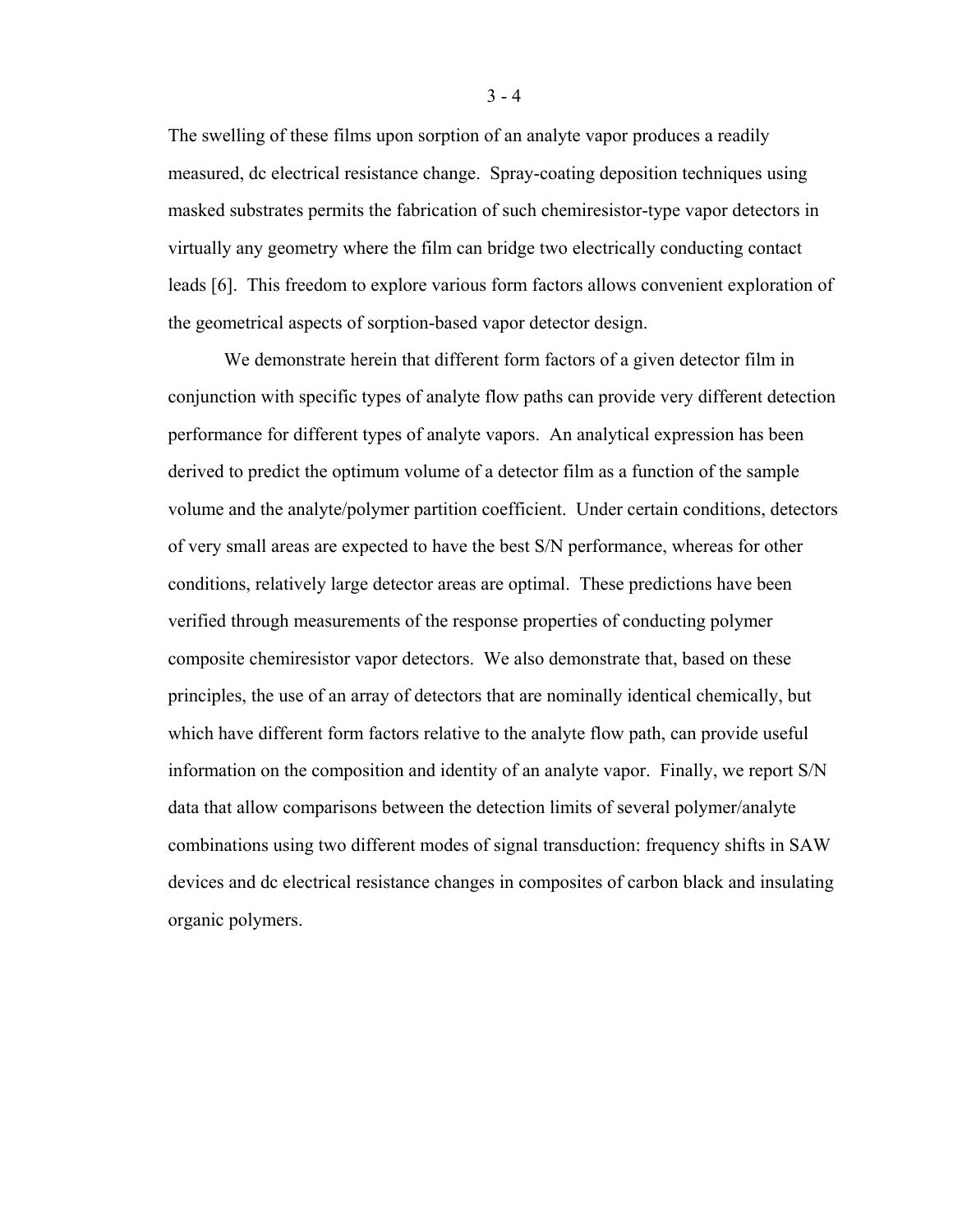The swelling of these films upon sorption of an analyte vapor produces a readily measured, dc electrical resistance change. Spray-coating deposition techniques using masked substrates permits the fabrication of such chemiresistor-type vapor detectors in virtually any geometry where the film can bridge two electrically conducting contact leads [6]. This freedom to explore various form factors allows convenient exploration of the geometrical aspects of sorption-based vapor detector design.

We demonstrate herein that different form factors of a given detector film in conjunction with specific types of analyte flow paths can provide very different detection performance for different types of analyte vapors. An analytical expression has been derived to predict the optimum volume of a detector film as a function of the sample volume and the analyte/polymer partition coefficient. Under certain conditions, detectors of very small areas are expected to have the best S/N performance, whereas for other conditions, relatively large detector areas are optimal. These predictions have been verified through measurements of the response properties of conducting polymer composite chemiresistor vapor detectors. We also demonstrate that, based on these principles, the use of an array of detectors that are nominally identical chemically, but which have different form factors relative to the analyte flow path, can provide useful information on the composition and identity of an analyte vapor. Finally, we report S/N data that allow comparisons between the detection limits of several polymer/analyte combinations using two different modes of signal transduction: frequency shifts in SAW devices and dc electrical resistance changes in composites of carbon black and insulating organic polymers.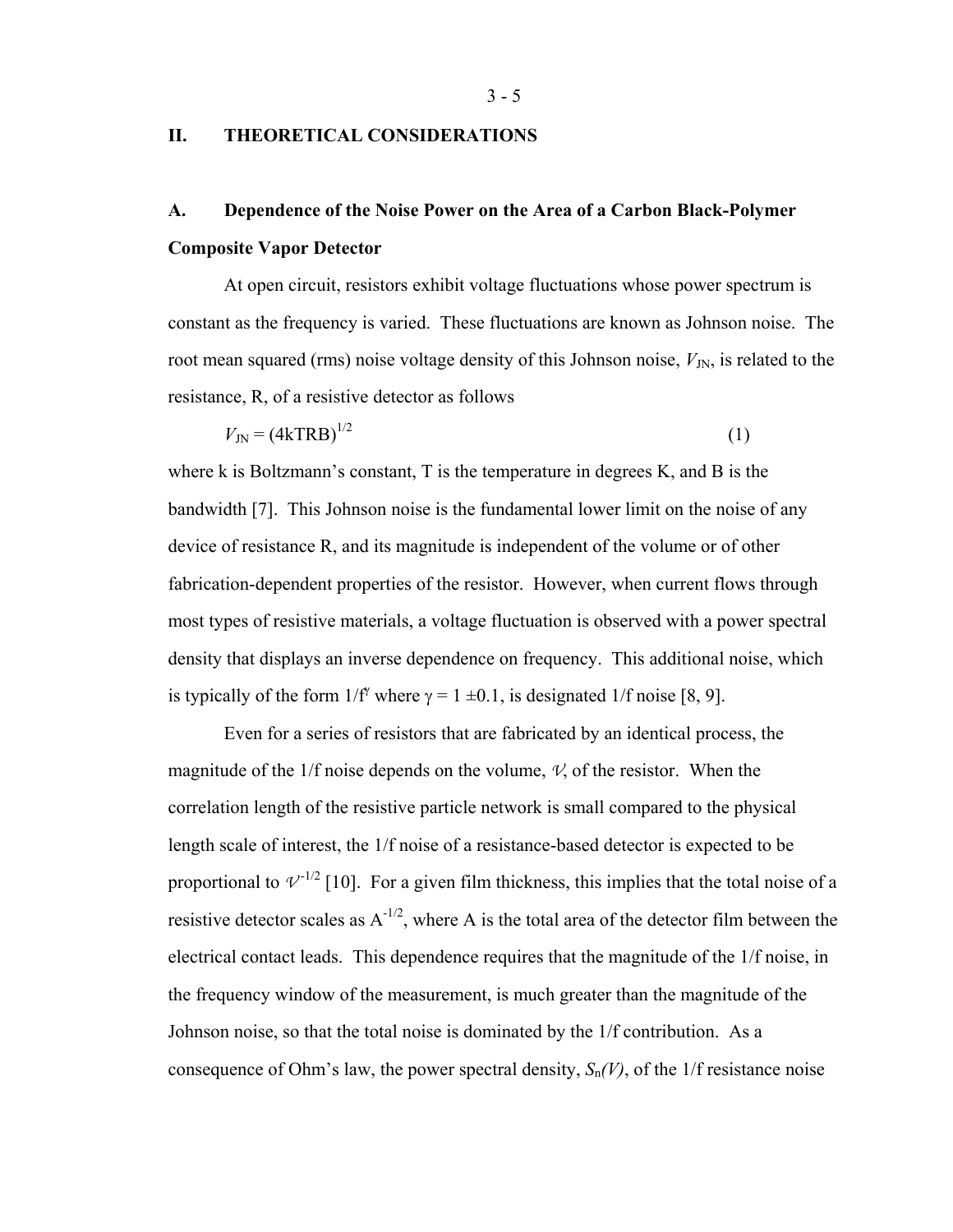## II. THEORETICAL CONSIDERATIONS

### A. Dependence of the Noise Power on the Area of a Carbon Black-Polymer Composite Vapor Detector

At open circuit, resistors exhibit voltage fluctuations whose power spectrum is constant as the frequency is varied. These fluctuations are known as Johnson noise. The root mean squared (rms) noise voltage density of this Johnson noise, $V_{JN}$, is related to the resistance, R, of a resistive detector as follows

$$V_{JN} = (4kTRB)^{1/2} \quad (1)$$

where k is Boltzmann's constant, T is the temperature in degrees K, and B is the bandwidth [7]. This Johnson noise is the fundamental lower limit on the noise of any device of resistance R, and its magnitude is independent of the volume or of other fabrication-dependent properties of the resistor. However, when current flows through most types of resistive materials, a voltage fluctuation is observed with a power spectral density that displays an inverse dependence on frequency. This additional noise, which is typically of the form $1/f^{\gamma}$ where $\gamma = 1 \pm 0.1$, is designated 1/f noise [8, 9].

Even for a series of resistors that are fabricated by an identical process, the magnitude of the 1/f noise depends on the volume, $\mathcal{V}$, of the resistor. When the correlation length of the resistive particle network is small compared to the physical length scale of interest, the 1/f noise of a resistance-based detector is expected to be proportional to $\mathcal{V}^{-1/2}$ [10]. For a given film thickness, this implies that the total noise of a resistive detector scales as $A^{-1/2}$, where A is the total area of the detector film between the electrical contact leads. This dependence requires that the magnitude of the 1/f noise, in the frequency window of the measurement, is much greater than the magnitude of the Johnson noise, so that the total noise is dominated by the 1/f contribution. As a consequence of Ohm's law, the power spectral density, $S_n(V)$, of the 1/f resistance noise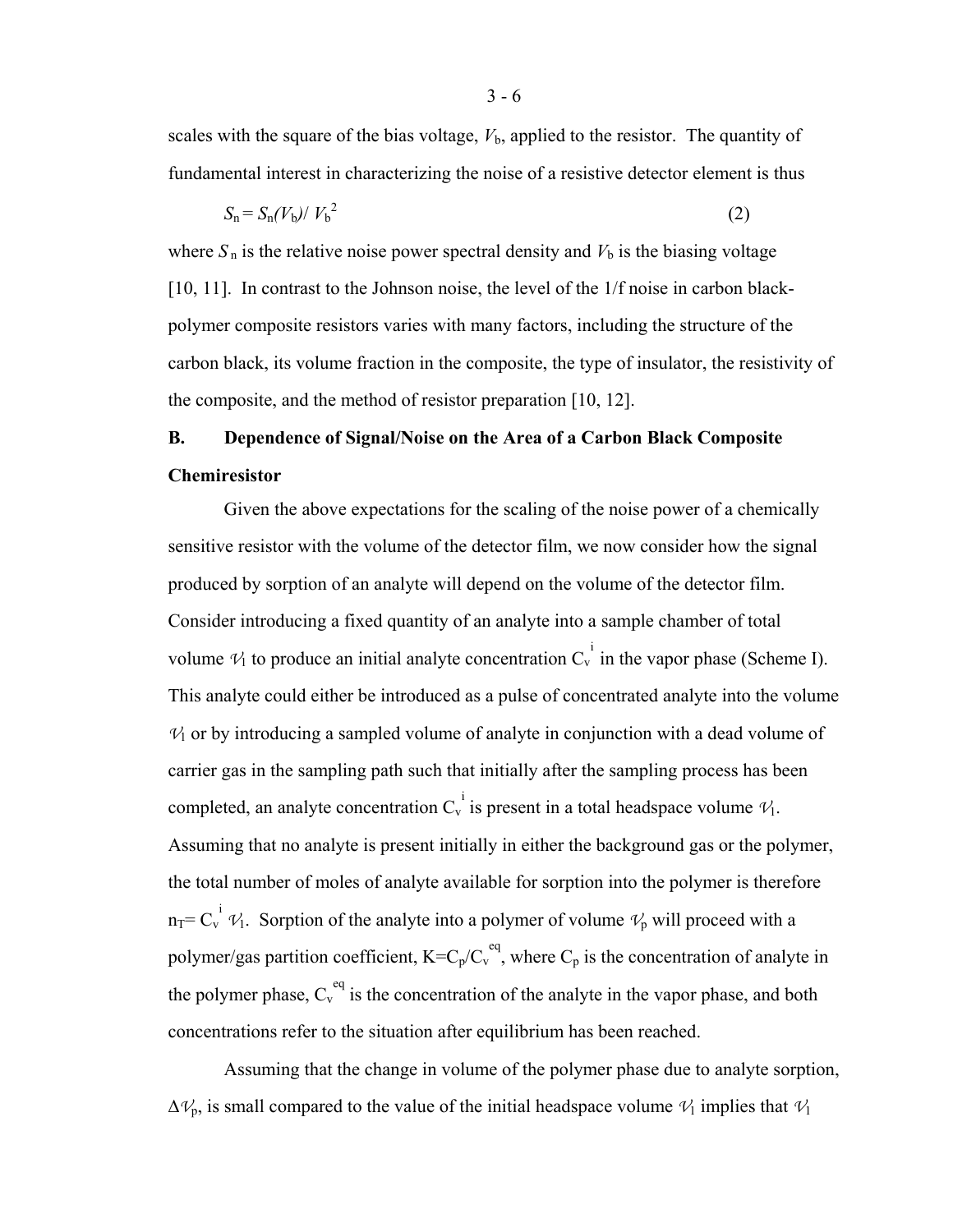scales with the square of the bias voltage, $V_b$, applied to the resistor. The quantity of fundamental interest in characterizing the noise of a resistive detector element is thus

$$S_n = S_n(V_b) / V_b^2 \tag{2}$$

where $S_n$ is the relative noise power spectral density and $V_b$ is the biasing voltage [10, 11]. In contrast to the Johnson noise, the level of the 1/f noise in carbon black-polymer composite resistors varies with many factors, including the structure of the carbon black, its volume fraction in the composite, the type of insulator, the resistivity of the composite, and the method of resistor preparation [10, 12].

**B. Dependence of Signal/Noise on the Area of a Carbon Black Composite Chemiresistor**

Given the above expectations for the scaling of the noise power of a chemically sensitive resistor with the volume of the detector film, we now consider how the signal produced by sorption of an analyte will depend on the volume of the detector film. Consider introducing a fixed quantity of an analyte into a sample chamber of total volume $\mathcal{V}_1$ to produce an initial analyte concentration $C_v^i$ in the vapor phase (Scheme I). This analyte could either be introduced as a pulse of concentrated analyte into the volume $\mathcal{V}_1$ or by introducing a sampled volume of analyte in conjunction with a dead volume of carrier gas in the sampling path such that initially after the sampling process has been completed, an analyte concentration $C_v^i$ is present in a total headspace volume $\mathcal{V}_1$. Assuming that no analyte is present initially in either the background gas or the polymer, the total number of moles of analyte available for sorption into the polymer is therefore $n_T = C_v^i \mathcal{V}_1$. Sorption of the analyte into a polymer of volume $\mathcal{V}_p$ will proceed with a polymer/gas partition coefficient, $K = C_p / C_v^{eq}$, where $C_p$ is the concentration of analyte in the polymer phase, $C_v^{eq}$ is the concentration of the analyte in the vapor phase, and both concentrations refer to the situation after equilibrium has been reached.

Assuming that the change in volume of the polymer phase due to analyte sorption, $\Delta\mathcal{V}_p$, is small compared to the value of the initial headspace volume $\mathcal{V}_1$ implies that $\mathcal{V}_1$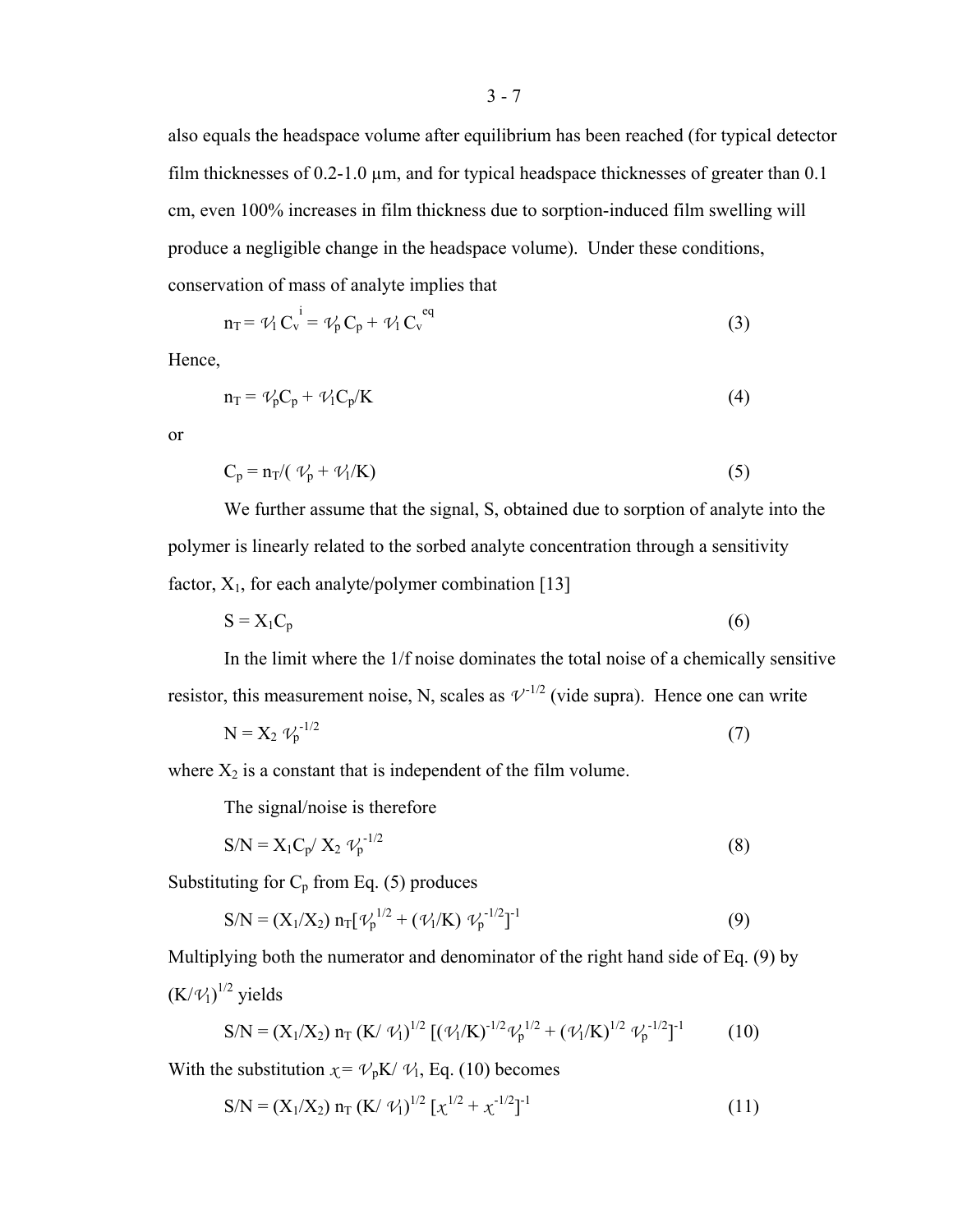also equals the headspace volume after equilibrium has been reached (for typical detector film thicknesses of 0.2-1.0 μm, and for typical headspace thicknesses of greater than 0.1 cm, even 100% increases in film thickness due to sorption-induced film swelling will produce a negligible change in the headspace volume). Under these conditions, conservation of mass of analyte implies that

$$n_T = \mathcal{V}_l C_v^{\,i} = \mathcal{V}_p C_p + \mathcal{V}_l C_v^{\,eq} \tag{3}$$

Hence,

$$n_T = \mathcal{V}_p C_p + \mathcal{V}_l C_p / K \tag{4}$$

or

$$C_p = n_T / (\mathcal{V}_p + \mathcal{V}_l / K) \tag{5}$$

We further assume that the signal, S, obtained due to sorption of analyte into the polymer is linearly related to the sorbed analyte concentration through a sensitivity factor, $X_1$, for each analyte/polymer combination [13]

$$S = X_1 C_p \tag{6}$$

In the limit where the 1/f noise dominates the total noise of a chemically sensitive resistor, this measurement noise, N, scales as $\mathcal{V}^{-1/2}$ (vide supra). Hence one can write

$$N = X_2 \mathcal{V}_p^{-1/2} \tag{7}$$

where $X_2$ is a constant that is independent of the film volume.

The signal/noise is therefore

$$S/N = X_1 C_p / X_2 \mathcal{V}_p^{-1/2} \tag{8}$$

Substituting for $C_p$ from Eq. (5) produces

$$S/N = (X_1/X_2)\, n_T [\mathcal{V}_p^{1/2} + (\mathcal{V}_l/K)\, \mathcal{V}_p^{-1/2}]^{-1} \tag{9}$$

Multiplying both the numerator and denominator of the right hand side of Eq. (9) by $(K/\mathcal{V}_l)^{1/2}$ yields

$$S/N = (X_1/X_2)\, n_T\, (K/\mathcal{V}_l)^{1/2} [(\mathcal{V}_l/K)^{-1/2} \mathcal{V}_p^{1/2} + (\mathcal{V}_l/K)^{1/2} \mathcal{V}_p^{-1/2}]^{-1} \tag{10}$$

With the substitution $\chi = \mathcal{V}_p K / \mathcal{V}_l$, Eq. (10) becomes

$$S/N = (X_1/X_2)\, n_T\, (K/\mathcal{V}_l)^{1/2} [\chi^{1/2} + \chi^{-1/2}]^{-1} \tag{11}$$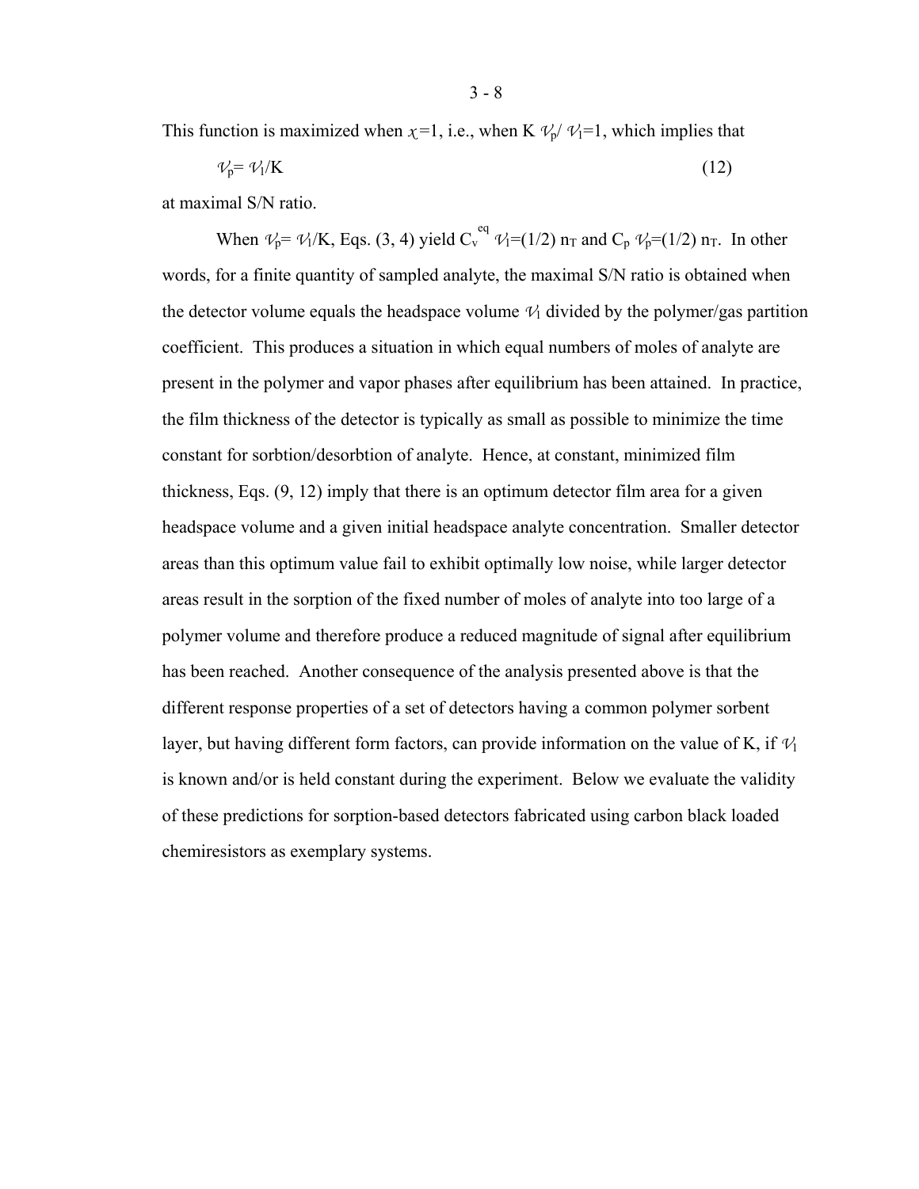This function is maximized when $\chi=1$, i.e., when $K \mathcal{V}_p/\mathcal{V}_l=1$, which implies that

$$\mathcal{V}_p = \mathcal{V}_l/K \tag{12}$$

at maximal S/N ratio.

When $\mathcal{V}_p = \mathcal{V}_l/K$, Eqs. (3, 4) yield $C_v^{eq}\,\mathcal{V}_l=(1/2)\,n_T$ and $C_p\,\mathcal{V}_p=(1/2)\,n_T$. In other words, for a finite quantity of sampled analyte, the maximal S/N ratio is obtained when the detector volume equals the headspace volume $\mathcal{V}_l$ divided by the polymer/gas partition coefficient. This produces a situation in which equal numbers of moles of analyte are present in the polymer and vapor phases after equilibrium has been attained. In practice, the film thickness of the detector is typically as small as possible to minimize the time constant for sorbtion/desorbtion of analyte. Hence, at constant, minimized film thickness, Eqs. (9, 12) imply that there is an optimum detector film area for a given headspace volume and a given initial headspace analyte concentration. Smaller detector areas than this optimum value fail to exhibit optimally low noise, while larger detector areas result in the sorption of the fixed number of moles of analyte into too large of a polymer volume and therefore produce a reduced magnitude of signal after equilibrium has been reached. Another consequence of the analysis presented above is that the different response properties of a set of detectors having a common polymer sorbent layer, but having different form factors, can provide information on the value of K, if $\mathcal{V}_l$ is known and/or is held constant during the experiment. Below we evaluate the validity of these predictions for sorption-based detectors fabricated using carbon black loaded chemiresistors as exemplary systems.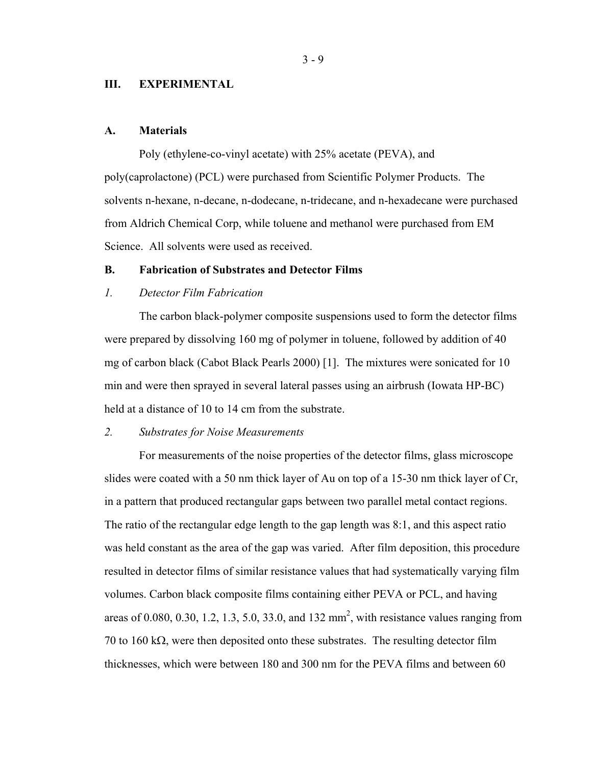## III. EXPERIMENTAL

### A. Materials

Poly (ethylene-co-vinyl acetate) with 25% acetate (PEVA), and poly(caprolactone) (PCL) were purchased from Scientific Polymer Products. The solvents n-hexane, n-decane, n-dodecane, n-tridecane, and n-hexadecane were purchased from Aldrich Chemical Corp, while toluene and methanol were purchased from EM Science. All solvents were used as received.

### B. Fabrication of Substrates and Detector Films

#### *1. Detector Film Fabrication*

The carbon black-polymer composite suspensions used to form the detector films were prepared by dissolving 160 mg of polymer in toluene, followed by addition of 40 mg of carbon black (Cabot Black Pearls 2000) [1]. The mixtures were sonicated for 10 min and were then sprayed in several lateral passes using an airbrush (Iowata HP-BC) held at a distance of 10 to 14 cm from the substrate.

#### *2. Substrates for Noise Measurements*

For measurements of the noise properties of the detector films, glass microscope slides were coated with a 50 nm thick layer of Au on top of a 15-30 nm thick layer of Cr, in a pattern that produced rectangular gaps between two parallel metal contact regions. The ratio of the rectangular edge length to the gap length was 8:1, and this aspect ratio was held constant as the area of the gap was varied. After film deposition, this procedure resulted in detector films of similar resistance values that had systematically varying film volumes. Carbon black composite films containing either PEVA or PCL, and having areas of 0.080, 0.30, 1.2, 1.3, 5.0, 33.0, and 132 $mm^2$, with resistance values ranging from 70 to 160 kΩ, were then deposited onto these substrates. The resulting detector film thicknesses, which were between 180 and 300 nm for the PEVA films and between 60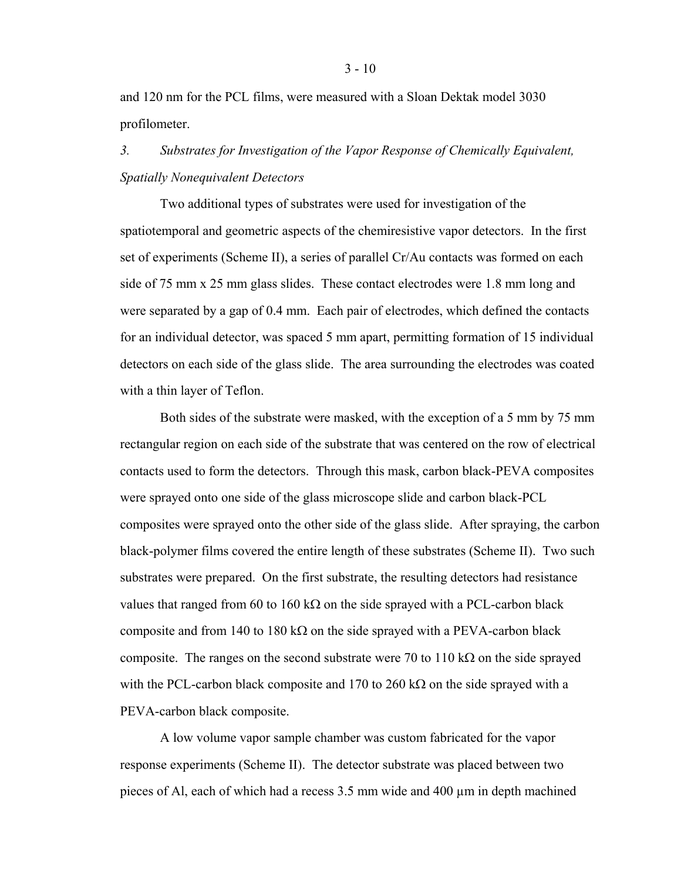and 120 nm for the PCL films, were measured with a Sloan Dektak model 3030 profilometer.

### *3. Substrates for Investigation of the Vapor Response of Chemically Equivalent, Spatially Nonequivalent Detectors*

Two additional types of substrates were used for investigation of the spatiotemporal and geometric aspects of the chemiresistive vapor detectors. In the first set of experiments (Scheme II), a series of parallel Cr/Au contacts was formed on each side of 75 mm x 25 mm glass slides. These contact electrodes were 1.8 mm long and were separated by a gap of 0.4 mm. Each pair of electrodes, which defined the contacts for an individual detector, was spaced 5 mm apart, permitting formation of 15 individual detectors on each side of the glass slide. The area surrounding the electrodes was coated with a thin layer of Teflon.

Both sides of the substrate were masked, with the exception of a 5 mm by 75 mm rectangular region on each side of the substrate that was centered on the row of electrical contacts used to form the detectors. Through this mask, carbon black-PEVA composites were sprayed onto one side of the glass microscope slide and carbon black-PCL composites were sprayed onto the other side of the glass slide. After spraying, the carbon black-polymer films covered the entire length of these substrates (Scheme II). Two such substrates were prepared. On the first substrate, the resulting detectors had resistance values that ranged from 60 to 160 kΩ on the side sprayed with a PCL-carbon black composite and from 140 to 180 kΩ on the side sprayed with a PEVA-carbon black composite. The ranges on the second substrate were 70 to 110 kΩ on the side sprayed with the PCL-carbon black composite and 170 to 260 kΩ on the side sprayed with a PEVA-carbon black composite.

A low volume vapor sample chamber was custom fabricated for the vapor response experiments (Scheme II). The detector substrate was placed between two pieces of Al, each of which had a recess 3.5 mm wide and 400 μm in depth machined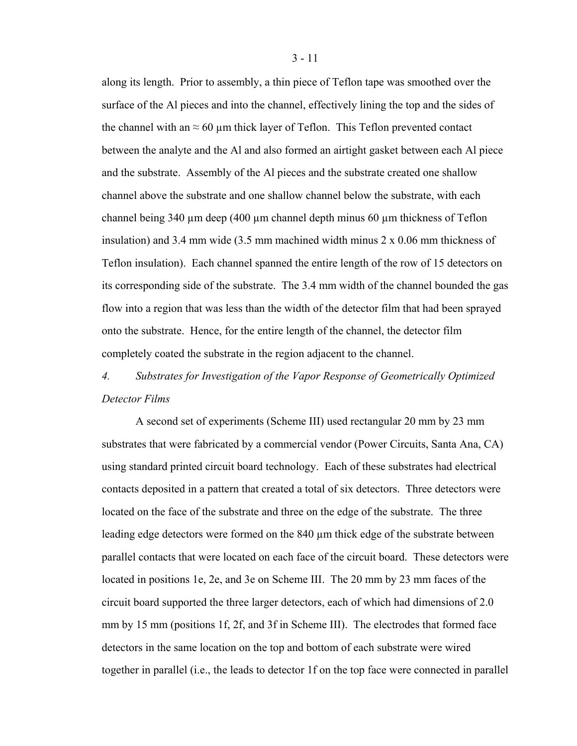along its length. Prior to assembly, a thin piece of Teflon tape was smoothed over the surface of the Al pieces and into the channel, effectively lining the top and the sides of the channel with an ≈ 60 μm thick layer of Teflon. This Teflon prevented contact between the analyte and the Al and also formed an airtight gasket between each Al piece and the substrate. Assembly of the Al pieces and the substrate created one shallow channel above the substrate and one shallow channel below the substrate, with each channel being 340 μm deep (400 μm channel depth minus 60 μm thickness of Teflon insulation) and 3.4 mm wide (3.5 mm machined width minus 2 x 0.06 mm thickness of Teflon insulation). Each channel spanned the entire length of the row of 15 detectors on its corresponding side of the substrate. The 3.4 mm width of the channel bounded the gas flow into a region that was less than the width of the detector film that had been sprayed onto the substrate. Hence, for the entire length of the channel, the detector film completely coated the substrate in the region adjacent to the channel.

*4. Substrates for Investigation of the Vapor Response of Geometrically Optimized Detector Films*

A second set of experiments (Scheme III) used rectangular 20 mm by 23 mm substrates that were fabricated by a commercial vendor (Power Circuits, Santa Ana, CA) using standard printed circuit board technology. Each of these substrates had electrical contacts deposited in a pattern that created a total of six detectors. Three detectors were located on the face of the substrate and three on the edge of the substrate. The three leading edge detectors were formed on the 840 μm thick edge of the substrate between parallel contacts that were located on each face of the circuit board. These detectors were located in positions 1e, 2e, and 3e on Scheme III. The 20 mm by 23 mm faces of the circuit board supported the three larger detectors, each of which had dimensions of 2.0 mm by 15 mm (positions 1f, 2f, and 3f in Scheme III). The electrodes that formed face detectors in the same location on the top and bottom of each substrate were wired together in parallel (i.e., the leads to detector 1f on the top face were connected in parallel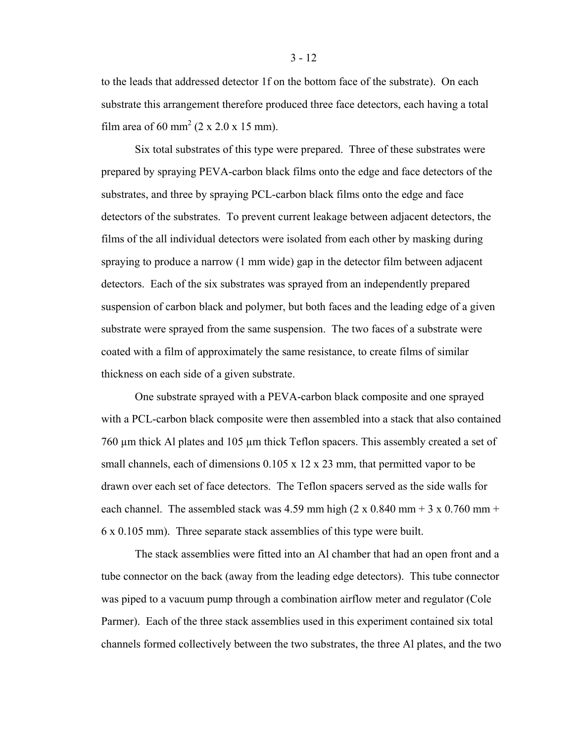to the leads that addressed detector 1f on the bottom face of the substrate). On each substrate this arrangement therefore produced three face detectors, each having a total film area of 60 $mm^2$ (2 x 2.0 x 15 mm).

Six total substrates of this type were prepared. Three of these substrates were prepared by spraying PEVA-carbon black films onto the edge and face detectors of the substrates, and three by spraying PCL-carbon black films onto the edge and face detectors of the substrates. To prevent current leakage between adjacent detectors, the films of the all individual detectors were isolated from each other by masking during spraying to produce a narrow (1 mm wide) gap in the detector film between adjacent detectors. Each of the six substrates was sprayed from an independently prepared suspension of carbon black and polymer, but both faces and the leading edge of a given substrate were sprayed from the same suspension. The two faces of a substrate were coated with a film of approximately the same resistance, to create films of similar thickness on each side of a given substrate.

One substrate sprayed with a PEVA-carbon black composite and one sprayed with a PCL-carbon black composite were then assembled into a stack that also contained 760 µm thick Al plates and 105 µm thick Teflon spacers. This assembly created a set of small channels, each of dimensions 0.105 x 12 x 23 mm, that permitted vapor to be drawn over each set of face detectors. The Teflon spacers served as the side walls for each channel. The assembled stack was 4.59 mm high (2 x 0.840 mm + 3 x 0.760 mm + 6 x 0.105 mm). Three separate stack assemblies of this type were built.

The stack assemblies were fitted into an Al chamber that had an open front and a tube connector on the back (away from the leading edge detectors). This tube connector was piped to a vacuum pump through a combination airflow meter and regulator (Cole Parmer). Each of the three stack assemblies used in this experiment contained six total channels formed collectively between the two substrates, the three Al plates, and the two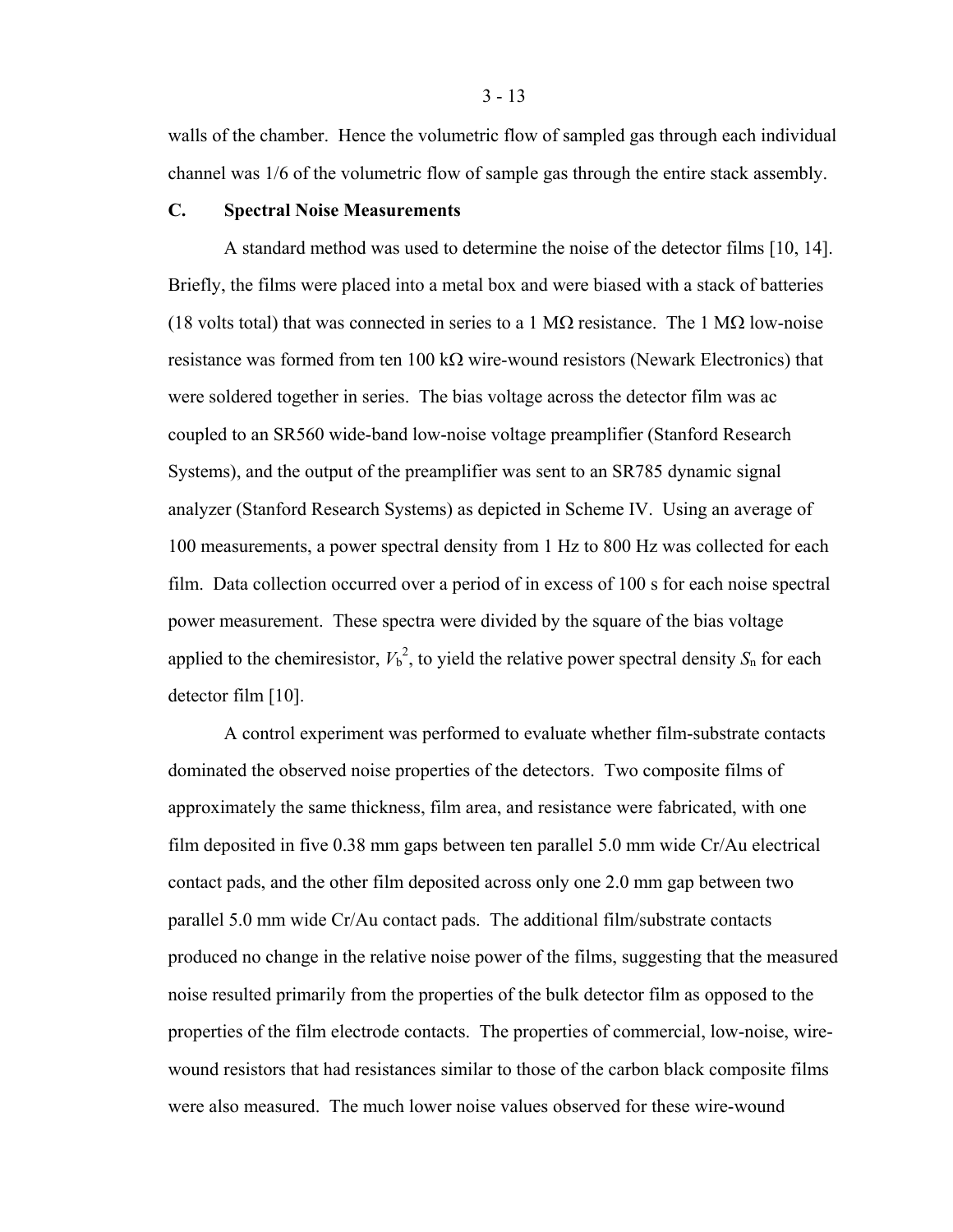walls of the chamber. Hence the volumetric flow of sampled gas through each individual channel was 1/6 of the volumetric flow of sample gas through the entire stack assembly.

### C. Spectral Noise Measurements

A standard method was used to determine the noise of the detector films [10, 14]. Briefly, the films were placed into a metal box and were biased with a stack of batteries (18 volts total) that was connected in series to a 1 MΩ resistance. The 1 MΩ low-noise resistance was formed from ten 100 kΩ wire-wound resistors (Newark Electronics) that were soldered together in series. The bias voltage across the detector film was ac coupled to an SR560 wide-band low-noise voltage preamplifier (Stanford Research Systems), and the output of the preamplifier was sent to an SR785 dynamic signal analyzer (Stanford Research Systems) as depicted in Scheme IV. Using an average of 100 measurements, a power spectral density from 1 Hz to 800 Hz was collected for each film. Data collection occurred over a period of in excess of 100 s for each noise spectral power measurement. These spectra were divided by the square of the bias voltage applied to the chemiresistor, $V_b^2$, to yield the relative power spectral density $S_n$ for each detector film [10].

A control experiment was performed to evaluate whether film-substrate contacts dominated the observed noise properties of the detectors. Two composite films of approximately the same thickness, film area, and resistance were fabricated, with one film deposited in five 0.38 mm gaps between ten parallel 5.0 mm wide Cr/Au electrical contact pads, and the other film deposited across only one 2.0 mm gap between two parallel 5.0 mm wide Cr/Au contact pads. The additional film/substrate contacts produced no change in the relative noise power of the films, suggesting that the measured noise resulted primarily from the properties of the bulk detector film as opposed to the properties of the film electrode contacts. The properties of commercial, low-noise, wire-wound resistors that had resistances similar to those of the carbon black composite films were also measured. The much lower noise values observed for these wire-wound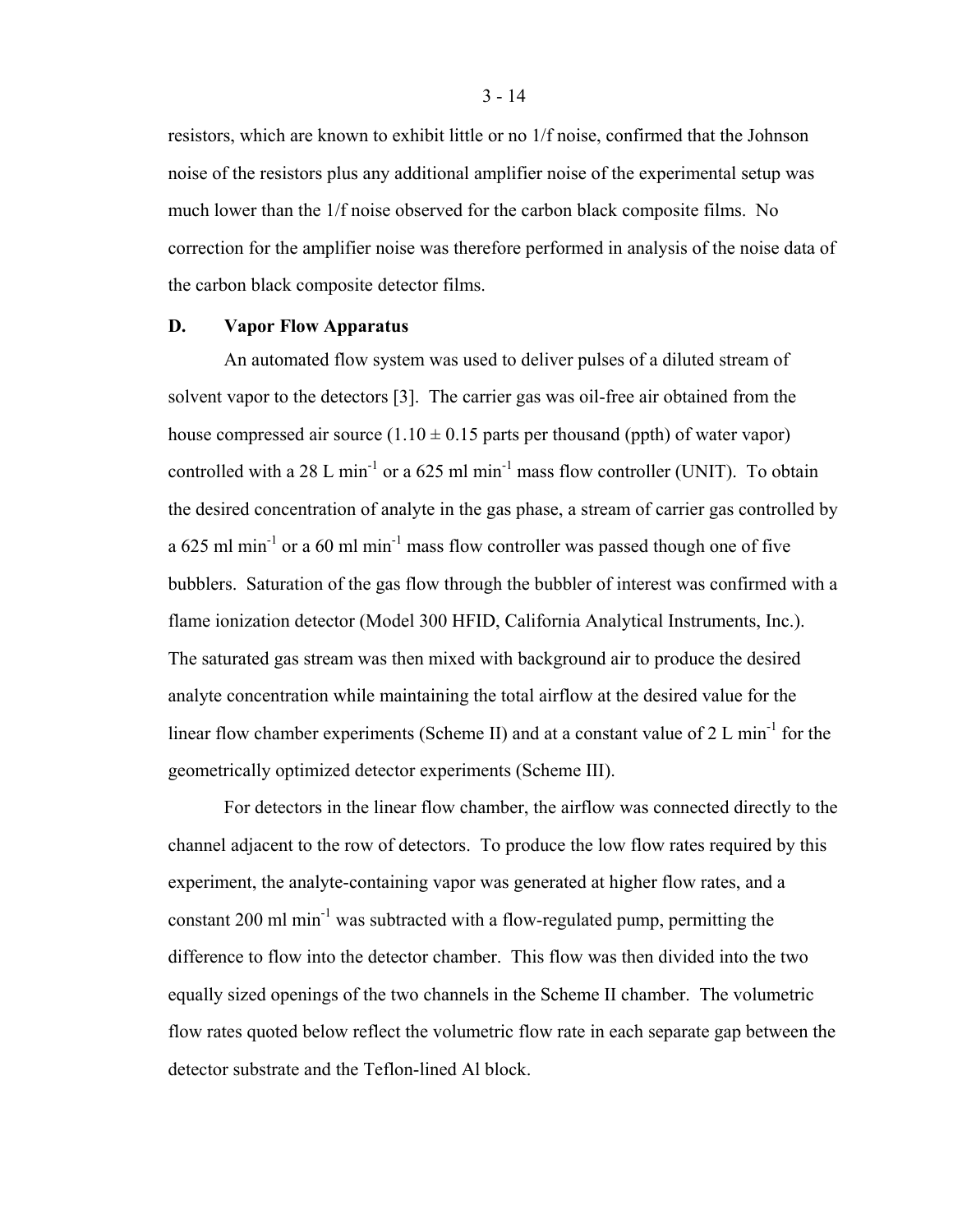resistors, which are known to exhibit little or no 1/f noise, confirmed that the Johnson noise of the resistors plus any additional amplifier noise of the experimental setup was much lower than the 1/f noise observed for the carbon black composite films. No correction for the amplifier noise was therefore performed in analysis of the noise data of the carbon black composite detector films.

### D. Vapor Flow Apparatus

An automated flow system was used to deliver pulses of a diluted stream of solvent vapor to the detectors [3]. The carrier gas was oil-free air obtained from the house compressed air source ($1.10 \pm 0.15$ parts per thousand (ppth) of water vapor) controlled with a 28 L min$^{-1}$ or a 625 ml min$^{-1}$ mass flow controller (UNIT). To obtain the desired concentration of analyte in the gas phase, a stream of carrier gas controlled by a 625 ml min$^{-1}$ or a 60 ml min$^{-1}$ mass flow controller was passed though one of five bubblers. Saturation of the gas flow through the bubbler of interest was confirmed with a flame ionization detector (Model 300 HFID, California Analytical Instruments, Inc.). The saturated gas stream was then mixed with background air to produce the desired analyte concentration while maintaining the total airflow at the desired value for the linear flow chamber experiments (Scheme II) and at a constant value of 2 L min$^{-1}$ for the geometrically optimized detector experiments (Scheme III).

For detectors in the linear flow chamber, the airflow was connected directly to the channel adjacent to the row of detectors. To produce the low flow rates required by this experiment, the analyte-containing vapor was generated at higher flow rates, and a constant 200 ml min$^{-1}$ was subtracted with a flow-regulated pump, permitting the difference to flow into the detector chamber. This flow was then divided into the two equally sized openings of the two channels in the Scheme II chamber. The volumetric flow rates quoted below reflect the volumetric flow rate in each separate gap between the detector substrate and the Teflon-lined Al block.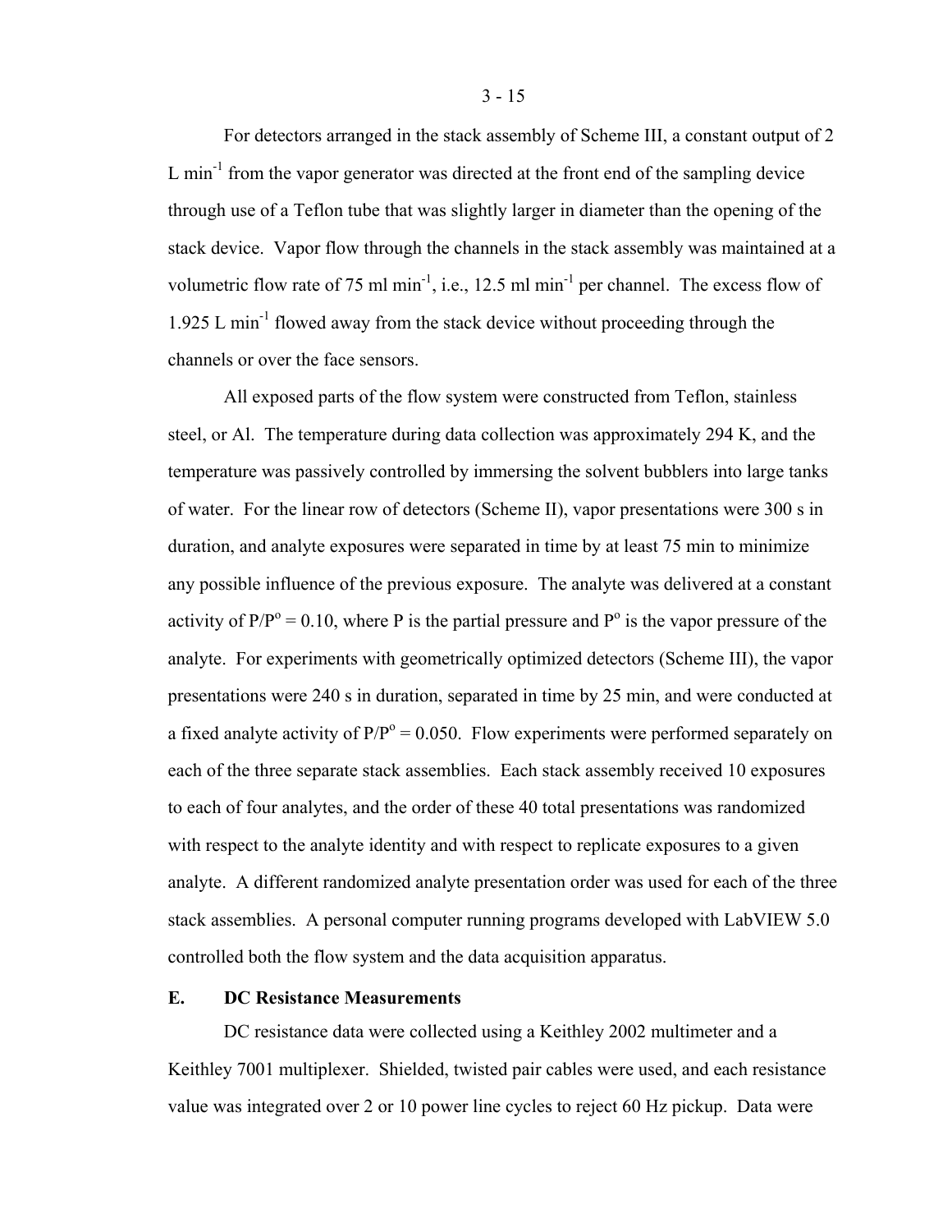For detectors arranged in the stack assembly of Scheme III, a constant output of 2 L $min^{-1}$ from the vapor generator was directed at the front end of the sampling device through use of a Teflon tube that was slightly larger in diameter than the opening of the stack device. Vapor flow through the channels in the stack assembly was maintained at a volumetric flow rate of 75 ml $min^{-1}$, i.e., 12.5 ml $min^{-1}$ per channel. The excess flow of 1.925 L $min^{-1}$ flowed away from the stack device without proceeding through the channels or over the face sensors.

All exposed parts of the flow system were constructed from Teflon, stainless steel, or Al. The temperature during data collection was approximately 294 K, and the temperature was passively controlled by immersing the solvent bubblers into large tanks of water. For the linear row of detectors (Scheme II), vapor presentations were 300 s in duration, and analyte exposures were separated in time by at least 75 min to minimize any possible influence of the previous exposure. The analyte was delivered at a constant activity of $P/P^{o} = 0.10$, where P is the partial pressure and $P^{o}$ is the vapor pressure of the analyte. For experiments with geometrically optimized detectors (Scheme III), the vapor presentations were 240 s in duration, separated in time by 25 min, and were conducted at a fixed analyte activity of $P/P^{o} = 0.050$. Flow experiments were performed separately on each of the three separate stack assemblies. Each stack assembly received 10 exposures to each of four analytes, and the order of these 40 total presentations was randomized with respect to the analyte identity and with respect to replicate exposures to a given analyte. A different randomized analyte presentation order was used for each of the three stack assemblies. A personal computer running programs developed with LabVIEW 5.0 controlled both the flow system and the data acquisition apparatus.

### E. DC Resistance Measurements

DC resistance data were collected using a Keithley 2002 multimeter and a Keithley 7001 multiplexer. Shielded, twisted pair cables were used, and each resistance value was integrated over 2 or 10 power line cycles to reject 60 Hz pickup. Data were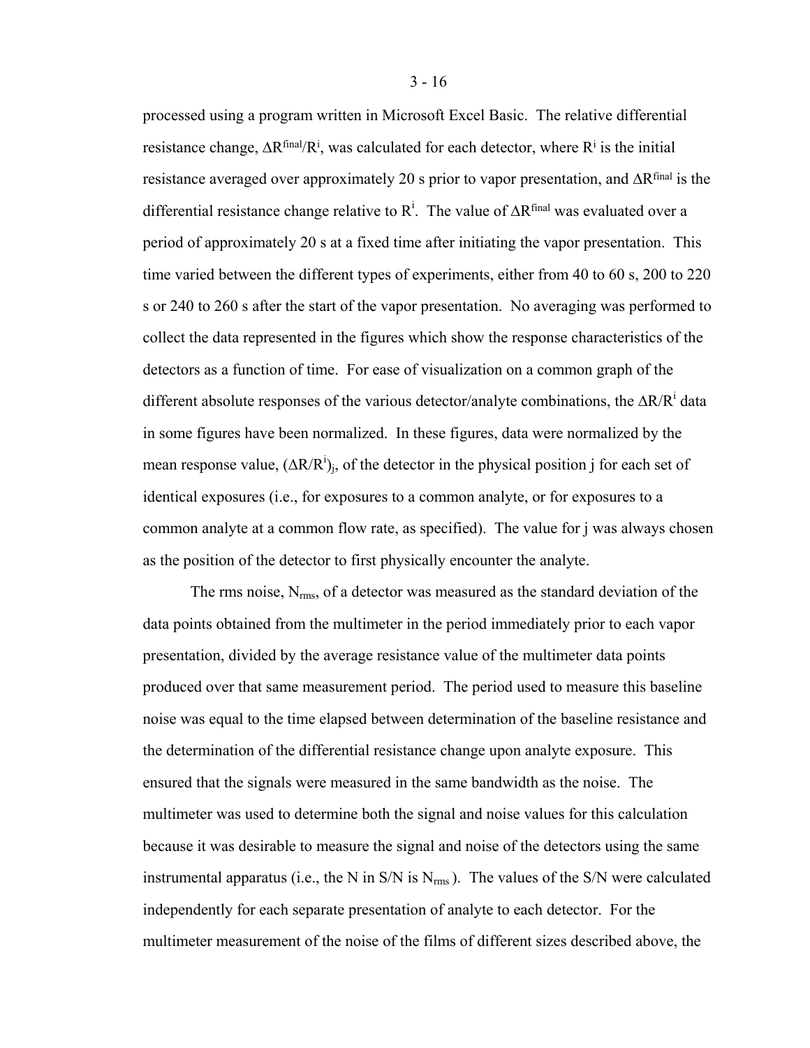processed using a program written in Microsoft Excel Basic. The relative differential resistance change, $\Delta R^{final}/R^{i}$, was calculated for each detector, where $R^{i}$ is the initial resistance averaged over approximately 20 s prior to vapor presentation, and $\Delta R^{final}$ is the differential resistance change relative to $R^{i}$. The value of $\Delta R^{final}$ was evaluated over a period of approximately 20 s at a fixed time after initiating the vapor presentation. This time varied between the different types of experiments, either from 40 to 60 s, 200 to 220 s or 240 to 260 s after the start of the vapor presentation. No averaging was performed to collect the data represented in the figures which show the response characteristics of the detectors as a function of time. For ease of visualization on a common graph of the different absolute responses of the various detector/analyte combinations, the $\Delta R/R^{i}$ data in some figures have been normalized. In these figures, data were normalized by the mean response value, $(\Delta R/R^{i})_{j}$, of the detector in the physical position j for each set of identical exposures (i.e., for exposures to a common analyte, or for exposures to a common analyte at a common flow rate, as specified). The value for j was always chosen as the position of the detector to first physically encounter the analyte.

The rms noise, $N_{rms}$, of a detector was measured as the standard deviation of the data points obtained from the multimeter in the period immediately prior to each vapor presentation, divided by the average resistance value of the multimeter data points produced over that same measurement period. The period used to measure this baseline noise was equal to the time elapsed between determination of the baseline resistance and the determination of the differential resistance change upon analyte exposure. This ensured that the signals were measured in the same bandwidth as the noise. The multimeter was used to determine both the signal and noise values for this calculation because it was desirable to measure the signal and noise of the detectors using the same instrumental apparatus (i.e., the N in S/N is $N_{rms}$). The values of the S/N were calculated independently for each separate presentation of analyte to each detector. For the multimeter measurement of the noise of the films of different sizes described above, the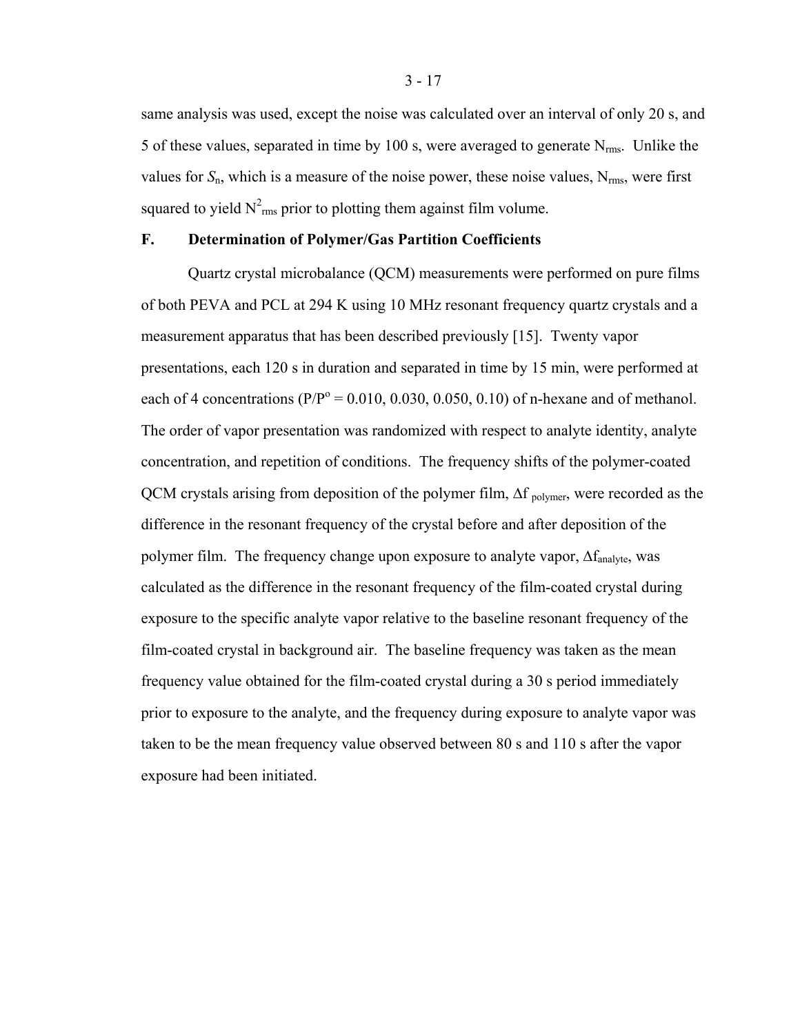same analysis was used, except the noise was calculated over an interval of only 20 s, and 5 of these values, separated in time by 100 s, were averaged to generate $N_{rms}$. Unlike the values for $S_n$, which is a measure of the noise power, these noise values, $N_{rms}$, were first squared to yield $N^2_{rms}$ prior to plotting them against film volume.

### F. Determination of Polymer/Gas Partition Coefficients

Quartz crystal microbalance (QCM) measurements were performed on pure films of both PEVA and PCL at 294 K using 10 MHz resonant frequency quartz crystals and a measurement apparatus that has been described previously [15]. Twenty vapor presentations, each 120 s in duration and separated in time by 15 min, were performed at each of 4 concentrations ($P/P^o$ = 0.010, 0.030, 0.050, 0.10) of n-hexane and of methanol. The order of vapor presentation was randomized with respect to analyte identity, analyte concentration, and repetition of conditions. The frequency shifts of the polymer-coated QCM crystals arising from deposition of the polymer film, $\Delta f_{polymer}$, were recorded as the difference in the resonant frequency of the crystal before and after deposition of the polymer film. The frequency change upon exposure to analyte vapor, $\Delta f_{analyte}$, was calculated as the difference in the resonant frequency of the film-coated crystal during exposure to the specific analyte vapor relative to the baseline resonant frequency of the film-coated crystal in background air. The baseline frequency was taken as the mean frequency value obtained for the film-coated crystal during a 30 s period immediately prior to exposure to the analyte, and the frequency during exposure to analyte vapor was taken to be the mean frequency value observed between 80 s and 110 s after the vapor exposure had been initiated.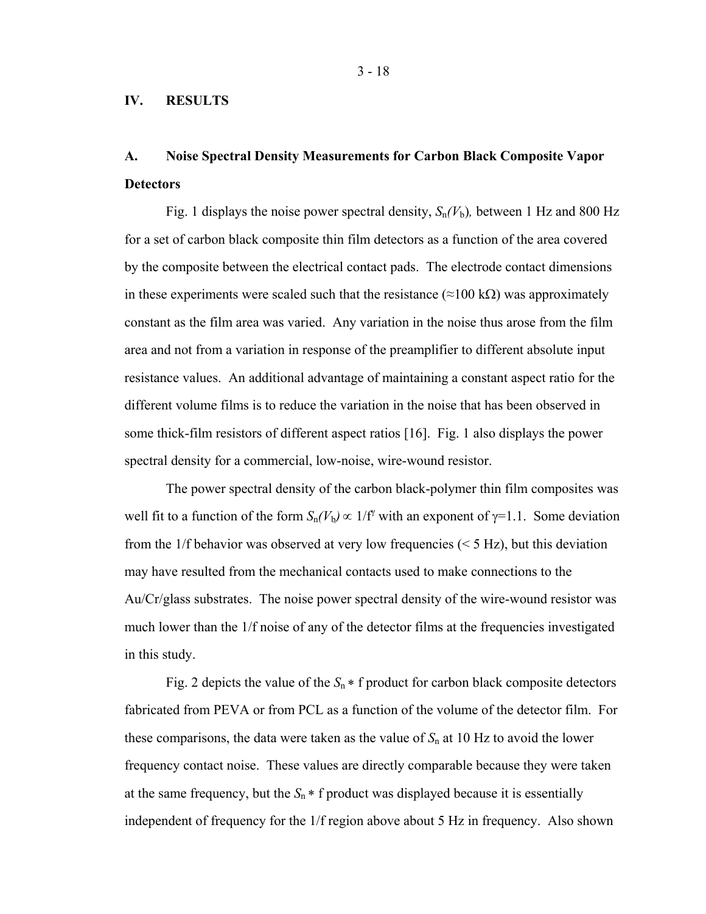## IV. RESULTS

### A. Noise Spectral Density Measurements for Carbon Black Composite Vapor Detectors

Fig. 1 displays the noise power spectral density, $S_n(V_b)$, between 1 Hz and 800 Hz for a set of carbon black composite thin film detectors as a function of the area covered by the composite between the electrical contact pads. The electrode contact dimensions in these experiments were scaled such that the resistance (≈100 kΩ) was approximately constant as the film area was varied. Any variation in the noise thus arose from the film area and not from a variation in response of the preamplifier to different absolute input resistance values. An additional advantage of maintaining a constant aspect ratio for the different volume films is to reduce the variation in the noise that has been observed in some thick-film resistors of different aspect ratios [16]. Fig. 1 also displays the power spectral density for a commercial, low-noise, wire-wound resistor.

The power spectral density of the carbon black-polymer thin film composites was well fit to a function of the form $S_n(V_b) \propto 1/f^{\gamma}$ with an exponent of $\gamma$=1.1. Some deviation from the 1/f behavior was observed at very low frequencies (< 5 Hz), but this deviation may have resulted from the mechanical contacts used to make connections to the Au/Cr/glass substrates. The noise power spectral density of the wire-wound resistor was much lower than the 1/f noise of any of the detector films at the frequencies investigated in this study.

Fig. 2 depicts the value of the $S_n * f$ product for carbon black composite detectors fabricated from PEVA or from PCL as a function of the volume of the detector film. For these comparisons, the data were taken as the value of $S_n$ at 10 Hz to avoid the lower frequency contact noise. These values are directly comparable because they were taken at the same frequency, but the $S_n * f$ product was displayed because it is essentially independent of frequency for the 1/f region above about 5 Hz in frequency. Also shown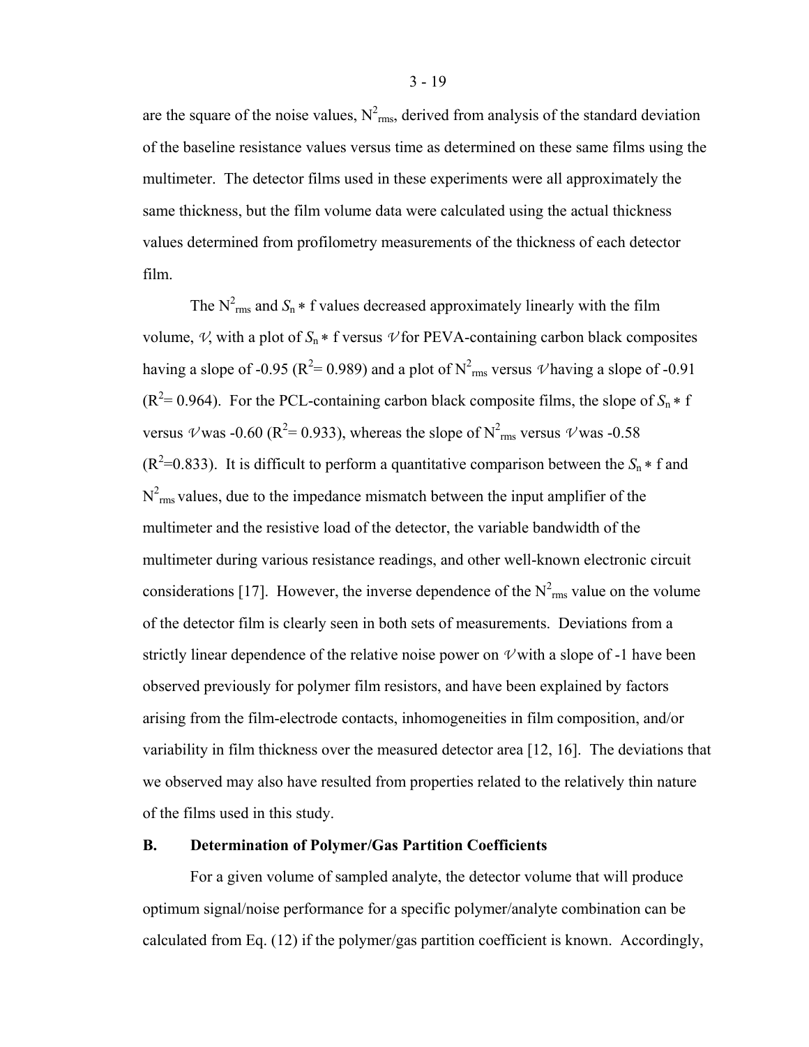are the square of the noise values, $N^2_{rms}$, derived from analysis of the standard deviation of the baseline resistance values versus time as determined on these same films using the multimeter. The detector films used in these experiments were all approximately the same thickness, but the film volume data were calculated using the actual thickness values determined from profilometry measurements of the thickness of each detector film.

The $N^2_{rms}$ and $S_n * f$ values decreased approximately linearly with the film volume, $\mathcal{V}$, with a plot of $S_n * f$ versus $\mathcal{V}$ for PEVA-containing carbon black composites having a slope of -0.95 ($R^2$= 0.989) and a plot of $N^2_{rms}$ versus $\mathcal{V}$ having a slope of -0.91 ($R^2$= 0.964). For the PCL-containing carbon black composite films, the slope of $S_n * f$ versus $\mathcal{V}$ was -0.60 ($R^2$= 0.933), whereas the slope of $N^2_{rms}$ versus $\mathcal{V}$ was -0.58 ($R^2$=0.833). It is difficult to perform a quantitative comparison between the $S_n * f$ and $N^2_{rms}$ values, due to the impedance mismatch between the input amplifier of the multimeter and the resistive load of the detector, the variable bandwidth of the multimeter during various resistance readings, and other well-known electronic circuit considerations [17]. However, the inverse dependence of the $N^2_{rms}$ value on the volume of the detector film is clearly seen in both sets of measurements. Deviations from a strictly linear dependence of the relative noise power on $\mathcal{V}$ with a slope of -1 have been observed previously for polymer film resistors, and have been explained by factors arising from the film-electrode contacts, inhomogeneities in film composition, and/or variability in film thickness over the measured detector area [12, 16]. The deviations that we observed may also have resulted from properties related to the relatively thin nature of the films used in this study.

### B. Determination of Polymer/Gas Partition Coefficients

For a given volume of sampled analyte, the detector volume that will produce optimum signal/noise performance for a specific polymer/analyte combination can be calculated from Eq. (12) if the polymer/gas partition coefficient is known. Accordingly,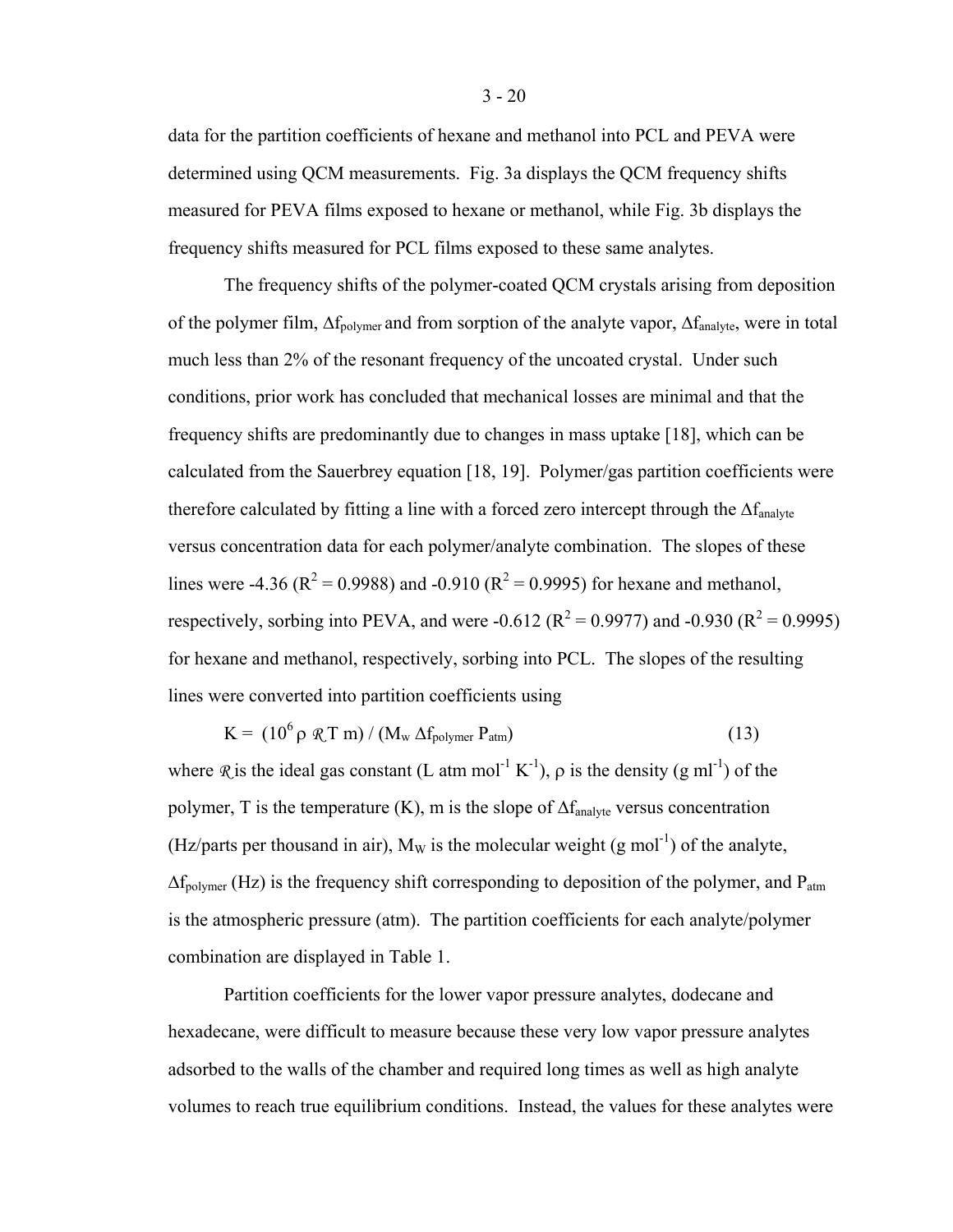data for the partition coefficients of hexane and methanol into PCL and PEVA were determined using QCM measurements. Fig. 3a displays the QCM frequency shifts measured for PEVA films exposed to hexane or methanol, while Fig. 3b displays the frequency shifts measured for PCL films exposed to these same analytes.

The frequency shifts of the polymer-coated QCM crystals arising from deposition of the polymer film, $\Delta f_{polymer}$ and from sorption of the analyte vapor, $\Delta f_{analyte}$, were in total much less than 2% of the resonant frequency of the uncoated crystal. Under such conditions, prior work has concluded that mechanical losses are minimal and that the frequency shifts are predominantly due to changes in mass uptake [18], which can be calculated from the Sauerbrey equation [18, 19]. Polymer/gas partition coefficients were therefore calculated by fitting a line with a forced zero intercept through the $\Delta f_{analyte}$ versus concentration data for each polymer/analyte combination. The slopes of these lines were -4.36 ($R^2 = 0.9988$) and -0.910 ($R^2 = 0.9995$) for hexane and methanol, respectively, sorbing into PEVA, and were -0.612 ($R^2 = 0.9977$) and -0.930 ($R^2 = 0.9995$) for hexane and methanol, respectively, sorbing into PCL. The slopes of the resulting lines were converted into partition coefficients using

$$K = (10^6 \rho \mathcal{R} T m) / (M_w \Delta f_{polymer} P_{atm}) \tag{13}$$

where $\mathcal{R}$ is the ideal gas constant (L atm mol$^{-1}$ K$^{-1}$), $\rho$ is the density (g ml$^{-1}$) of the polymer, T is the temperature (K), m is the slope of $\Delta f_{analyte}$ versus concentration (Hz/parts per thousand in air), $M_W$ is the molecular weight (g mol$^{-1}$) of the analyte, $\Delta f_{polymer}$ (Hz) is the frequency shift corresponding to deposition of the polymer, and $P_{atm}$ is the atmospheric pressure (atm). The partition coefficients for each analyte/polymer combination are displayed in Table 1.

Partition coefficients for the lower vapor pressure analytes, dodecane and hexadecane, were difficult to measure because these very low vapor pressure analytes adsorbed to the walls of the chamber and required long times as well as high analyte volumes to reach true equilibrium conditions. Instead, the values for these analytes were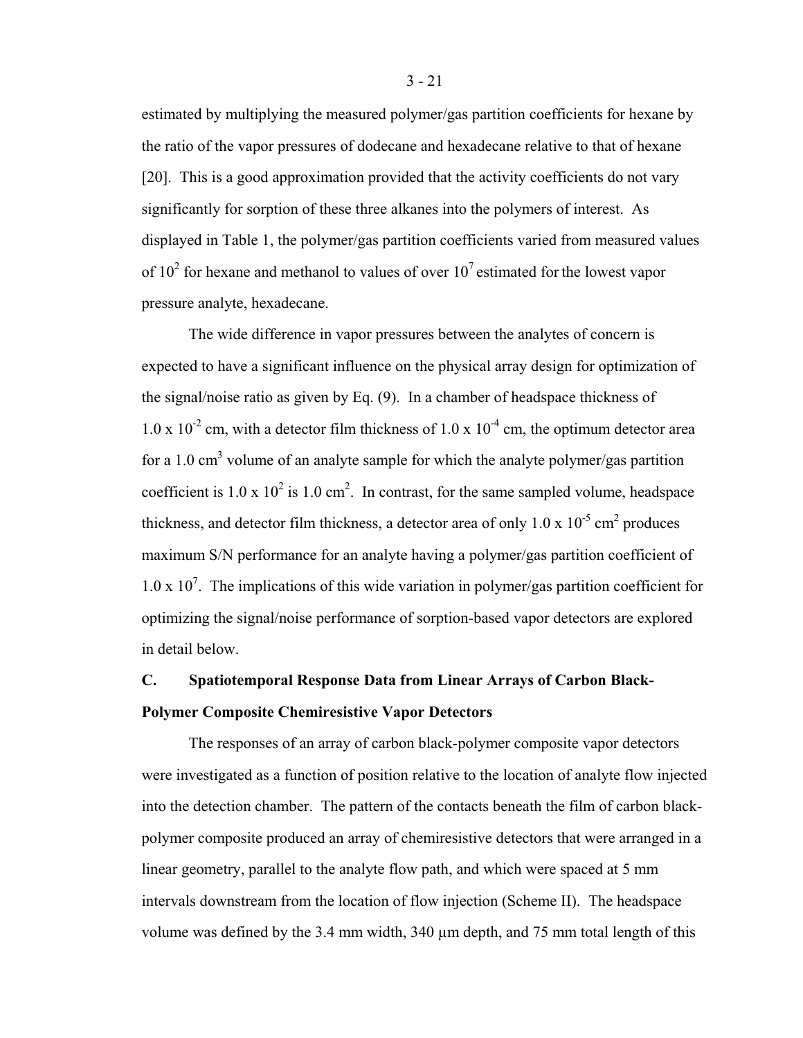estimated by multiplying the measured polymer/gas partition coefficients for hexane by the ratio of the vapor pressures of dodecane and hexadecane relative to that of hexane [20]. This is a good approximation provided that the activity coefficients do not vary significantly for sorption of these three alkanes into the polymers of interest. As displayed in Table 1, the polymer/gas partition coefficients varied from measured values of $10^2$ for hexane and methanol to values of over $10^7$ estimated for the lowest vapor pressure analyte, hexadecane.

The wide difference in vapor pressures between the analytes of concern is expected to have a significant influence on the physical array design for optimization of the signal/noise ratio as given by Eq. (9). In a chamber of headspace thickness of $1.0 \times 10^{-2}$ cm, with a detector film thickness of $1.0 \times 10^{-4}$ cm, the optimum detector area for a 1.0 $cm^3$ volume of an analyte sample for which the analyte polymer/gas partition coefficient is $1.0 \times 10^2$ is 1.0 $cm^2$. In contrast, for the same sampled volume, headspace thickness, and detector film thickness, a detector area of only $1.0 \times 10^{-5}$ $cm^2$ produces maximum S/N performance for an analyte having a polymer/gas partition coefficient of $1.0 \times 10^7$. The implications of this wide variation in polymer/gas partition coefficient for optimizing the signal/noise performance of sorption-based vapor detectors are explored in detail below.

## C. Spatiotemporal Response Data from Linear Arrays of Carbon Black-Polymer Composite Chemiresistive Vapor Detectors

The responses of an array of carbon black-polymer composite vapor detectors were investigated as a function of position relative to the location of analyte flow injected into the detection chamber. The pattern of the contacts beneath the film of carbon black-polymer composite produced an array of chemiresistive detectors that were arranged in a linear geometry, parallel to the analyte flow path, and which were spaced at 5 mm intervals downstream from the location of flow injection (Scheme II). The headspace volume was defined by the 3.4 mm width, 340 μm depth, and 75 mm total length of this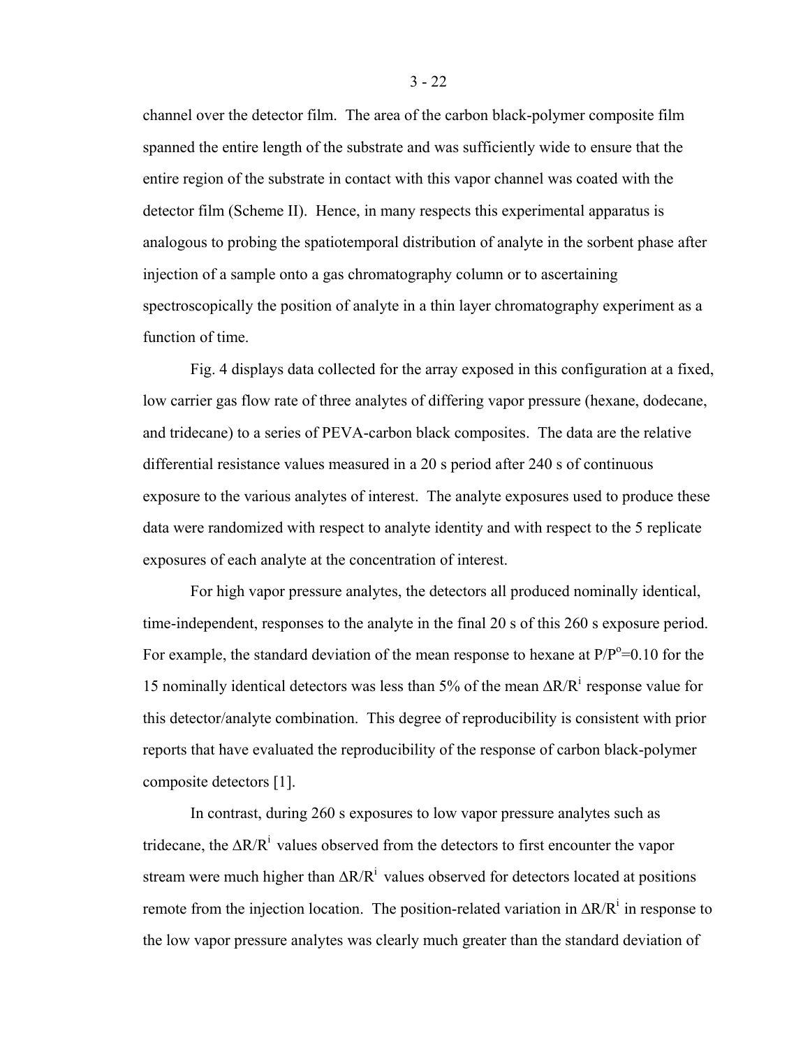channel over the detector film. The area of the carbon black-polymer composite film spanned the entire length of the substrate and was sufficiently wide to ensure that the entire region of the substrate in contact with this vapor channel was coated with the detector film (Scheme II). Hence, in many respects this experimental apparatus is analogous to probing the spatiotemporal distribution of analyte in the sorbent phase after injection of a sample onto a gas chromatography column or to ascertaining spectroscopically the position of analyte in a thin layer chromatography experiment as a function of time.

Fig. 4 displays data collected for the array exposed in this configuration at a fixed, low carrier gas flow rate of three analytes of differing vapor pressure (hexane, dodecane, and tridecane) to a series of PEVA-carbon black composites. The data are the relative differential resistance values measured in a 20 s period after 240 s of continuous exposure to the various analytes of interest. The analyte exposures used to produce these data were randomized with respect to analyte identity and with respect to the 5 replicate exposures of each analyte at the concentration of interest.

For high vapor pressure analytes, the detectors all produced nominally identical, time-independent, responses to the analyte in the final 20 s of this 260 s exposure period. For example, the standard deviation of the mean response to hexane at $P/P^{o}=0.10$ for the 15 nominally identical detectors was less than 5% of the mean $\Delta R/R^{i}$ response value for this detector/analyte combination. This degree of reproducibility is consistent with prior reports that have evaluated the reproducibility of the response of carbon black-polymer composite detectors [1].

In contrast, during 260 s exposures to low vapor pressure analytes such as tridecane, the $\Delta R/R^{i}$ values observed from the detectors to first encounter the vapor stream were much higher than $\Delta R/R^{i}$ values observed for detectors located at positions remote from the injection location. The position-related variation in $\Delta R/R^{i}$ in response to the low vapor pressure analytes was clearly much greater than the standard deviation of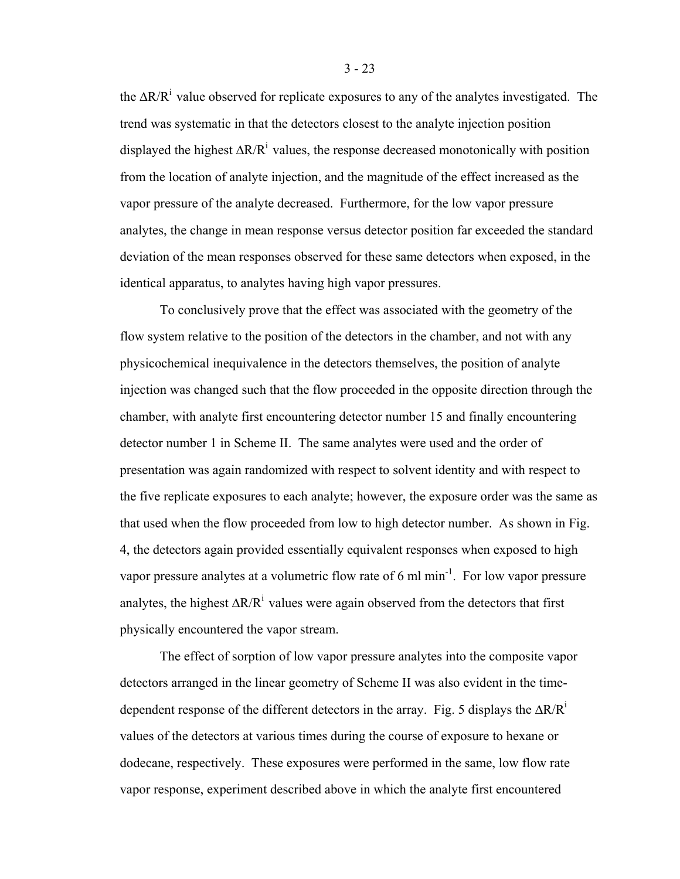the $\Delta R/R^i$ value observed for replicate exposures to any of the analytes investigated. The trend was systematic in that the detectors closest to the analyte injection position displayed the highest $\Delta R/R^i$ values, the response decreased monotonically with position from the location of analyte injection, and the magnitude of the effect increased as the vapor pressure of the analyte decreased. Furthermore, for the low vapor pressure analytes, the change in mean response versus detector position far exceeded the standard deviation of the mean responses observed for these same detectors when exposed, in the identical apparatus, to analytes having high vapor pressures.

To conclusively prove that the effect was associated with the geometry of the flow system relative to the position of the detectors in the chamber, and not with any physicochemical inequivalence in the detectors themselves, the position of analyte injection was changed such that the flow proceeded in the opposite direction through the chamber, with analyte first encountering detector number 15 and finally encountering detector number 1 in Scheme II. The same analytes were used and the order of presentation was again randomized with respect to solvent identity and with respect to the five replicate exposures to each analyte; however, the exposure order was the same as that used when the flow proceeded from low to high detector number. As shown in Fig. 4, the detectors again provided essentially equivalent responses when exposed to high vapor pressure analytes at a volumetric flow rate of 6 ml $\text{min}^{-1}$. For low vapor pressure analytes, the highest $\Delta R/R^i$ values were again observed from the detectors that first physically encountered the vapor stream.

The effect of sorption of low vapor pressure analytes into the composite vapor detectors arranged in the linear geometry of Scheme II was also evident in the time-dependent response of the different detectors in the array. Fig. 5 displays the $\Delta R/R^i$ values of the detectors at various times during the course of exposure to hexane or dodecane, respectively. These exposures were performed in the same, low flow rate vapor response, experiment described above in which the analyte first encountered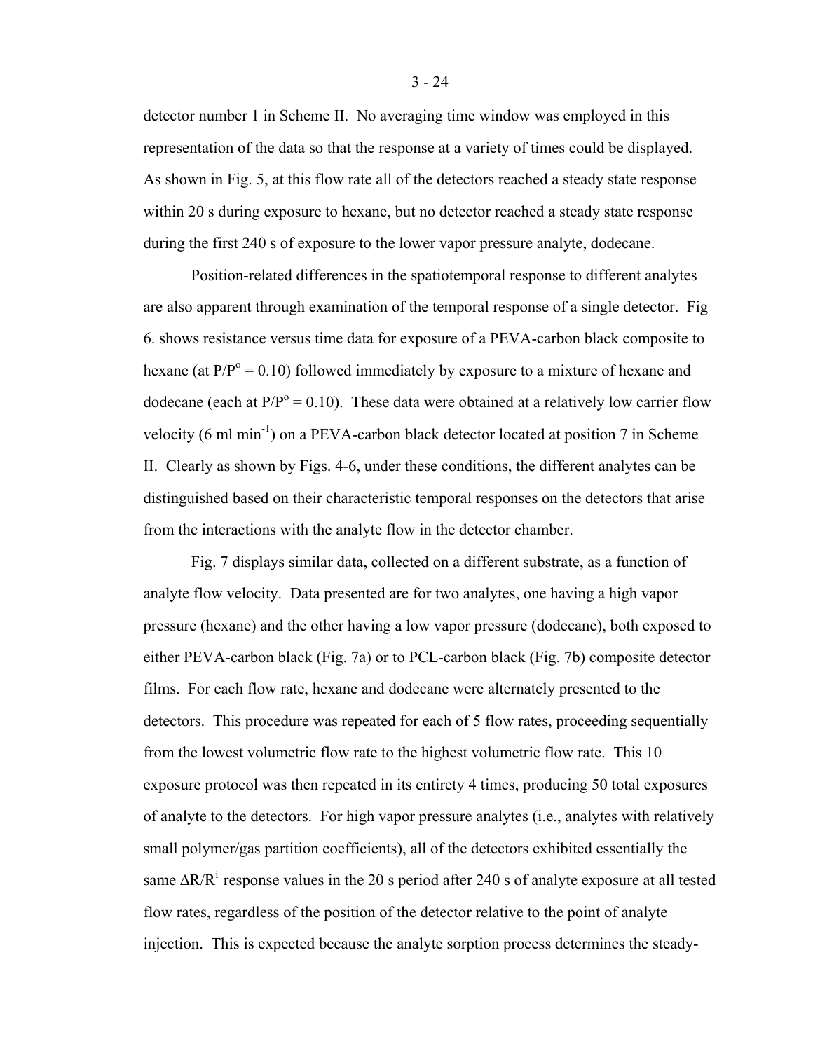detector number 1 in Scheme II. No averaging time window was employed in this representation of the data so that the response at a variety of times could be displayed. As shown in Fig. 5, at this flow rate all of the detectors reached a steady state response within 20 s during exposure to hexane, but no detector reached a steady state response during the first 240 s of exposure to the lower vapor pressure analyte, dodecane.

Position-related differences in the spatiotemporal response to different analytes are also apparent through examination of the temporal response of a single detector. Fig 6. shows resistance versus time data for exposure of a PEVA-carbon black composite to hexane (at $P/P^o = 0.10$) followed immediately by exposure to a mixture of hexane and dodecane (each at $P/P^o = 0.10$). These data were obtained at a relatively low carrier flow velocity (6 ml $min^{-1}$) on a PEVA-carbon black detector located at position 7 in Scheme II. Clearly as shown by Figs. 4-6, under these conditions, the different analytes can be distinguished based on their characteristic temporal responses on the detectors that arise from the interactions with the analyte flow in the detector chamber.

Fig. 7 displays similar data, collected on a different substrate, as a function of analyte flow velocity. Data presented are for two analytes, one having a high vapor pressure (hexane) and the other having a low vapor pressure (dodecane), both exposed to either PEVA-carbon black (Fig. 7a) or to PCL-carbon black (Fig. 7b) composite detector films. For each flow rate, hexane and dodecane were alternately presented to the detectors. This procedure was repeated for each of 5 flow rates, proceeding sequentially from the lowest volumetric flow rate to the highest volumetric flow rate. This 10 exposure protocol was then repeated in its entirety 4 times, producing 50 total exposures of analyte to the detectors. For high vapor pressure analytes (i.e., analytes with relatively small polymer/gas partition coefficients), all of the detectors exhibited essentially the same $\Delta R/R^i$ response values in the 20 s period after 240 s of analyte exposure at all tested flow rates, regardless of the position of the detector relative to the point of analyte injection. This is expected because the analyte sorption process determines the steady-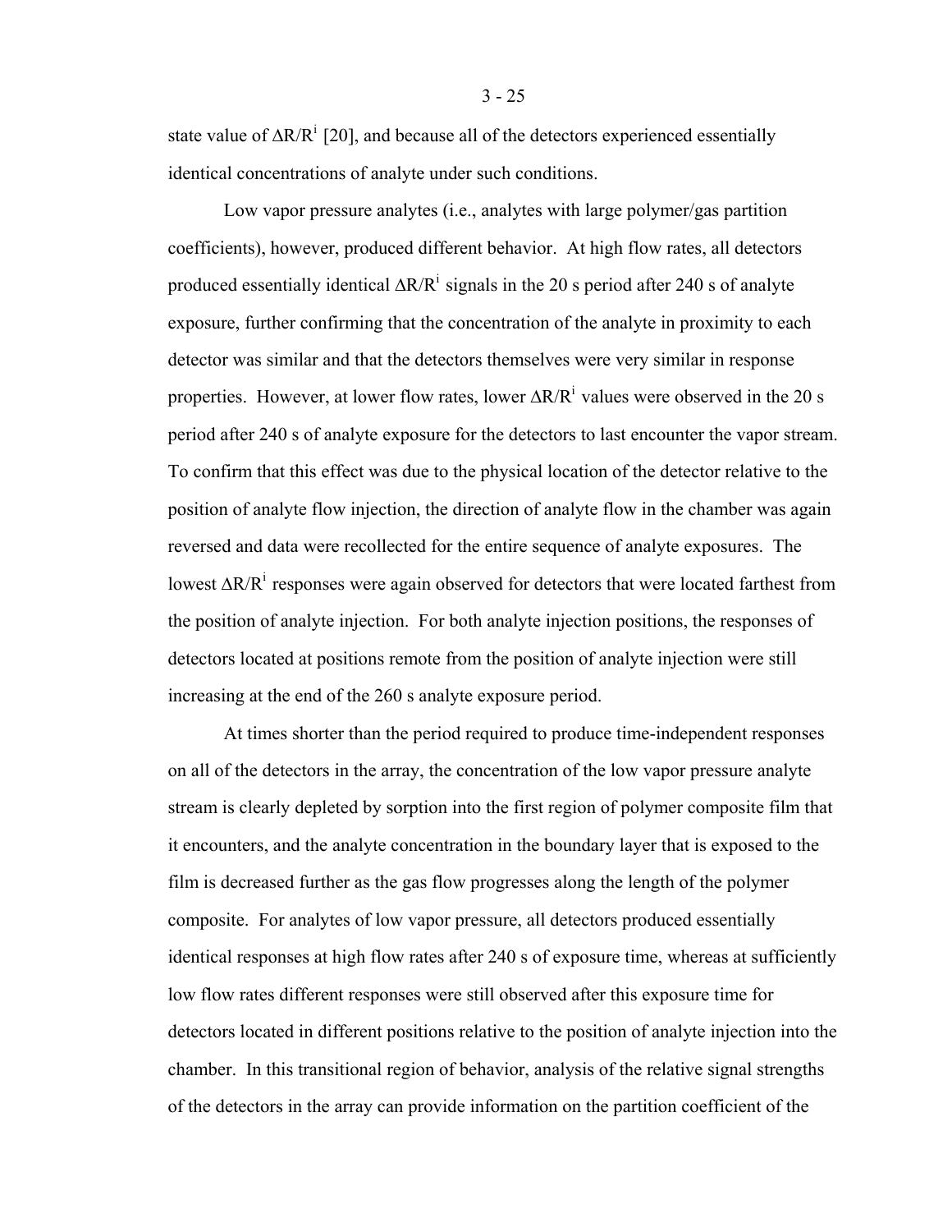state value of $\Delta R/R^i$ [20], and because all of the detectors experienced essentially identical concentrations of analyte under such conditions.

Low vapor pressure analytes (i.e., analytes with large polymer/gas partition coefficients), however, produced different behavior. At high flow rates, all detectors produced essentially identical $\Delta R/R^i$ signals in the 20 s period after 240 s of analyte exposure, further confirming that the concentration of the analyte in proximity to each detector was similar and that the detectors themselves were very similar in response properties. However, at lower flow rates, lower $\Delta R/R^i$ values were observed in the 20 s period after 240 s of analyte exposure for the detectors to last encounter the vapor stream. To confirm that this effect was due to the physical location of the detector relative to the position of analyte flow injection, the direction of analyte flow in the chamber was again reversed and data were recollected for the entire sequence of analyte exposures. The lowest $\Delta R/R^i$ responses were again observed for detectors that were located farthest from the position of analyte injection. For both analyte injection positions, the responses of detectors located at positions remote from the position of analyte injection were still increasing at the end of the 260 s analyte exposure period.

At times shorter than the period required to produce time-independent responses on all of the detectors in the array, the concentration of the low vapor pressure analyte stream is clearly depleted by sorption into the first region of polymer composite film that it encounters, and the analyte concentration in the boundary layer that is exposed to the film is decreased further as the gas flow progresses along the length of the polymer composite. For analytes of low vapor pressure, all detectors produced essentially identical responses at high flow rates after 240 s of exposure time, whereas at sufficiently low flow rates different responses were still observed after this exposure time for detectors located in different positions relative to the position of analyte injection into the chamber. In this transitional region of behavior, analysis of the relative signal strengths of the detectors in the array can provide information on the partition coefficient of the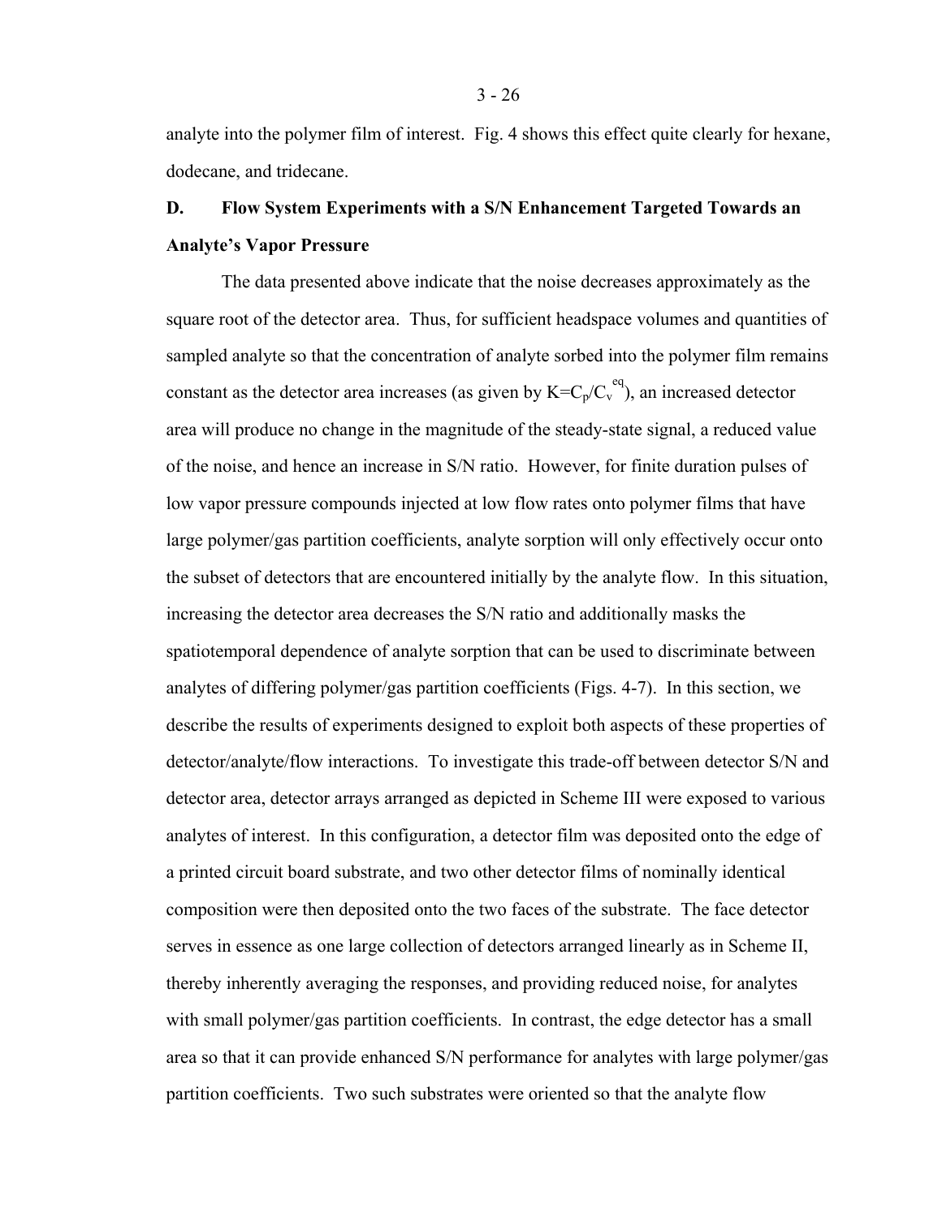analyte into the polymer film of interest. Fig. 4 shows this effect quite clearly for hexane, dodecane, and tridecane.

## D. Flow System Experiments with a S/N Enhancement Targeted Towards an Analyte's Vapor Pressure

The data presented above indicate that the noise decreases approximately as the square root of the detector area. Thus, for sufficient headspace volumes and quantities of sampled analyte so that the concentration of analyte sorbed into the polymer film remains constant as the detector area increases (as given by $K=C_p/C_v^{eq}$), an increased detector area will produce no change in the magnitude of the steady-state signal, a reduced value of the noise, and hence an increase in S/N ratio. However, for finite duration pulses of low vapor pressure compounds injected at low flow rates onto polymer films that have large polymer/gas partition coefficients, analyte sorption will only effectively occur onto the subset of detectors that are encountered initially by the analyte flow. In this situation, increasing the detector area decreases the S/N ratio and additionally masks the spatiotemporal dependence of analyte sorption that can be used to discriminate between analytes of differing polymer/gas partition coefficients (Figs. 4-7). In this section, we describe the results of experiments designed to exploit both aspects of these properties of detector/analyte/flow interactions. To investigate this trade-off between detector S/N and detector area, detector arrays arranged as depicted in Scheme III were exposed to various analytes of interest. In this configuration, a detector film was deposited onto the edge of a printed circuit board substrate, and two other detector films of nominally identical composition were then deposited onto the two faces of the substrate. The face detector serves in essence as one large collection of detectors arranged linearly as in Scheme II, thereby inherently averaging the responses, and providing reduced noise, for analytes with small polymer/gas partition coefficients. In contrast, the edge detector has a small area so that it can provide enhanced S/N performance for analytes with large polymer/gas partition coefficients. Two such substrates were oriented so that the analyte flow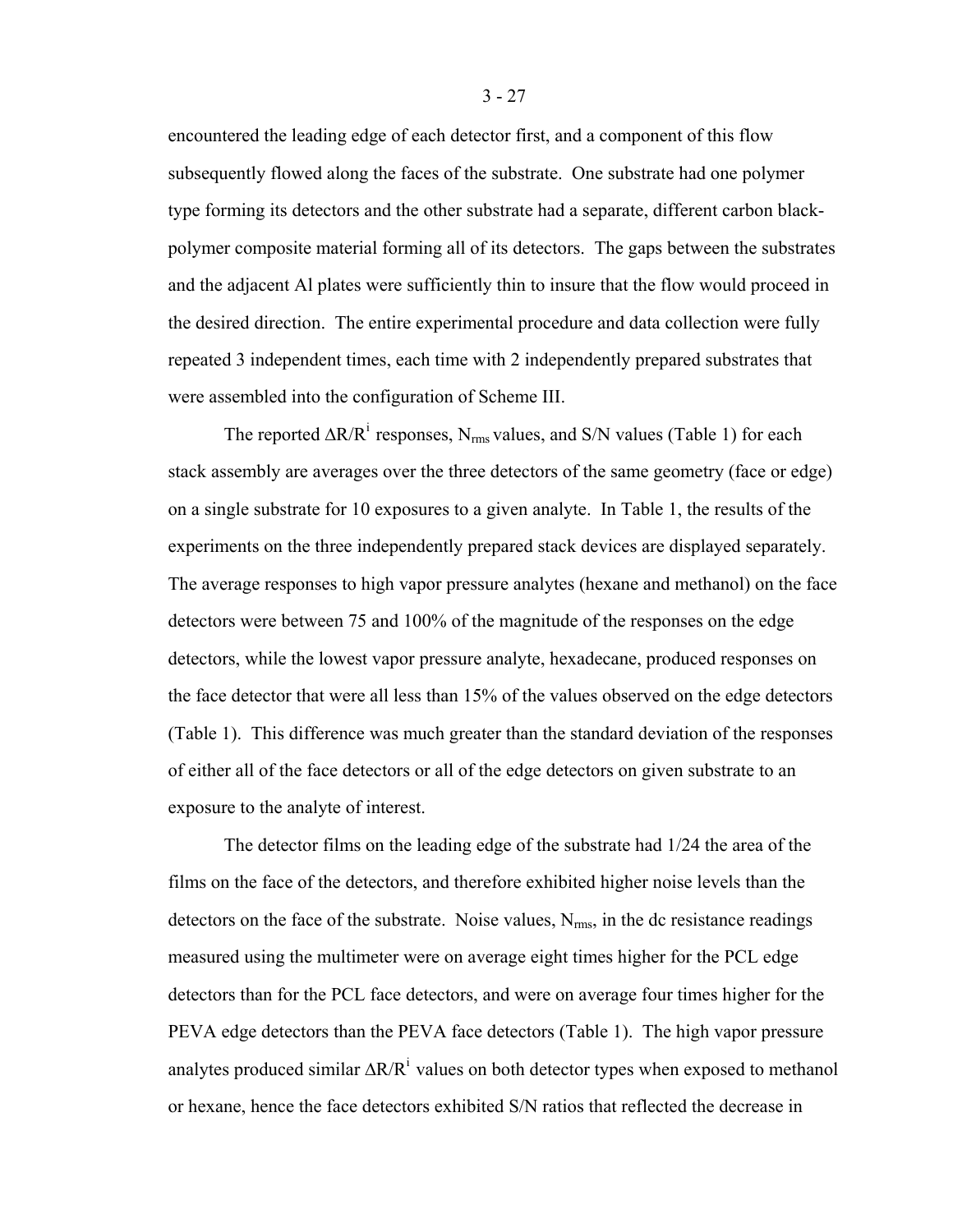encountered the leading edge of each detector first, and a component of this flow subsequently flowed along the faces of the substrate. One substrate had one polymer type forming its detectors and the other substrate had a separate, different carbon black-polymer composite material forming all of its detectors. The gaps between the substrates and the adjacent Al plates were sufficiently thin to insure that the flow would proceed in the desired direction. The entire experimental procedure and data collection were fully repeated 3 independent times, each time with 2 independently prepared substrates that were assembled into the configuration of Scheme III.

The reported $\Delta R/R^i$ responses, $N_{rms}$ values, and S/N values (Table 1) for each stack assembly are averages over the three detectors of the same geometry (face or edge) on a single substrate for 10 exposures to a given analyte. In Table 1, the results of the experiments on the three independently prepared stack devices are displayed separately. The average responses to high vapor pressure analytes (hexane and methanol) on the face detectors were between 75 and 100% of the magnitude of the responses on the edge detectors, while the lowest vapor pressure analyte, hexadecane, produced responses on the face detector that were all less than 15% of the values observed on the edge detectors (Table 1). This difference was much greater than the standard deviation of the responses of either all of the face detectors or all of the edge detectors on given substrate to an exposure to the analyte of interest.

The detector films on the leading edge of the substrate had 1/24 the area of the films on the face of the detectors, and therefore exhibited higher noise levels than the detectors on the face of the substrate. Noise values, $N_{rms}$, in the dc resistance readings measured using the multimeter were on average eight times higher for the PCL edge detectors than for the PCL face detectors, and were on average four times higher for the PEVA edge detectors than the PEVA face detectors (Table 1). The high vapor pressure analytes produced similar $\Delta R/R^i$ values on both detector types when exposed to methanol or hexane, hence the face detectors exhibited S/N ratios that reflected the decrease in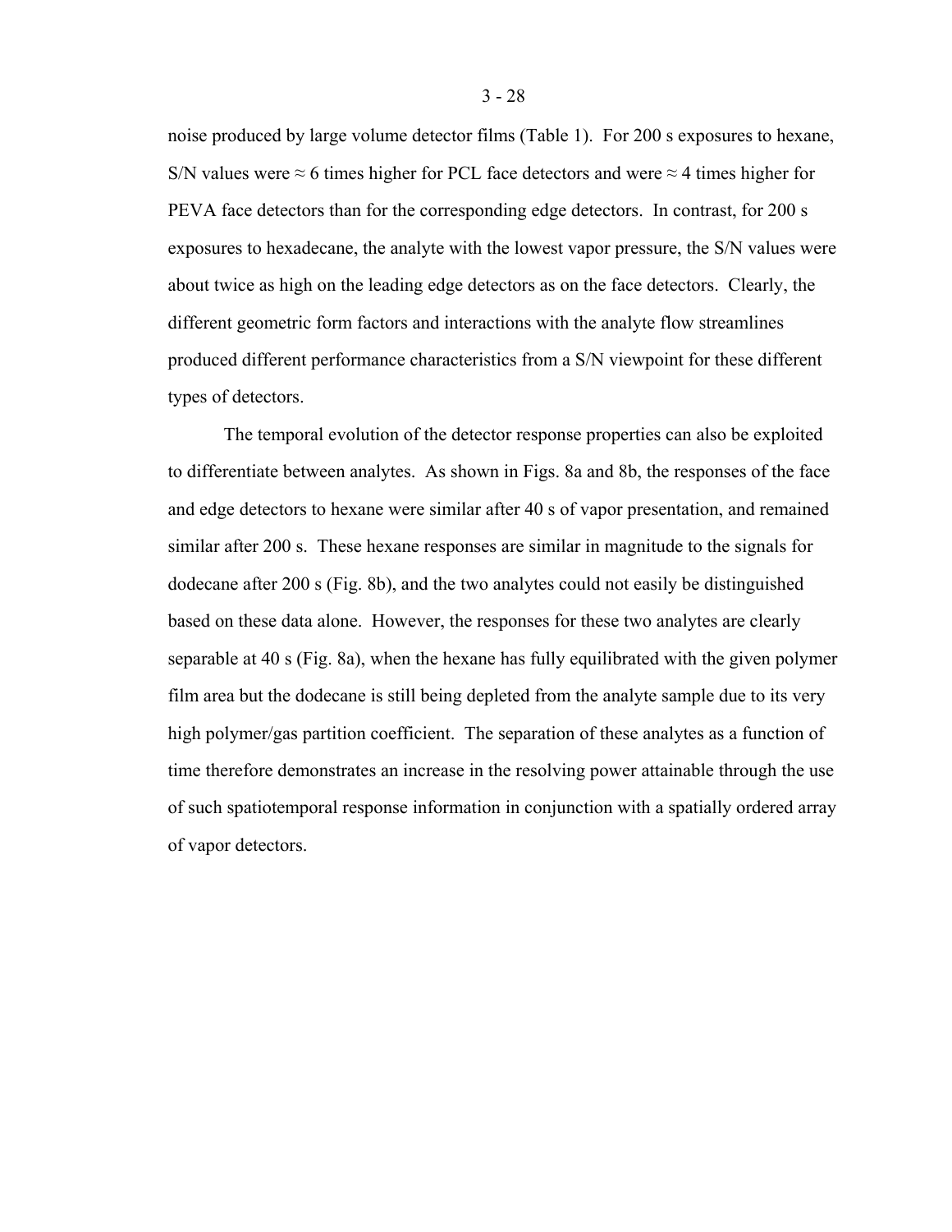noise produced by large volume detector films (Table 1). For 200 s exposures to hexane, S/N values were ≈ 6 times higher for PCL face detectors and were ≈ 4 times higher for PEVA face detectors than for the corresponding edge detectors. In contrast, for 200 s exposures to hexadecane, the analyte with the lowest vapor pressure, the S/N values were about twice as high on the leading edge detectors as on the face detectors. Clearly, the different geometric form factors and interactions with the analyte flow streamlines produced different performance characteristics from a S/N viewpoint for these different types of detectors.

The temporal evolution of the detector response properties can also be exploited to differentiate between analytes. As shown in Figs. 8a and 8b, the responses of the face and edge detectors to hexane were similar after 40 s of vapor presentation, and remained similar after 200 s. These hexane responses are similar in magnitude to the signals for dodecane after 200 s (Fig. 8b), and the two analytes could not easily be distinguished based on these data alone. However, the responses for these two analytes are clearly separable at 40 s (Fig. 8a), when the hexane has fully equilibrated with the given polymer film area but the dodecane is still being depleted from the analyte sample due to its very high polymer/gas partition coefficient. The separation of these analytes as a function of time therefore demonstrates an increase in the resolving power attainable through the use of such spatiotemporal response information in conjunction with a spatially ordered array of vapor detectors.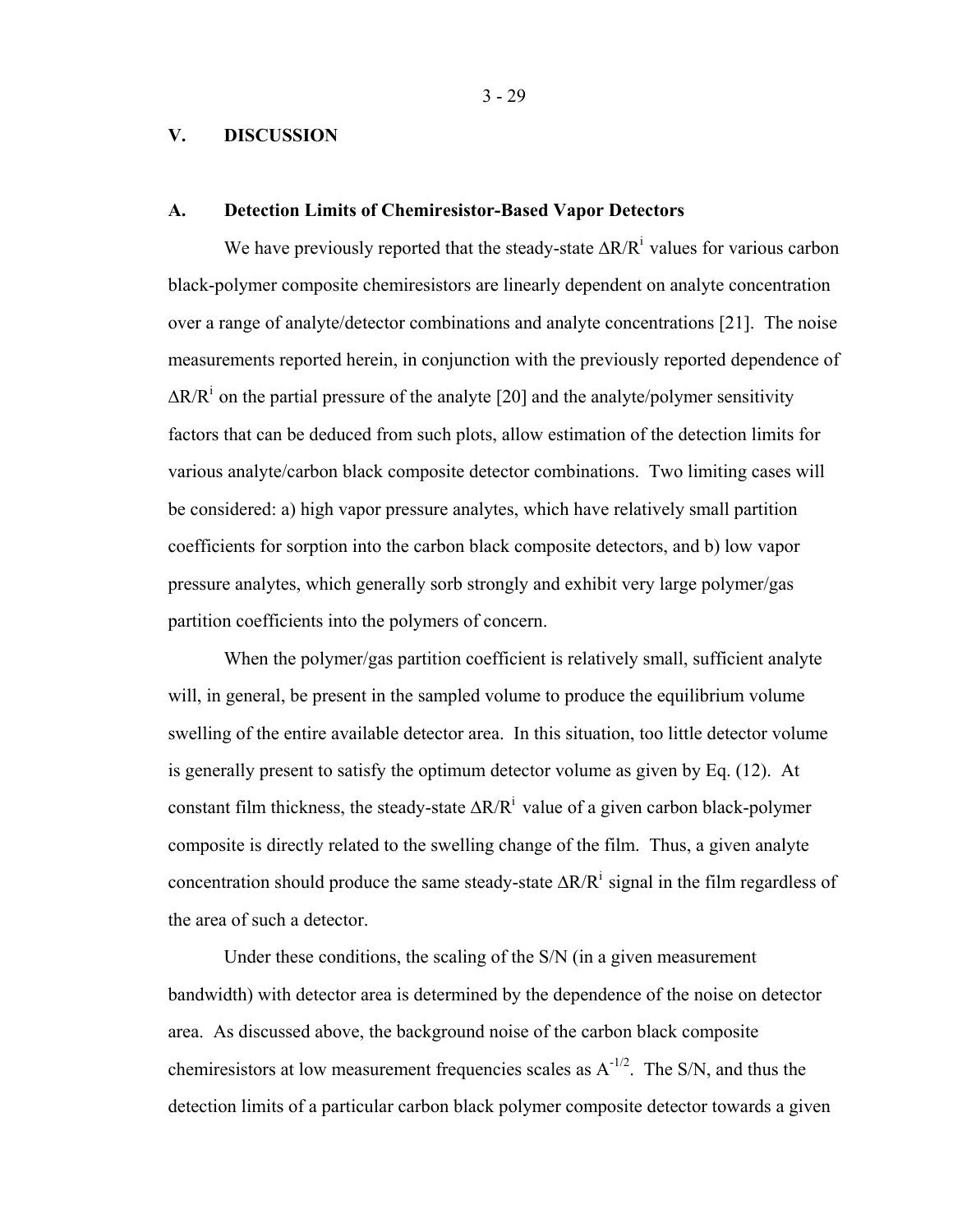# V. DISCUSSION

## A. Detection Limits of Chemiresistor-Based Vapor Detectors

We have previously reported that the steady-state $\Delta R/R^i$ values for various carbon black-polymer composite chemiresistors are linearly dependent on analyte concentration over a range of analyte/detector combinations and analyte concentrations [21]. The noise measurements reported herein, in conjunction with the previously reported dependence of $\Delta R/R^i$ on the partial pressure of the analyte [20] and the analyte/polymer sensitivity factors that can be deduced from such plots, allow estimation of the detection limits for various analyte/carbon black composite detector combinations. Two limiting cases will be considered: a) high vapor pressure analytes, which have relatively small partition coefficients for sorption into the carbon black composite detectors, and b) low vapor pressure analytes, which generally sorb strongly and exhibit very large polymer/gas partition coefficients into the polymers of concern.

When the polymer/gas partition coefficient is relatively small, sufficient analyte will, in general, be present in the sampled volume to produce the equilibrium volume swelling of the entire available detector area. In this situation, too little detector volume is generally present to satisfy the optimum detector volume as given by Eq. (12). At constant film thickness, the steady-state $\Delta R/R^i$ value of a given carbon black-polymer composite is directly related to the swelling change of the film. Thus, a given analyte concentration should produce the same steady-state $\Delta R/R^i$ signal in the film regardless of the area of such a detector.

Under these conditions, the scaling of the S/N (in a given measurement bandwidth) with detector area is determined by the dependence of the noise on detector area. As discussed above, the background noise of the carbon black composite chemiresistors at low measurement frequencies scales as $A^{-1/2}$. The S/N, and thus the detection limits of a particular carbon black polymer composite detector towards a given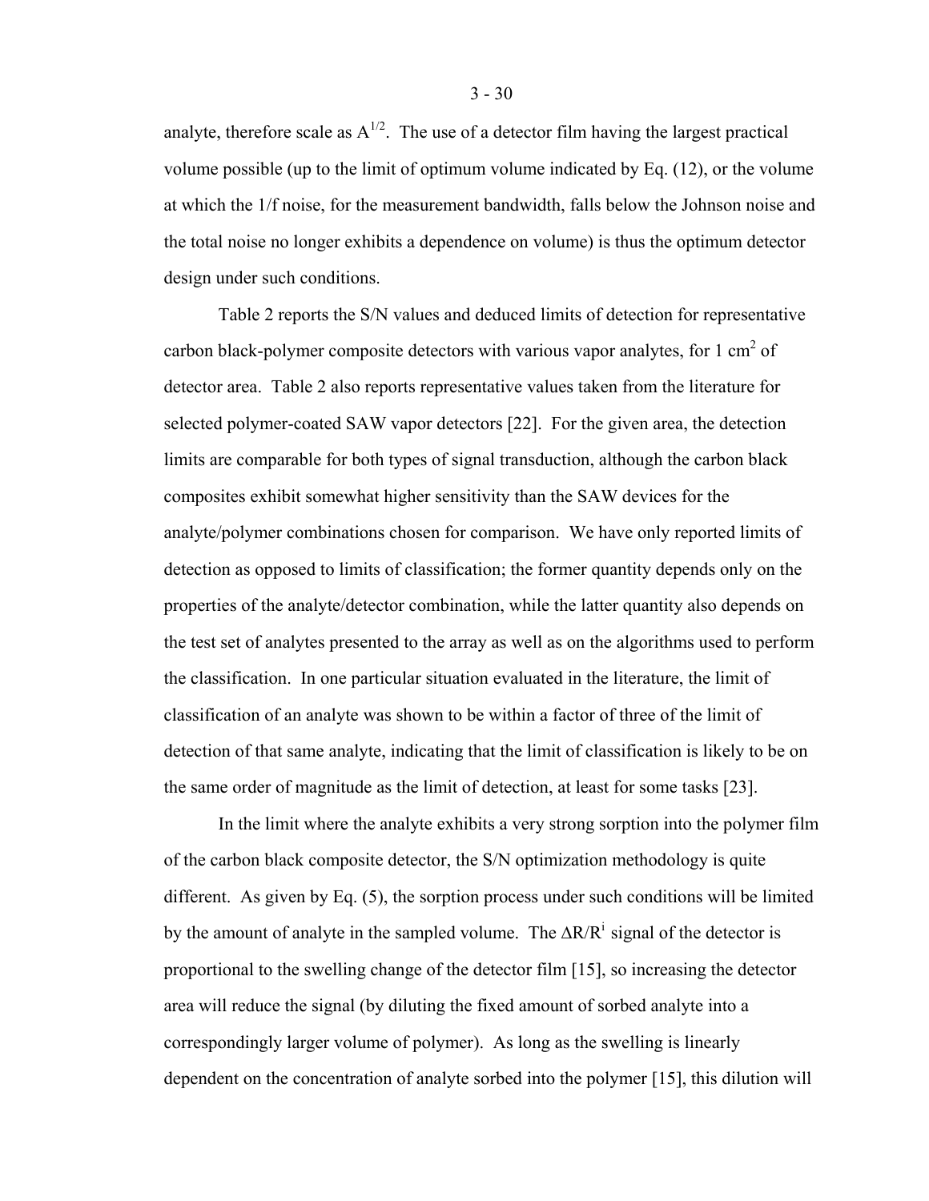analyte, therefore scale as $A^{1/2}$. The use of a detector film having the largest practical volume possible (up to the limit of optimum volume indicated by Eq. (12), or the volume at which the 1/f noise, for the measurement bandwidth, falls below the Johnson noise and the total noise no longer exhibits a dependence on volume) is thus the optimum detector design under such conditions.

Table 2 reports the S/N values and deduced limits of detection for representative carbon black-polymer composite detectors with various vapor analytes, for 1 $cm^2$ of detector area. Table 2 also reports representative values taken from the literature for selected polymer-coated SAW vapor detectors [22]. For the given area, the detection limits are comparable for both types of signal transduction, although the carbon black composites exhibit somewhat higher sensitivity than the SAW devices for the analyte/polymer combinations chosen for comparison. We have only reported limits of detection as opposed to limits of classification; the former quantity depends only on the properties of the analyte/detector combination, while the latter quantity also depends on the test set of analytes presented to the array as well as on the algorithms used to perform the classification. In one particular situation evaluated in the literature, the limit of classification of an analyte was shown to be within a factor of three of the limit of detection of that same analyte, indicating that the limit of classification is likely to be on the same order of magnitude as the limit of detection, at least for some tasks [23].

In the limit where the analyte exhibits a very strong sorption into the polymer film of the carbon black composite detector, the S/N optimization methodology is quite different. As given by Eq. (5), the sorption process under such conditions will be limited by the amount of analyte in the sampled volume. The $\Delta R/R^i$ signal of the detector is proportional to the swelling change of the detector film [15], so increasing the detector area will reduce the signal (by diluting the fixed amount of sorbed analyte into a correspondingly larger volume of polymer). As long as the swelling is linearly dependent on the concentration of analyte sorbed into the polymer [15], this dilution will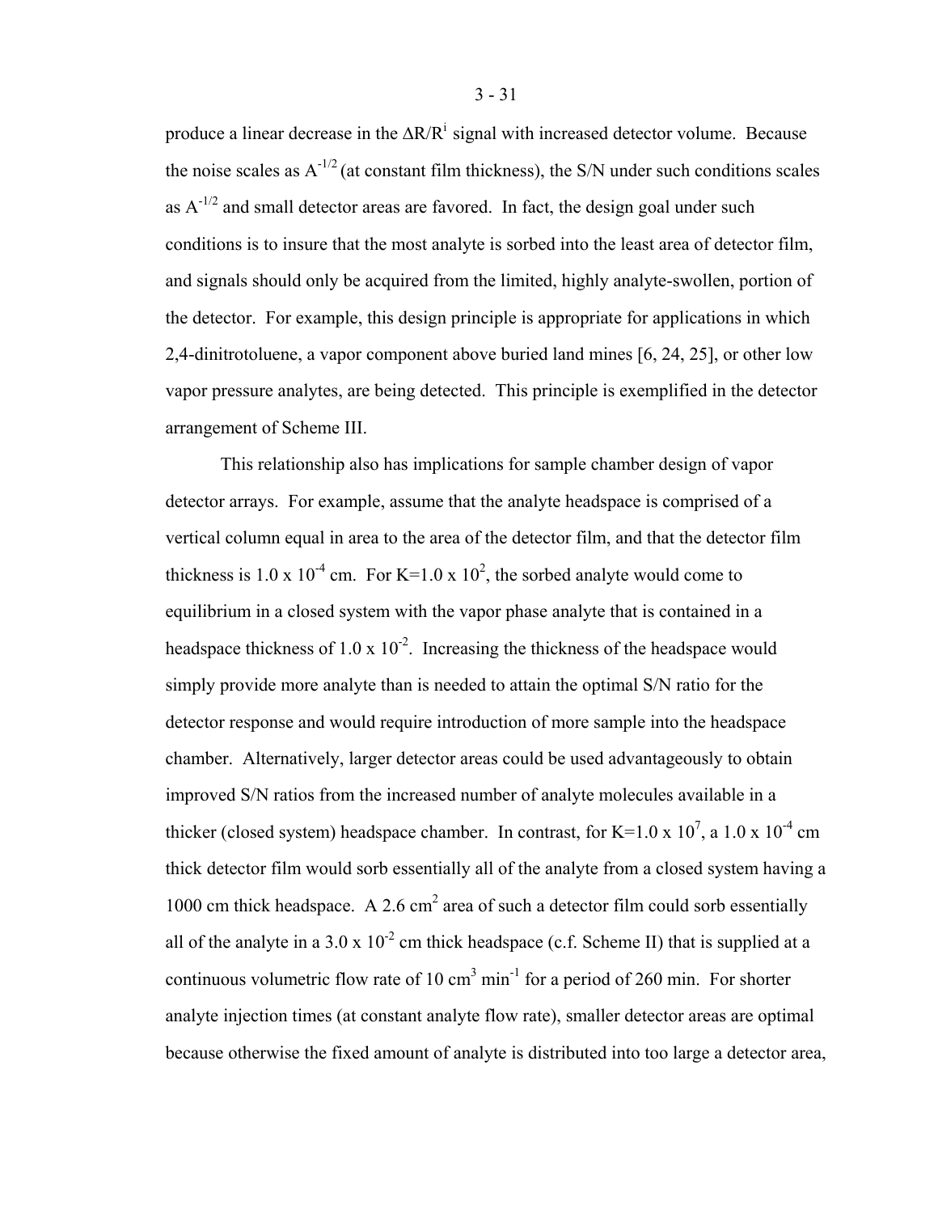produce a linear decrease in the $\Delta R/R^i$ signal with increased detector volume. Because the noise scales as $A^{-1/2}$ (at constant film thickness), the S/N under such conditions scales as $A^{-1/2}$ and small detector areas are favored. In fact, the design goal under such conditions is to insure that the most analyte is sorbed into the least area of detector film, and signals should only be acquired from the limited, highly analyte-swollen, portion of the detector. For example, this design principle is appropriate for applications in which 2,4-dinitrotoluene, a vapor component above buried land mines [6, 24, 25], or other low vapor pressure analytes, are being detected. This principle is exemplified in the detector arrangement of Scheme III.

This relationship also has implications for sample chamber design of vapor detector arrays. For example, assume that the analyte headspace is comprised of a vertical column equal in area to the area of the detector film, and that the detector film thickness is $1.0 \times 10^{-4}$ cm. For $K=1.0 \times 10^{2}$, the sorbed analyte would come to equilibrium in a closed system with the vapor phase analyte that is contained in a headspace thickness of $1.0 \times 10^{-2}$. Increasing the thickness of the headspace would simply provide more analyte than is needed to attain the optimal S/N ratio for the detector response and would require introduction of more sample into the headspace chamber. Alternatively, larger detector areas could be used advantageously to obtain improved S/N ratios from the increased number of analyte molecules available in a thicker (closed system) headspace chamber. In contrast, for $K=1.0 \times 10^{7}$, a $1.0 \times 10^{-4}$ cm thick detector film would sorb essentially all of the analyte from a closed system having a 1000 cm thick headspace. A 2.6 $cm^2$ area of such a detector film could sorb essentially all of the analyte in a $3.0 \times 10^{-2}$ cm thick headspace (c.f. Scheme II) that is supplied at a continuous volumetric flow rate of 10 $cm^3$ $min^{-1}$ for a period of 260 min. For shorter analyte injection times (at constant analyte flow rate), smaller detector areas are optimal because otherwise the fixed amount of analyte is distributed into too large a detector area,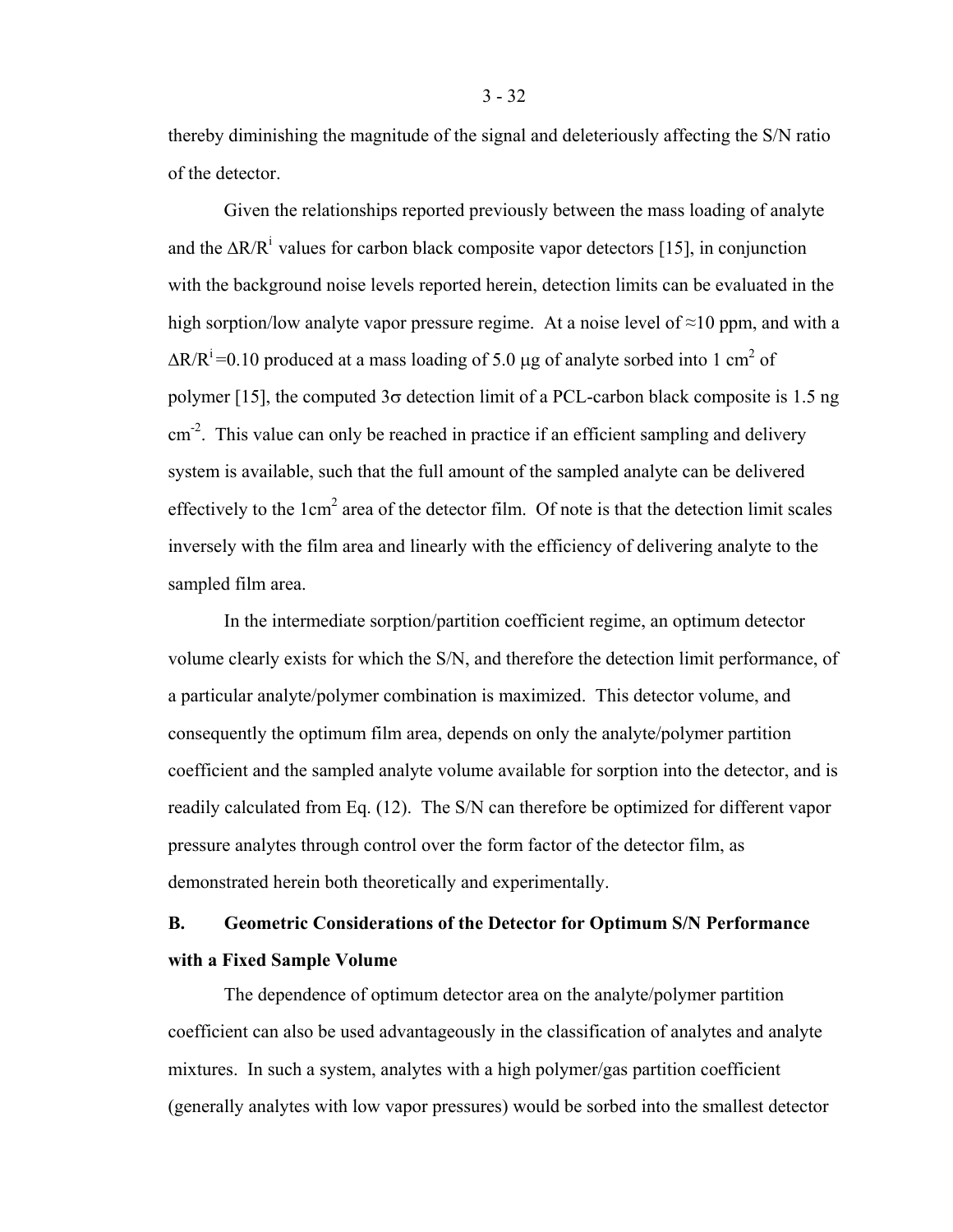thereby diminishing the magnitude of the signal and deleteriously affecting the S/N ratio of the detector.

Given the relationships reported previously between the mass loading of analyte and the $\Delta R/R^i$ values for carbon black composite vapor detectors [15], in conjunction with the background noise levels reported herein, detection limits can be evaluated in the high sorption/low analyte vapor pressure regime. At a noise level of ≈10 ppm, and with a $\Delta R/R^i = 0.10$ produced at a mass loading of 5.0 μg of analyte sorbed into 1 $cm^2$ of polymer [15], the computed $3\sigma$ detection limit of a PCL-carbon black composite is 1.5 ng $cm^{-2}$. This value can only be reached in practice if an efficient sampling and delivery system is available, such that the full amount of the sampled analyte can be delivered effectively to the 1$cm^2$ area of the detector film. Of note is that the detection limit scales inversely with the film area and linearly with the efficiency of delivering analyte to the sampled film area.

In the intermediate sorption/partition coefficient regime, an optimum detector volume clearly exists for which the S/N, and therefore the detection limit performance, of a particular analyte/polymer combination is maximized. This detector volume, and consequently the optimum film area, depends on only the analyte/polymer partition coefficient and the sampled analyte volume available for sorption into the detector, and is readily calculated from Eq. (12). The S/N can therefore be optimized for different vapor pressure analytes through control over the form factor of the detector film, as demonstrated herein both theoretically and experimentally.

## B. Geometric Considerations of the Detector for Optimum S/N Performance with a Fixed Sample Volume

The dependence of optimum detector area on the analyte/polymer partition coefficient can also be used advantageously in the classification of analytes and analyte mixtures. In such a system, analytes with a high polymer/gas partition coefficient (generally analytes with low vapor pressures) would be sorbed into the smallest detector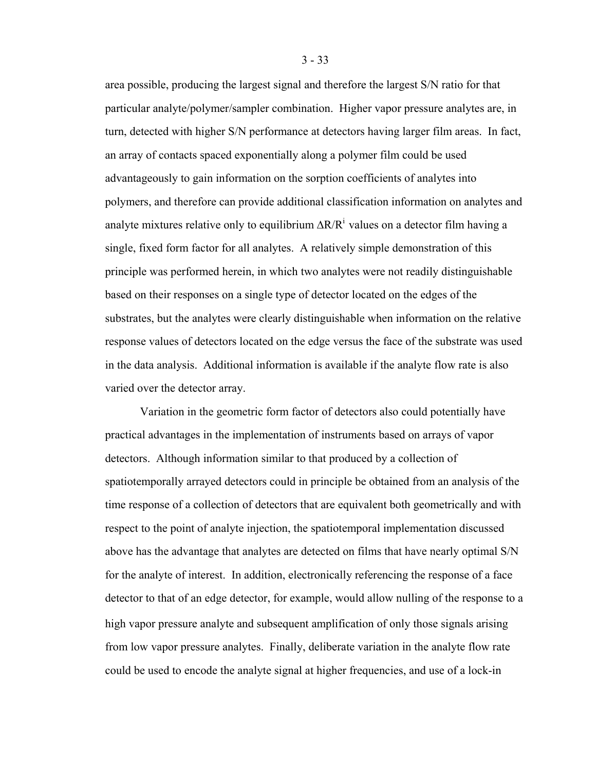area possible, producing the largest signal and therefore the largest S/N ratio for that particular analyte/polymer/sampler combination. Higher vapor pressure analytes are, in turn, detected with higher S/N performance at detectors having larger film areas. In fact, an array of contacts spaced exponentially along a polymer film could be used advantageously to gain information on the sorption coefficients of analytes into polymers, and therefore can provide additional classification information on analytes and analyte mixtures relative only to equilibrium $\Delta R/R^{i}$ values on a detector film having a single, fixed form factor for all analytes. A relatively simple demonstration of this principle was performed herein, in which two analytes were not readily distinguishable based on their responses on a single type of detector located on the edges of the substrates, but the analytes were clearly distinguishable when information on the relative response values of detectors located on the edge versus the face of the substrate was used in the data analysis. Additional information is available if the analyte flow rate is also varied over the detector array.

Variation in the geometric form factor of detectors also could potentially have practical advantages in the implementation of instruments based on arrays of vapor detectors. Although information similar to that produced by a collection of spatiotemporally arrayed detectors could in principle be obtained from an analysis of the time response of a collection of detectors that are equivalent both geometrically and with respect to the point of analyte injection, the spatiotemporal implementation discussed above has the advantage that analytes are detected on films that have nearly optimal S/N for the analyte of interest. In addition, electronically referencing the response of a face detector to that of an edge detector, for example, would allow nulling of the response to a high vapor pressure analyte and subsequent amplification of only those signals arising from low vapor pressure analytes. Finally, deliberate variation in the analyte flow rate could be used to encode the analyte signal at higher frequencies, and use of a lock-in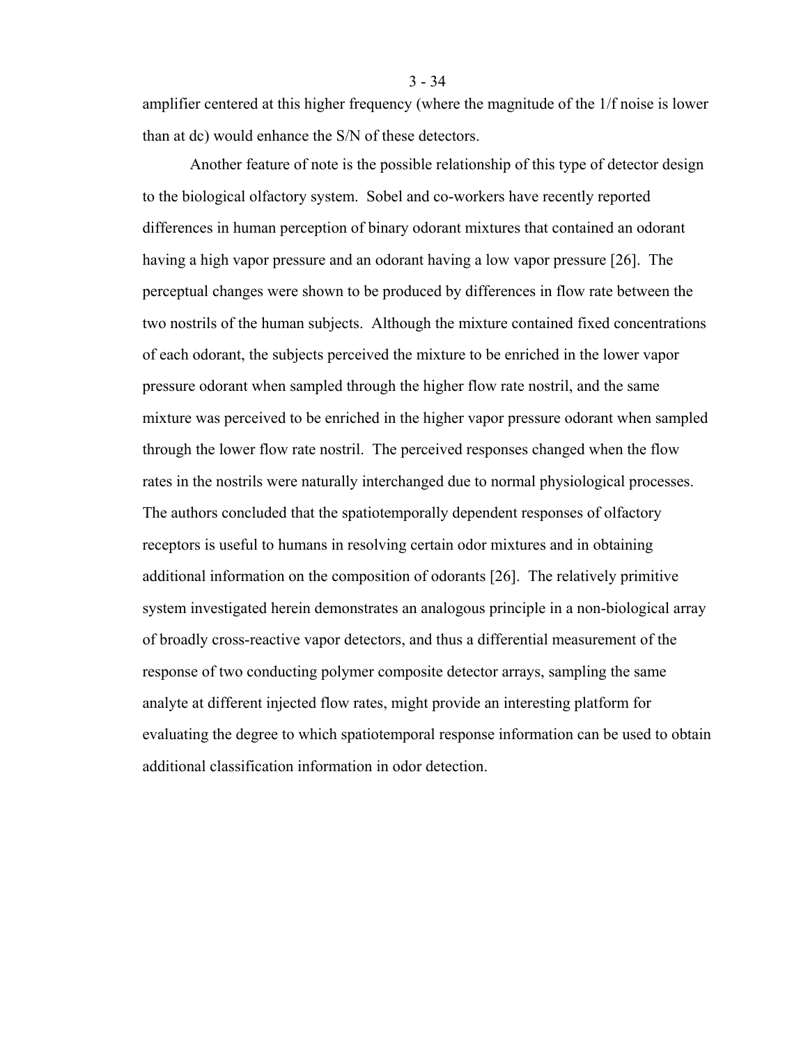amplifier centered at this higher frequency (where the magnitude of the 1/f noise is lower than at dc) would enhance the S/N of these detectors.

Another feature of note is the possible relationship of this type of detector design to the biological olfactory system. Sobel and co-workers have recently reported differences in human perception of binary odorant mixtures that contained an odorant having a high vapor pressure and an odorant having a low vapor pressure [26]. The perceptual changes were shown to be produced by differences in flow rate between the two nostrils of the human subjects. Although the mixture contained fixed concentrations of each odorant, the subjects perceived the mixture to be enriched in the lower vapor pressure odorant when sampled through the higher flow rate nostril, and the same mixture was perceived to be enriched in the higher vapor pressure odorant when sampled through the lower flow rate nostril. The perceived responses changed when the flow rates in the nostrils were naturally interchanged due to normal physiological processes. The authors concluded that the spatiotemporally dependent responses of olfactory receptors is useful to humans in resolving certain odor mixtures and in obtaining additional information on the composition of odorants [26]. The relatively primitive system investigated herein demonstrates an analogous principle in a non-biological array of broadly cross-reactive vapor detectors, and thus a differential measurement of the response of two conducting polymer composite detector arrays, sampling the same analyte at different injected flow rates, might provide an interesting platform for evaluating the degree to which spatiotemporal response information can be used to obtain additional classification information in odor detection.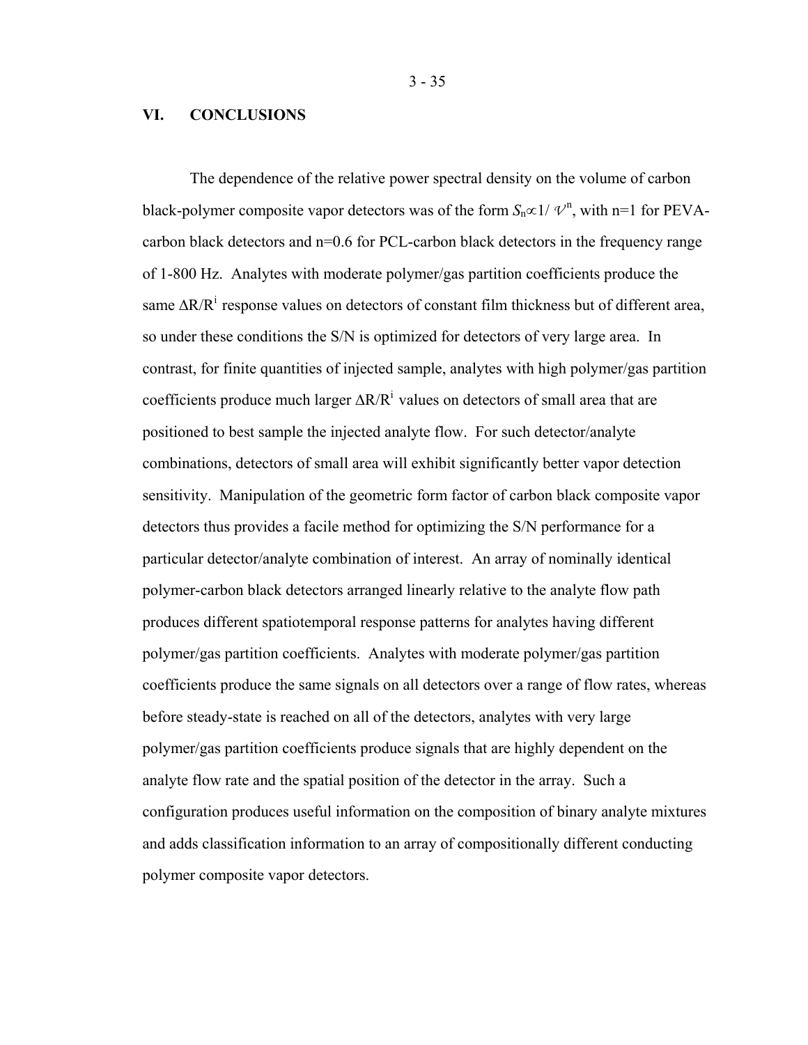## VI. CONCLUSIONS

The dependence of the relative power spectral density on the volume of carbon black-polymer composite vapor detectors was of the form $S_n \propto 1/\mathcal{V}^n$, with n=1 for PEVA-carbon black detectors and n=0.6 for PCL-carbon black detectors in the frequency range of 1-800 Hz. Analytes with moderate polymer/gas partition coefficients produce the same $\Delta R/R^i$ response values on detectors of constant film thickness but of different area, so under these conditions the S/N is optimized for detectors of very large area. In contrast, for finite quantities of injected sample, analytes with high polymer/gas partition coefficients produce much larger $\Delta R/R^i$ values on detectors of small area that are positioned to best sample the injected analyte flow. For such detector/analyte combinations, detectors of small area will exhibit significantly better vapor detection sensitivity. Manipulation of the geometric form factor of carbon black composite vapor detectors thus provides a facile method for optimizing the S/N performance for a particular detector/analyte combination of interest. An array of nominally identical polymer-carbon black detectors arranged linearly relative to the analyte flow path produces different spatiotemporal response patterns for analytes having different polymer/gas partition coefficients. Analytes with moderate polymer/gas partition coefficients produce the same signals on all detectors over a range of flow rates, whereas before steady-state is reached on all of the detectors, analytes with very large polymer/gas partition coefficients produce signals that are highly dependent on the analyte flow rate and the spatial position of the detector in the array. Such a configuration produces useful information on the composition of binary analyte mixtures and adds classification information to an array of compositionally different conducting polymer composite vapor detectors.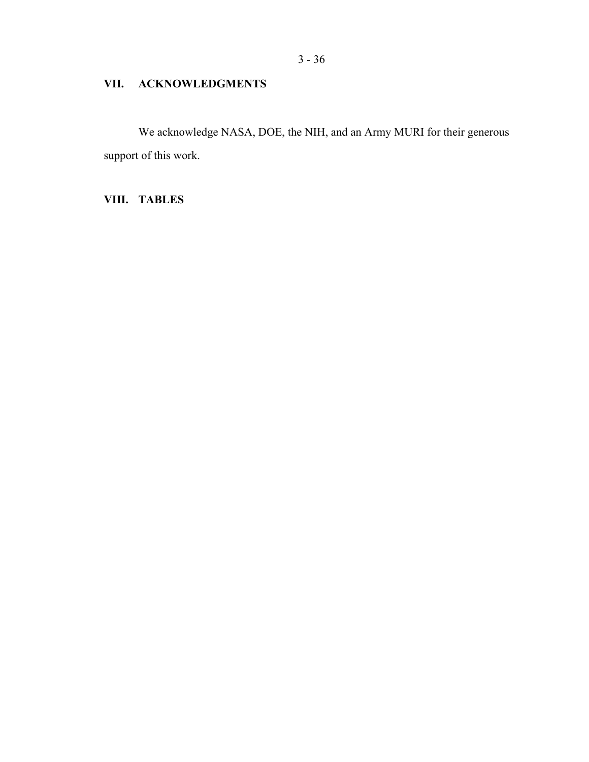## VII. ACKNOWLEDGMENTS

We acknowledge NASA, DOE, the NIH, and an Army MURI for their generous support of this work.

## VIII. TABLES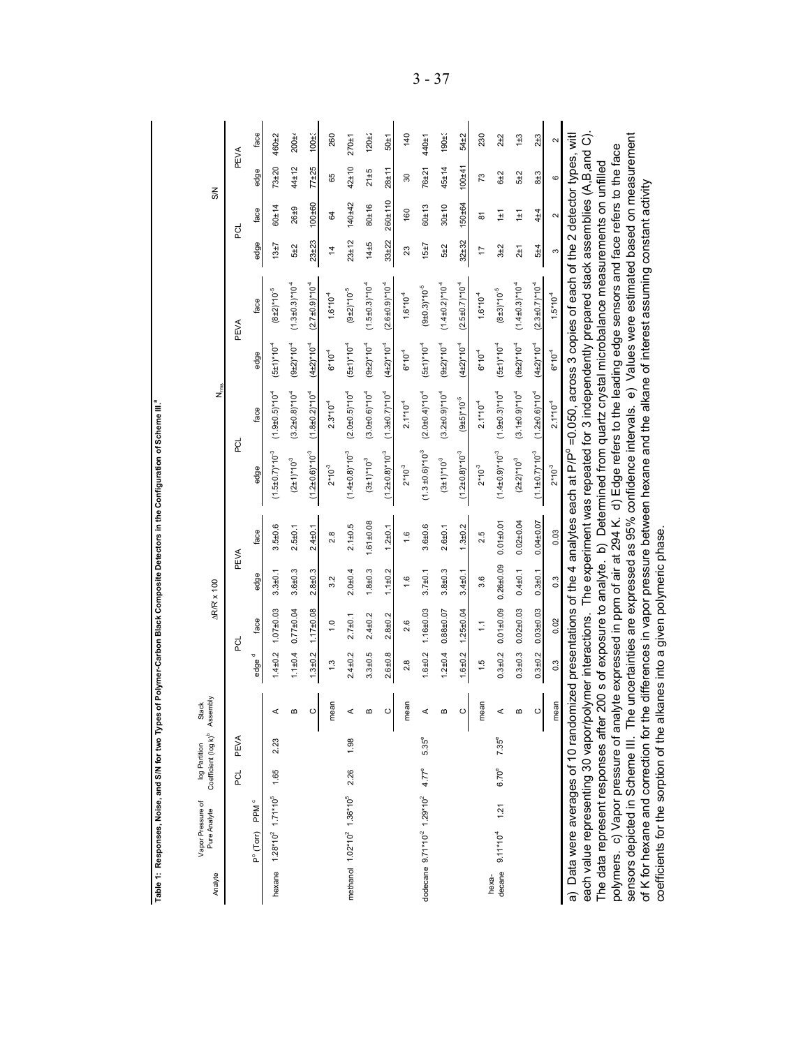**Table 1: Responses, Noise, and S/N for two Types of Polymer-Carbon Black Composite Detectors in the Configuration of Scheme III.** [a]

| Analyte | Vapor Pressure of Pure Analyte | | log Partition Coefficient (log k) [b] | | Stack Assembly | ΔR/R' x 100 | | | | $N_{rms}$ | | | | S/N | | | |
|---|---|---|---|---|---|---|---|---|---|---|---|---|---|---|---|---|---|
| | | | | | | PCL | | PEVA | | PCL | | PEVA | | PCL | | PEVA | |
| | $P^o$ (Torr) | PPM [c] | PCL | PEVA | | edge [d] | face | edge | face | edge | face | edge | face | edge | face | edge | face |
| hexane | $1.28*10^2$ | $1.71*10^5$ | 1.65 | 2.23 | A | 1.4±0.2 | 1.07±0.03 | 3.3±0.1 | 3.5±0.6 | $(1.5±0.7)*10^{-3}$ | $(1.9±0.5)*10^{-4}$ | $(5±1)*10^{-4}$ | $(8±2)*10^{-5}$ | 13±7 | 60±14 | 73±20 | 460±2 |
| | | | | | B | 1.1±0.4 | 0.77±0.04 | 3.6±0.3 | 2.5±0.1 | $(2±1)*10^{-3}$ | $(3.2±0.8)*10^{-4}$ | $(9±2)*10^{-4}$ | $(1.3±0.3)*10^{-4}$ | 5±2 | 26±9 | 44±12 | 200±4 |
| | | | | | C | 1.3±0.2 | 1.17±0.08 | 2.8±0.3 | 2.4±0.1 | $(1.2±0.6)*10^{-3}$ | $(1.8±0.2)*10^{-4}$ | $(4±2)*10^{-4}$ | $(2.7±0.9)*10^{-4}$ | 23±23 | 100±60 | 77±25 | 100±3 |
| | | | | | mean | 1.3 | 1.0 | 3.2 | 2.8 | $2*10^{-3}$ | $2.3*10^{-4}$ | $6*10^{-4}$ | $1.6*10^{-4}$ | 14 | 64 | 65 | 260 |
| methanol | $1.02*10^2$ | $1.36*10^5$ | 2.26 | 1.98 | A | 2.4±0.2 | 2.7±0.1 | 2.0±0.4 | 2.1±0.5 | $(1.4±0.8)*10^{-3}$ | $(2.0±0.5)*10^{-4}$ | $(5±1)*10^{-4}$ | $(9±2)*10^{-5}$ | 23±12 | 140±42 | 42±10 | 270±1 |
| | | | | | B | 3.3±0.5 | 2.4±0.2 | 1.8±0.3 | 1.61±0.08 | $(3±1)*10^{-3}$ | $(3.0±0.6)*10^{-4}$ | $(9±2)*10^{-4}$ | $(1.5±0.3)*10^{-4}$ | 14±5 | 80±16 | 21±5 | 120±2 |
| | | | | | C | 2.6±0.8 | 2.8±0.2 | 1.1±0.2 | 1.2±0.1 | $(1.2±0.8)*10^{-3}$ | $(1.3±0.7)*10^{-4}$ | $(4±2)*10^{-4}$ | $(2.6±0.9)*10^{-4}$ | 33±22 | 260±110 | 28±11 | 50±1 |
| | | | | | mean | 2.8 | 2.6 | 1.6 | 1.6 | $2*10^{-3}$ | $2.1*10^{-4}$ | $6*10^{-4}$ | $1.6*10^{-4}$ | 23 | 160 | 30 | 140 |
| dodecane | $9.71*10^{-2}$ | $1.29*10^2$ | 4.77[e] | 5.35[e] | A | 1.6±0.2 | 1.16±0.03 | 3.7±0.1 | 3.6±0.6 | $(1.3±0.6)*10^{-3}$ | $(2.0±0.4)*10^{-4}$ | $(5±1)*10^{-4}$ | $(9±0.3)*10^{-5}$ | 15±7 | 60±13 | 76±21 | 440±1 |
| | | | | | B | 1.2±0.4 | 0.88±0.07 | 3.8±0.3 | 2.6±0.1 | $(3±1)*10^{-3}$ | $(3.2±0.9)*10^{-4}$ | $(9±2)*10^{-4}$ | $(1.4±0.2)*10^{-4}$ | 5±2 | 30±10 | 45±14 | 190±3 |
| | | | | | C | 1.6±0.2 | 1.25±0.04 | 3.4±0.1 | 1.3±0.2 | $(1.2±0.8)*10^{-3}$ | $(9±5)*10^{-5}$ | $(4±2)*10^{-4}$ | $(2.5±0.7)*10^{-4}$ | 32±32 | 150±64 | 100±41 | 54±2 |
| | | | | | mean | 1.5 | 1.1 | 3.6 | 2.5 | $2*10^{-3}$ | $2.1*10^{-4}$ | $6*10^{-4}$ | $1.6*10^{-4}$ | 17 | 81 | 73 | 230 |
| hexadecane | $9.11*10^{-4}$ | 1.21 | 6.70[e] | 7.35[e] | A | 0.3±0.2 | 0.01±0.09 | 0.26±0.09 | 0.01±0.01 | $(1.4±0.9)*10^{-3}$ | $(1.9±0.3)*10^{-4}$ | $(5±1)*10^{-4}$ | $(8±3)*10^{-5}$ | 3±2 | 1±1 | 6±2 | 2±2 |
| | | | | | B | 0.3±0.3 | 0.02±0.03 | 0.4±0.1 | 0.02±0.04 | $(2±2)*10^{-3}$ | $(3.1±0.9)*10^{-4}$ | $(9±2)*10^{-4}$ | $(1.4±0.3)*10^{-4}$ | 2±1 | 1±1 | 5±2 | 1±3 |
| | | | | | C | 0.3±0.2 | 0.03±0.03 | 0.3±0.1 | 0.04±0.07 | $(1.1±0.7)*10^{-3}$ | $(1.2±0.6)*10^{-4}$ | $(4±2)*10^{-4}$ | $(2.3±0.7)*10^{-4}$ | 5±4 | 4±4 | 8±3 | 2±3 |
| | | | | | mean | 0.3 | 0.02 | 0.3 | 0.03 | $2*10^{-3}$ | $2.1*10^{-4}$ | $6*10^{-4}$ | $1.5*10^{-4}$ | 3 | 2 | 6 | 2 |

a) Data were averages of 10 randomized presentations of the 4 analytes each at $P/P^o$ =0.050, across 3 copies of each of the 2 detector types, with each value representing 30 vapor/polymer interactions. The experiment was repeated for 3 independently prepared stack assemblies (A,B,and C). The data represent responses after 200 s of exposure to analyte. b) Determined from quartz crystal microbalance measurements on unfilled polymers. c) Vapor pressure of analyte expressed in ppm of air at 294 K. d) Edge refers to the leading edge sensors and face refers to the face sensors depicted in Scheme III. The uncertainties are expressed as 95% confidence intervals. e) Values were estimated based on measurement of K for hexane and correction for the differences in vapor pressure between hexane and the alkane of interest assuming constant activity coefficients for the sorption of the alkanes into a given polymeric phase.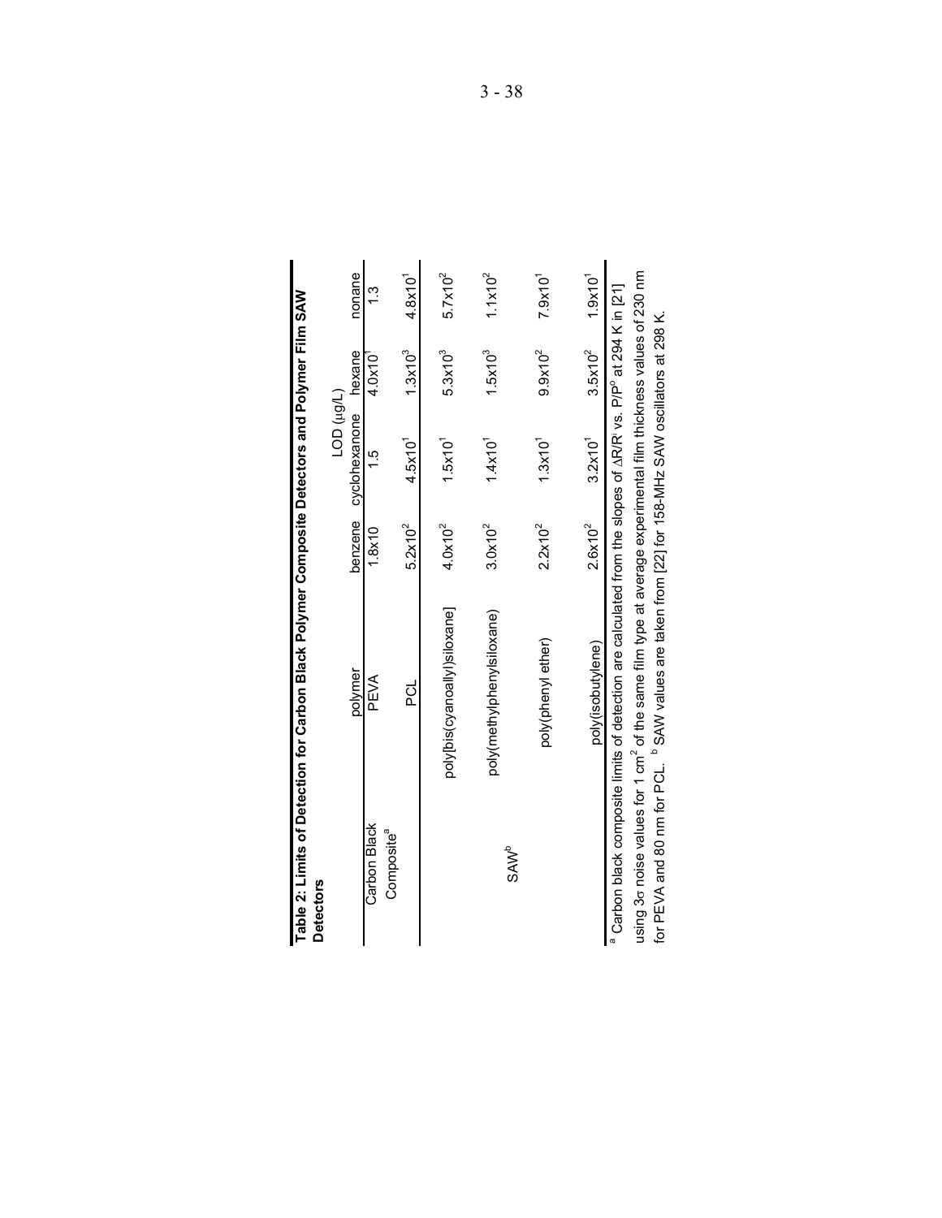**Table 2: Limits of Detection for Carbon Black Polymer Composite Detectors and Polymer Film SAW Detectors**

| | | LOD (μg/L) | | | |
|---|---|---|---|---|---|
| | polymer | benzene | cyclohexanone | hexane | nonane |
| Carbon Black Composite[a] | PEVA | 1.8x10 | 1.5 | $4.0x10^1$ | 1.3 |
| | PCL | $5.2x10^2$ | $4.5x10^1$ | $1.3x10^3$ | $4.8x10^1$ |
| SAW[b] | poly[bis(cyanoallyl)siloxane] | $4.0x10^2$ | $1.5x10^1$ | $5.3x10^3$ | $5.7x10^2$ |
| | poly(methylphenylsiloxane) | $3.0x10^2$ | $1.4x10^1$ | $1.5x10^3$ | $1.1x10^2$ |
| | poly(phenyl ether) | $2.2x10^2$ | $1.3x10^1$ | $9.9x10^2$ | $7.9x10^1$ |
| | poly(isobutylene) | $2.6x10^2$ | $3.2x10^1$ | $3.5x10^2$ | $1.9x10^1$ |

[a] Carbon black composite limits of detection are calculated from the slopes of $\Delta R/R^i$ vs. $P/P^o$ at 294 K in [21] using $3\sigma$ noise values for 1 $cm^2$ of the same film type at average experimental film thickness values of 230 nm for PEVA and 80 nm for PCL. [b] SAW values are taken from [22] for 158-MHz SAW oscillators at 298 K.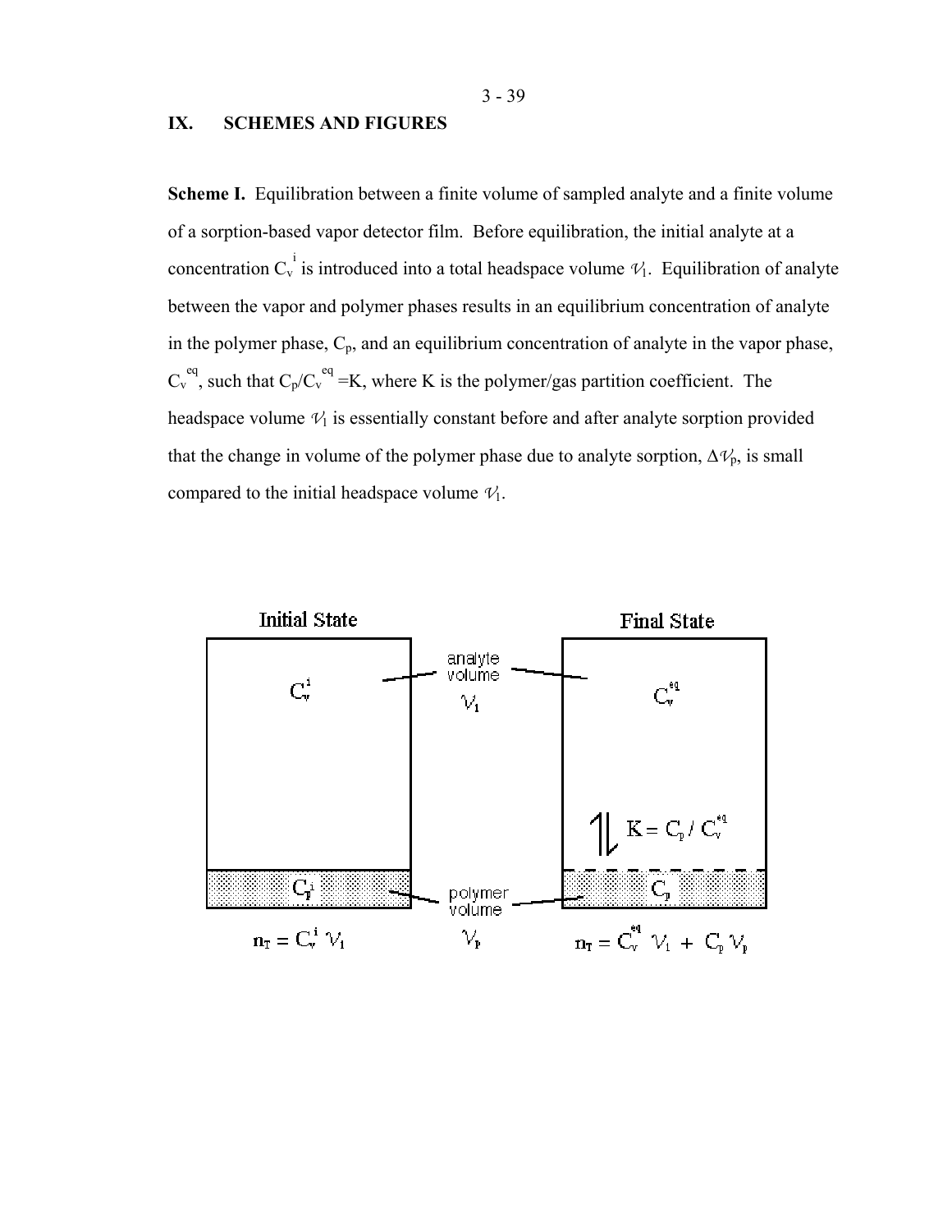## IX. SCHEMES AND FIGURES

**Scheme I.** Equilibration between a finite volume of sampled analyte and a finite volume of a sorption-based vapor detector film. Before equilibration, the initial analyte at a concentration $C_v^{\,i}$ is introduced into a total headspace volume $\mathcal{V}_1$. Equilibration of analyte between the vapor and polymer phases results in an equilibrium concentration of analyte in the polymer phase, $C_p$, and an equilibrium concentration of analyte in the vapor phase, $C_v^{\,eq}$, such that $C_p/C_v^{\,eq} = K$, where K is the polymer/gas partition coefficient. The headspace volume $\mathcal{V}_1$ is essentially constant before and after analyte sorption provided that the change in volume of the polymer phase due to analyte sorption, $\Delta\mathcal{V}_p$, is small compared to the initial headspace volume $\mathcal{V}_1$.

Initial State

$C_v^{i}$

$C_p^{i}$

$n_T = C_v^{\,i}\ \mathcal{V}_1$

analyte volume $\mathcal{V}_1$

polymer volume $\mathcal{V}_p$

Final State

$C_v^{eq}$

$K = C_p / C_v^{eq}$

$C_p$

$n_T = C_v^{eq}\ \mathcal{V}_1 + C_p\,\mathcal{V}_p$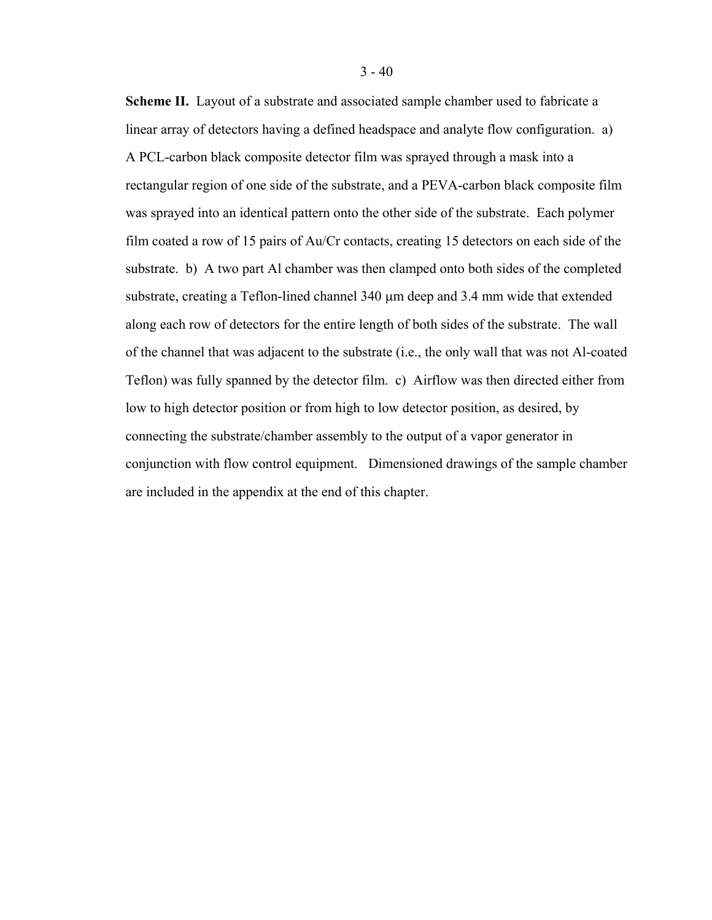**Scheme II.** Layout of a substrate and associated sample chamber used to fabricate a linear array of detectors having a defined headspace and analyte flow configuration. a) A PCL-carbon black composite detector film was sprayed through a mask into a rectangular region of one side of the substrate, and a PEVA-carbon black composite film was sprayed into an identical pattern onto the other side of the substrate. Each polymer film coated a row of 15 pairs of Au/Cr contacts, creating 15 detectors on each side of the substrate. b) A two part Al chamber was then clamped onto both sides of the completed substrate, creating a Teflon-lined channel 340 μm deep and 3.4 mm wide that extended along each row of detectors for the entire length of both sides of the substrate. The wall of the channel that was adjacent to the substrate (i.e., the only wall that was not Al-coated Teflon) was fully spanned by the detector film. c) Airflow was then directed either from low to high detector position or from high to low detector position, as desired, by connecting the substrate/chamber assembly to the output of a vapor generator in conjunction with flow control equipment. Dimensioned drawings of the sample chamber are included in the appendix at the end of this chapter.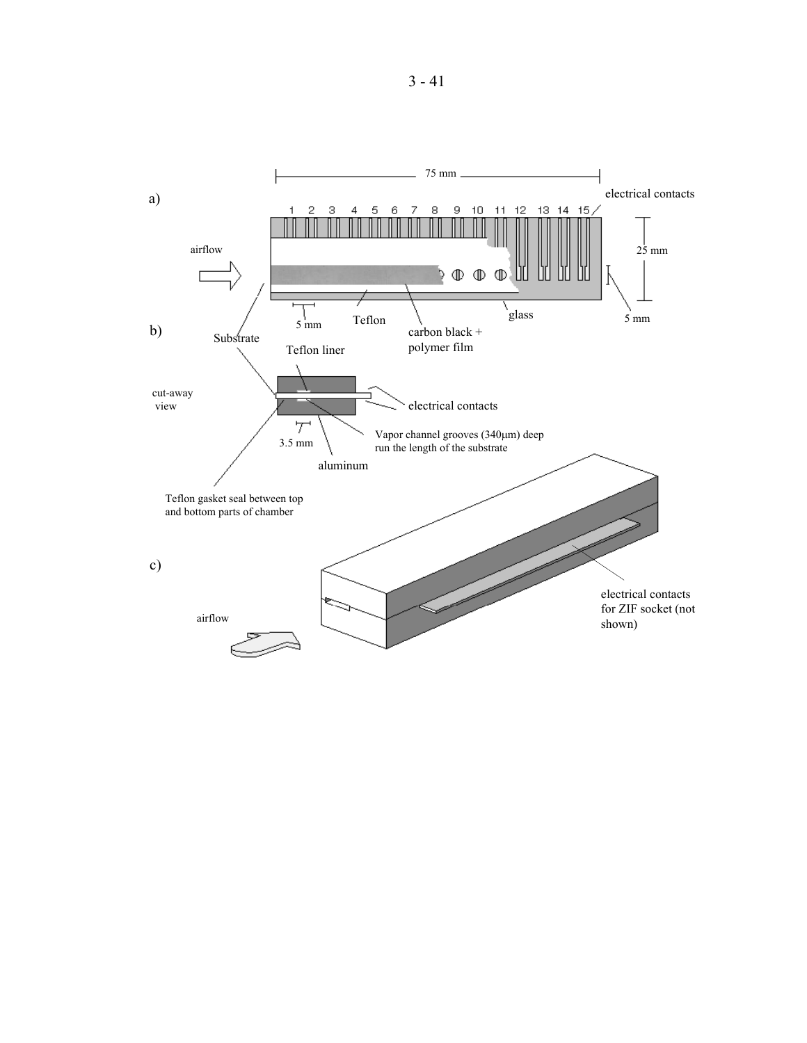a)

75 mm

electrical contacts

1 2 3 4 5 6 7 8 9 10 11 12 13 14 15

airflow

25 mm

5 mm

5 mm

Teflon

glass

carbon black + polymer film

b)

Substrate

Teflon liner

cut-away view

electrical contacts

3.5 mm

Vapor channel grooves (340μm) deep run the length of the substrate

aluminum

Teflon gasket seal between top and bottom parts of chamber

c)

airflow

electrical contacts for ZIF socket (not shown)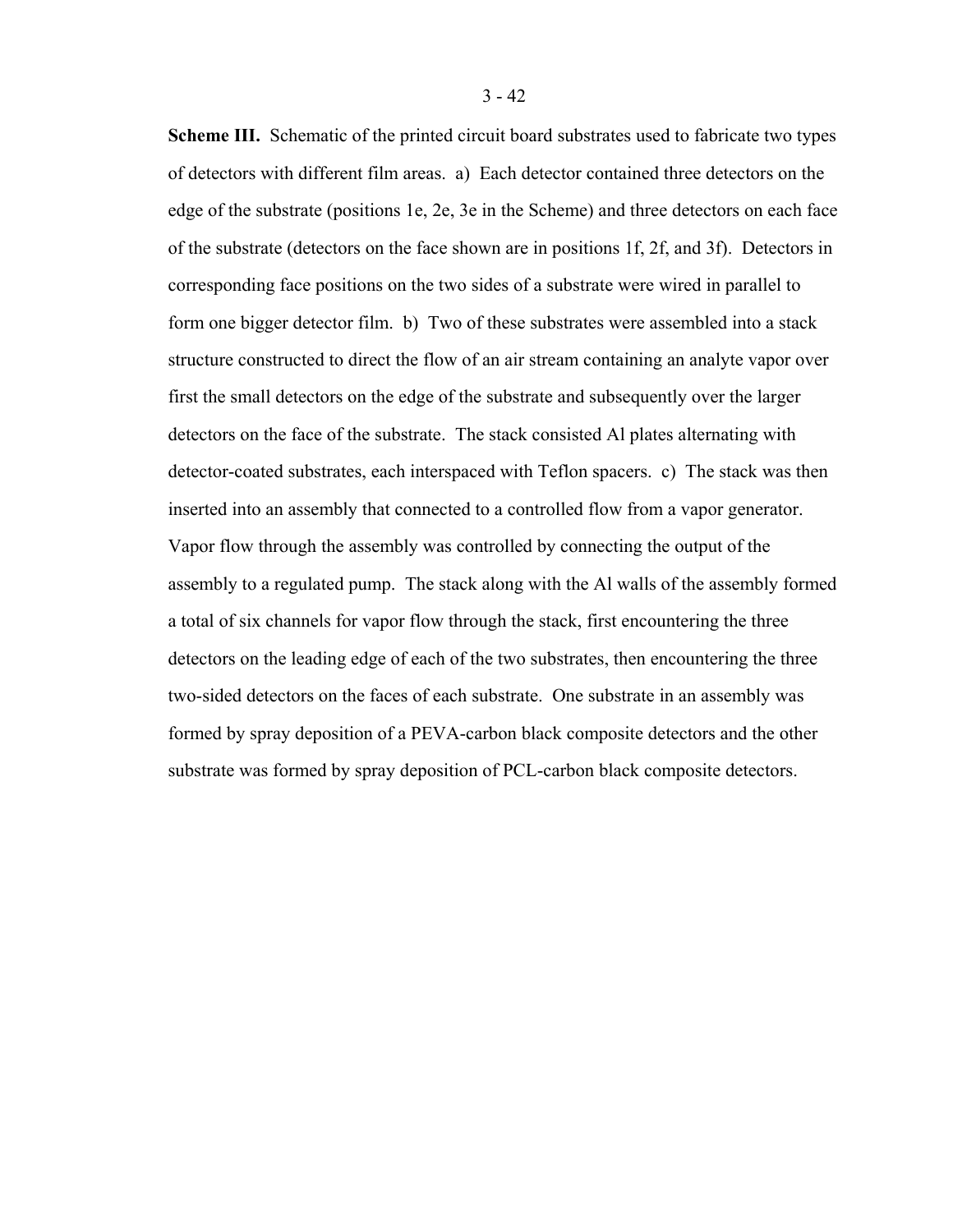**Scheme III.** Schematic of the printed circuit board substrates used to fabricate two types of detectors with different film areas. a) Each detector contained three detectors on the edge of the substrate (positions 1e, 2e, 3e in the Scheme) and three detectors on each face of the substrate (detectors on the face shown are in positions 1f, 2f, and 3f). Detectors in corresponding face positions on the two sides of a substrate were wired in parallel to form one bigger detector film. b) Two of these substrates were assembled into a stack structure constructed to direct the flow of an air stream containing an analyte vapor over first the small detectors on the edge of the substrate and subsequently over the larger detectors on the face of the substrate. The stack consisted Al plates alternating with detector-coated substrates, each interspaced with Teflon spacers. c) The stack was then inserted into an assembly that connected to a controlled flow from a vapor generator. Vapor flow through the assembly was controlled by connecting the output of the assembly to a regulated pump. The stack along with the Al walls of the assembly formed a total of six channels for vapor flow through the stack, first encountering the three detectors on the leading edge of each of the two substrates, then encountering the three two-sided detectors on the faces of each substrate. One substrate in an assembly was formed by spray deposition of a PEVA-carbon black composite detectors and the other substrate was formed by spray deposition of PCL-carbon black composite detectors.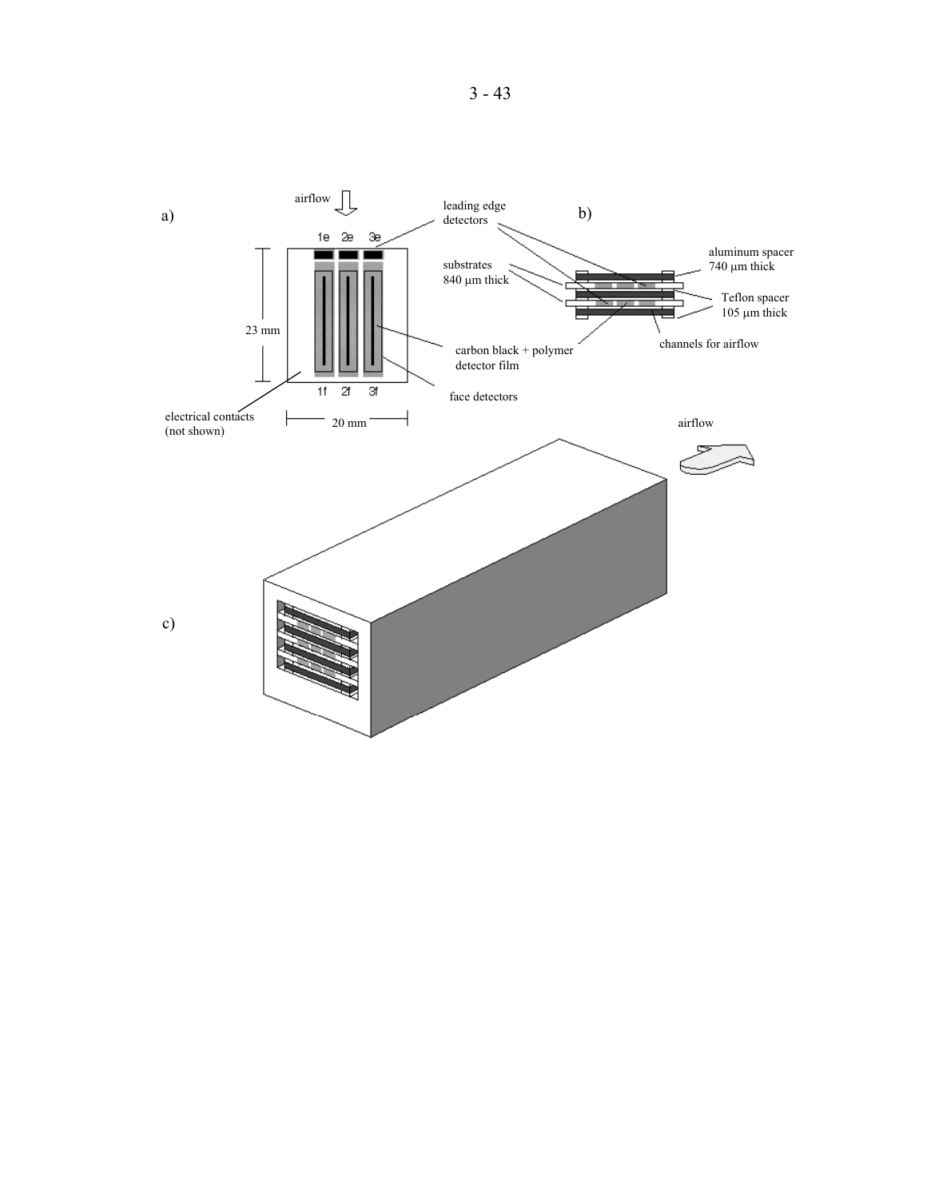a)

airflow

leading edge detectors

1e 2e 3e

23 mm

carbon black + polymer detector film

face detectors

1f 2f 3f

electrical contacts (not shown)

20 mm

b)

substrates 840 μm thick

aluminum spacer 740 μm thick

Teflon spacer 105 μm thick

channels for airflow

c)

airflow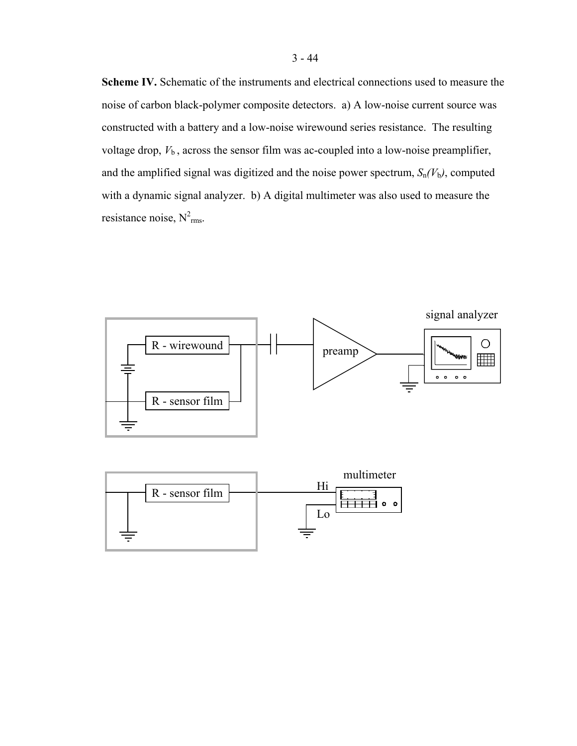**Scheme IV.** Schematic of the instruments and electrical connections used to measure the noise of carbon black-polymer composite detectors. a) A low-noise current source was constructed with a battery and a low-noise wirewound series resistance. The resulting voltage drop, $V_b$ , across the sensor film was ac-coupled into a low-noise preamplifier, and the amplified signal was digitized and the noise power spectrum, $S_n(V_b)$, computed with a dynamic signal analyzer. b) A digital multimeter was also used to measure the resistance noise, $N^2_{rms}$.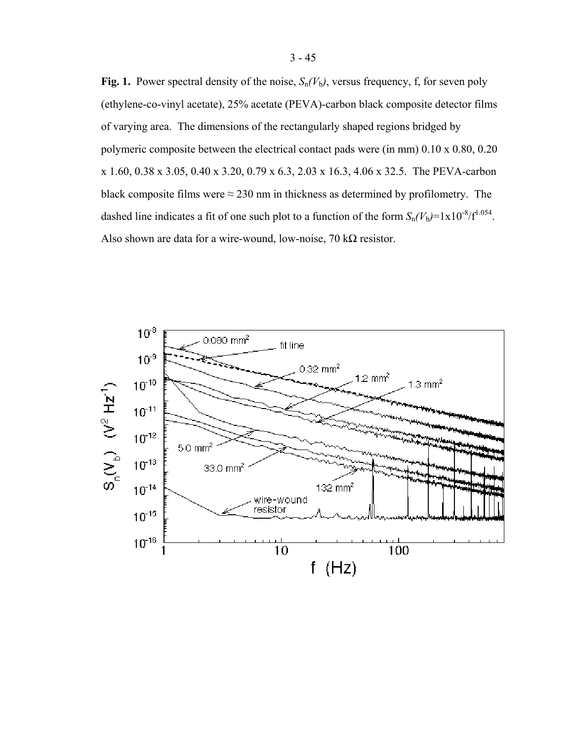**Fig. 1.** Power spectral density of the noise, $S_n(V_b)$, versus frequency, f, for seven poly (ethylene-co-vinyl acetate), 25% acetate (PEVA)-carbon black composite detector films of varying area. The dimensions of the rectangularly shaped regions bridged by polymeric composite between the electrical contact pads were (in mm) 0.10 x 0.80, 0.20 x 1.60, 0.38 x 3.05, 0.40 x 3.20, 0.79 x 6.3, 2.03 x 16.3, 4.06 x 32.5. The PEVA-carbon black composite films were ≈ 230 nm in thickness as determined by profilometry. The dashed line indicates a fit of one such plot to a function of the form $S_n(V_b)=1\text{x}10^{-8}/\text{f}^{1.054}$. Also shown are data for a wire-wound, low-noise, 70 kΩ resistor.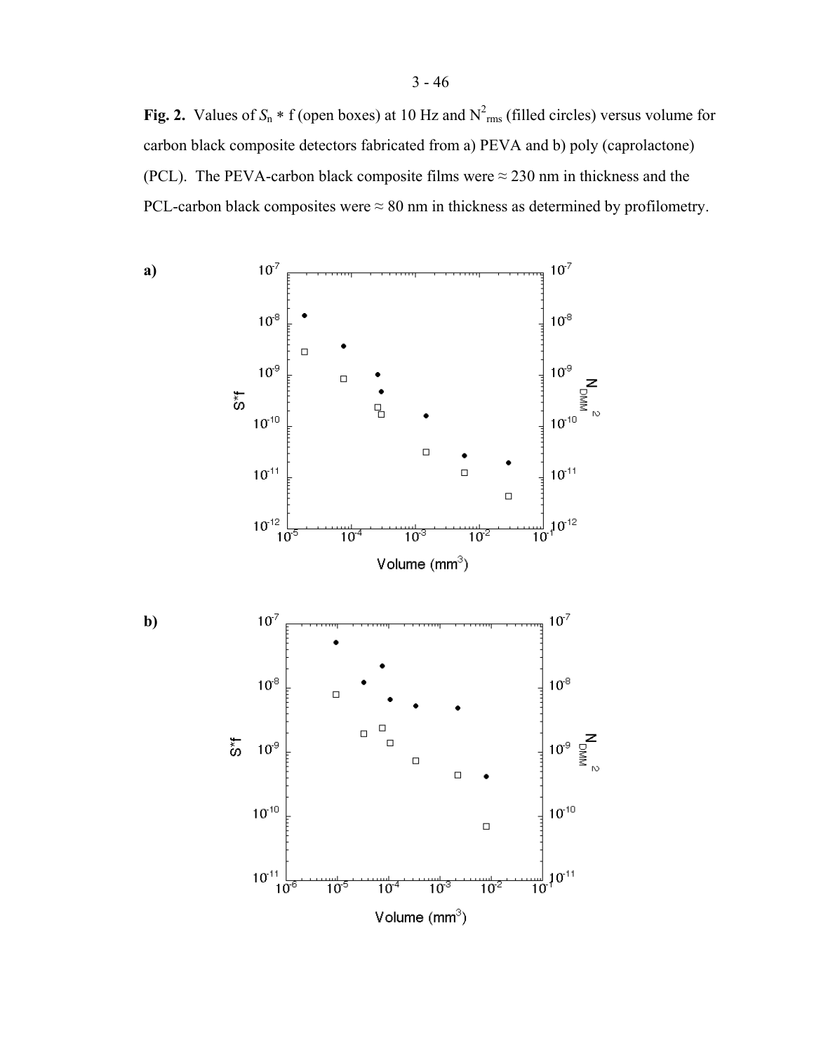**Fig. 2.** Values of $S_n * f$ (open boxes) at 10 Hz and $N^2_{rms}$ (filled circles) versus volume for carbon black composite detectors fabricated from a) PEVA and b) poly (caprolactone) (PCL). The PEVA-carbon black composite films were ≈ 230 nm in thickness and the PCL-carbon black composites were ≈ 80 nm in thickness as determined by profilometry.

**a)**

**b)**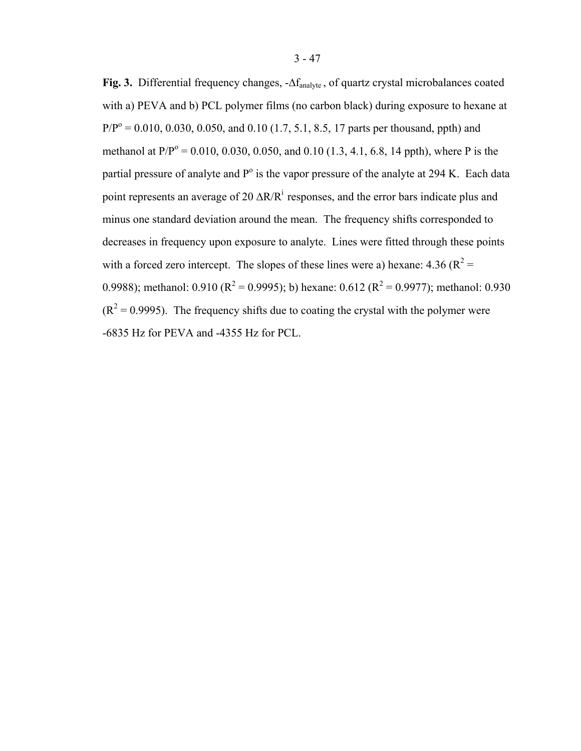**Fig. 3.** Differential frequency changes, $-\Delta f_{analyte}$, of quartz crystal microbalances coated with a) PEVA and b) PCL polymer films (no carbon black) during exposure to hexane at $P/P^o$ = 0.010, 0.030, 0.050, and 0.10 (1.7, 5.1, 8.5, 17 parts per thousand, ppth) and methanol at $P/P^o$ = 0.010, 0.030, 0.050, and 0.10 (1.3, 4.1, 6.8, 14 ppth), where P is the partial pressure of analyte and $P^o$ is the vapor pressure of the analyte at 294 K. Each data point represents an average of 20 $\Delta R/R^i$ responses, and the error bars indicate plus and minus one standard deviation around the mean. The frequency shifts corresponded to decreases in frequency upon exposure to analyte. Lines were fitted through these points with a forced zero intercept. The slopes of these lines were a) hexane: 4.36 ($R^2$ = 0.9988); methanol: 0.910 ($R^2$ = 0.9995); b) hexane: 0.612 ($R^2$ = 0.9977); methanol: 0.930 ($R^2$ = 0.9995). The frequency shifts due to coating the crystal with the polymer were -6835 Hz for PEVA and -4355 Hz for PCL.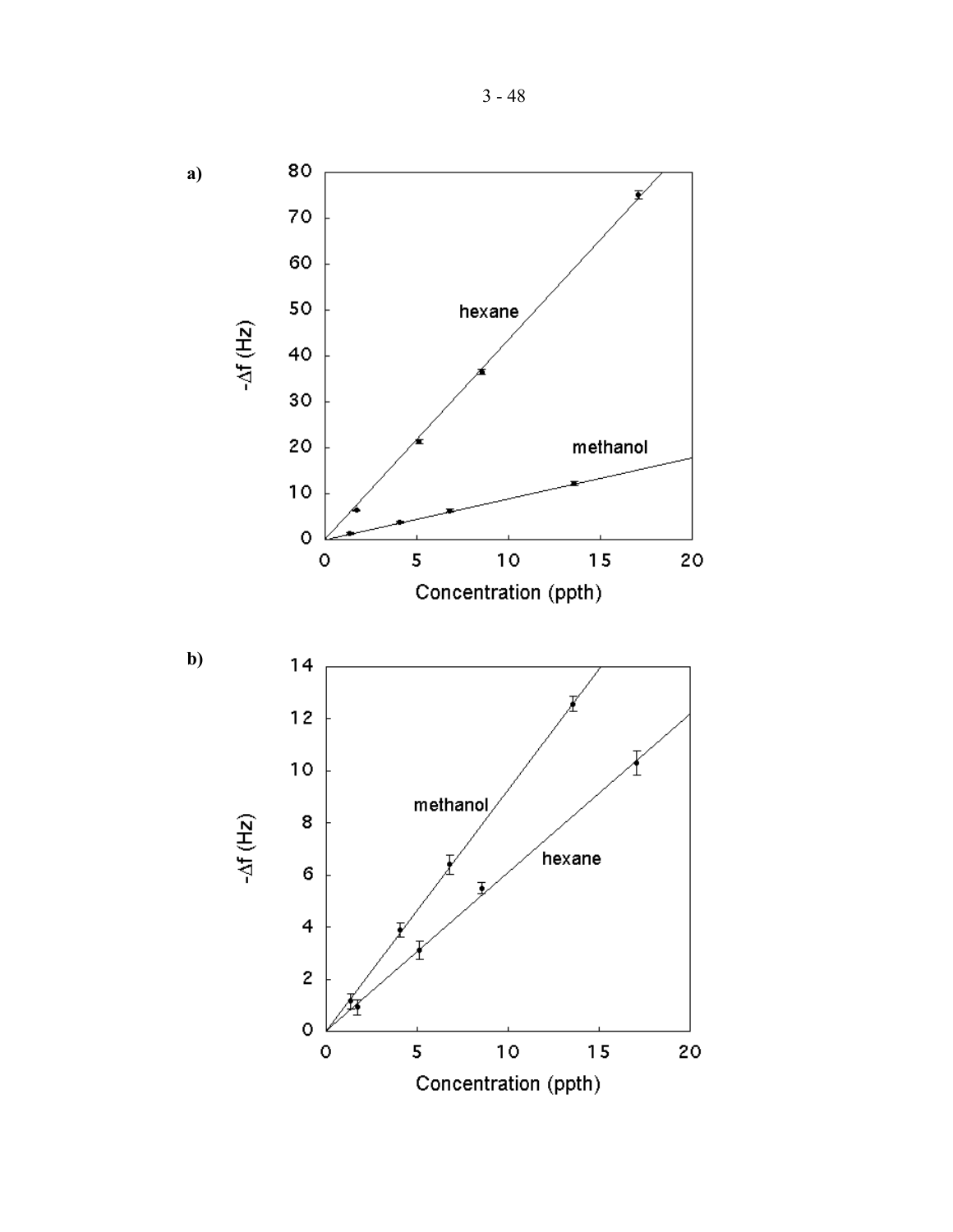a)

b)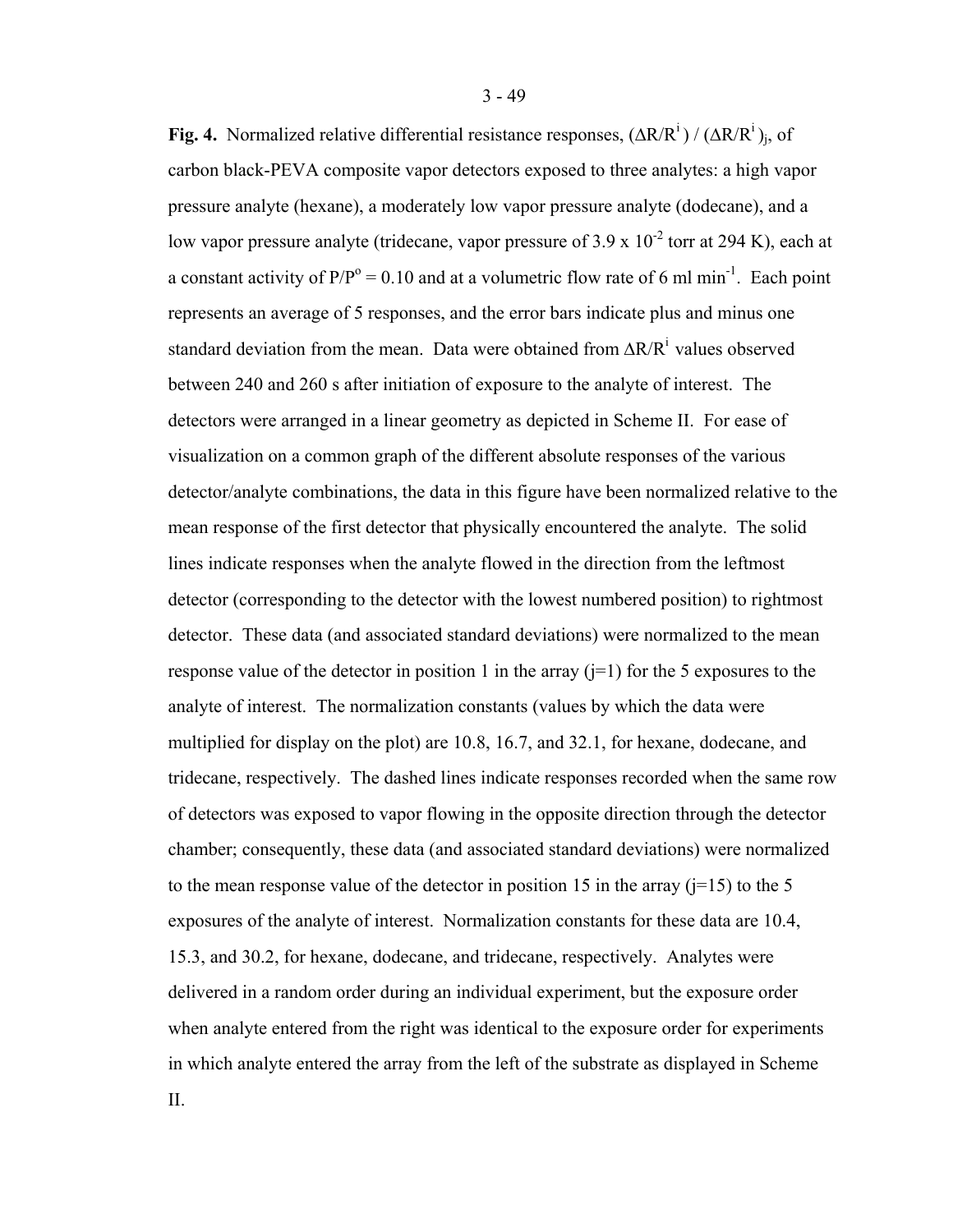**Fig. 4.** Normalized relative differential resistance responses, $(\Delta R/R^i) / (\Delta R/R^i)_j$, of carbon black-PEVA composite vapor detectors exposed to three analytes: a high vapor pressure analyte (hexane), a moderately low vapor pressure analyte (dodecane), and a low vapor pressure analyte (tridecane, vapor pressure of $3.9 \times 10^{-2}$ torr at 294 K), each at a constant activity of $P/P^o = 0.10$ and at a volumetric flow rate of 6 ml $min^{-1}$. Each point represents an average of 5 responses, and the error bars indicate plus and minus one standard deviation from the mean. Data were obtained from $\Delta R/R^i$ values observed between 240 and 260 s after initiation of exposure to the analyte of interest. The detectors were arranged in a linear geometry as depicted in Scheme II. For ease of visualization on a common graph of the different absolute responses of the various detector/analyte combinations, the data in this figure have been normalized relative to the mean response of the first detector that physically encountered the analyte. The solid lines indicate responses when the analyte flowed in the direction from the leftmost detector (corresponding to the detector with the lowest numbered position) to rightmost detector. These data (and associated standard deviations) were normalized to the mean response value of the detector in position 1 in the array ($j=1$) for the 5 exposures to the analyte of interest. The normalization constants (values by which the data were multiplied for display on the plot) are 10.8, 16.7, and 32.1, for hexane, dodecane, and tridecane, respectively. The dashed lines indicate responses recorded when the same row of detectors was exposed to vapor flowing in the opposite direction through the detector chamber; consequently, these data (and associated standard deviations) were normalized to the mean response value of the detector in position 15 in the array ($j=15$) to the 5 exposures of the analyte of interest. Normalization constants for these data are 10.4, 15.3, and 30.2, for hexane, dodecane, and tridecane, respectively. Analytes were delivered in a random order during an individual experiment, but the exposure order when analyte entered from the right was identical to the exposure order for experiments in which analyte entered the array from the left of the substrate as displayed in Scheme II.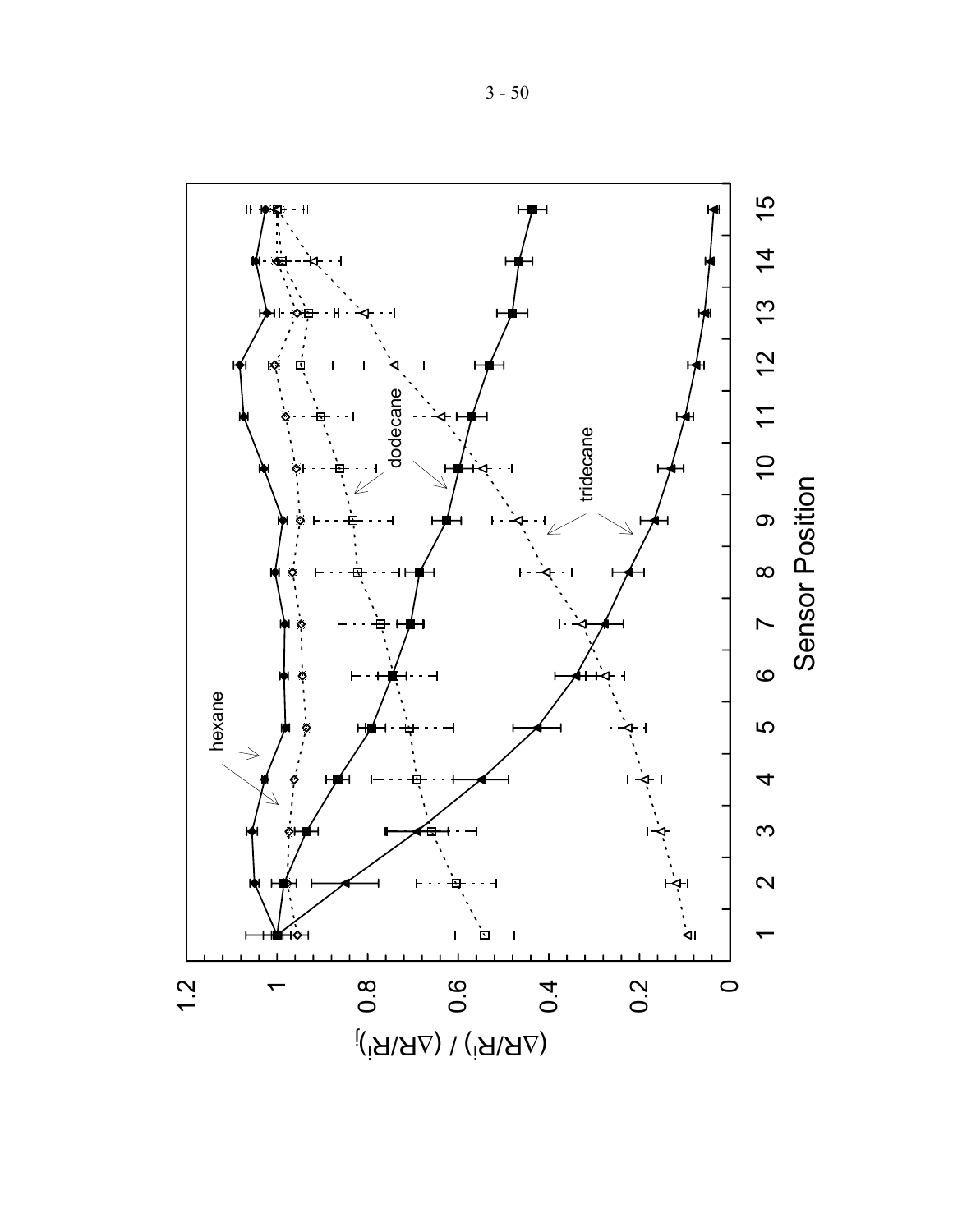hexane

dodecane

tridecane

$(\Delta R/R^i) / (\Delta R/R^i)_j$

Sensor Position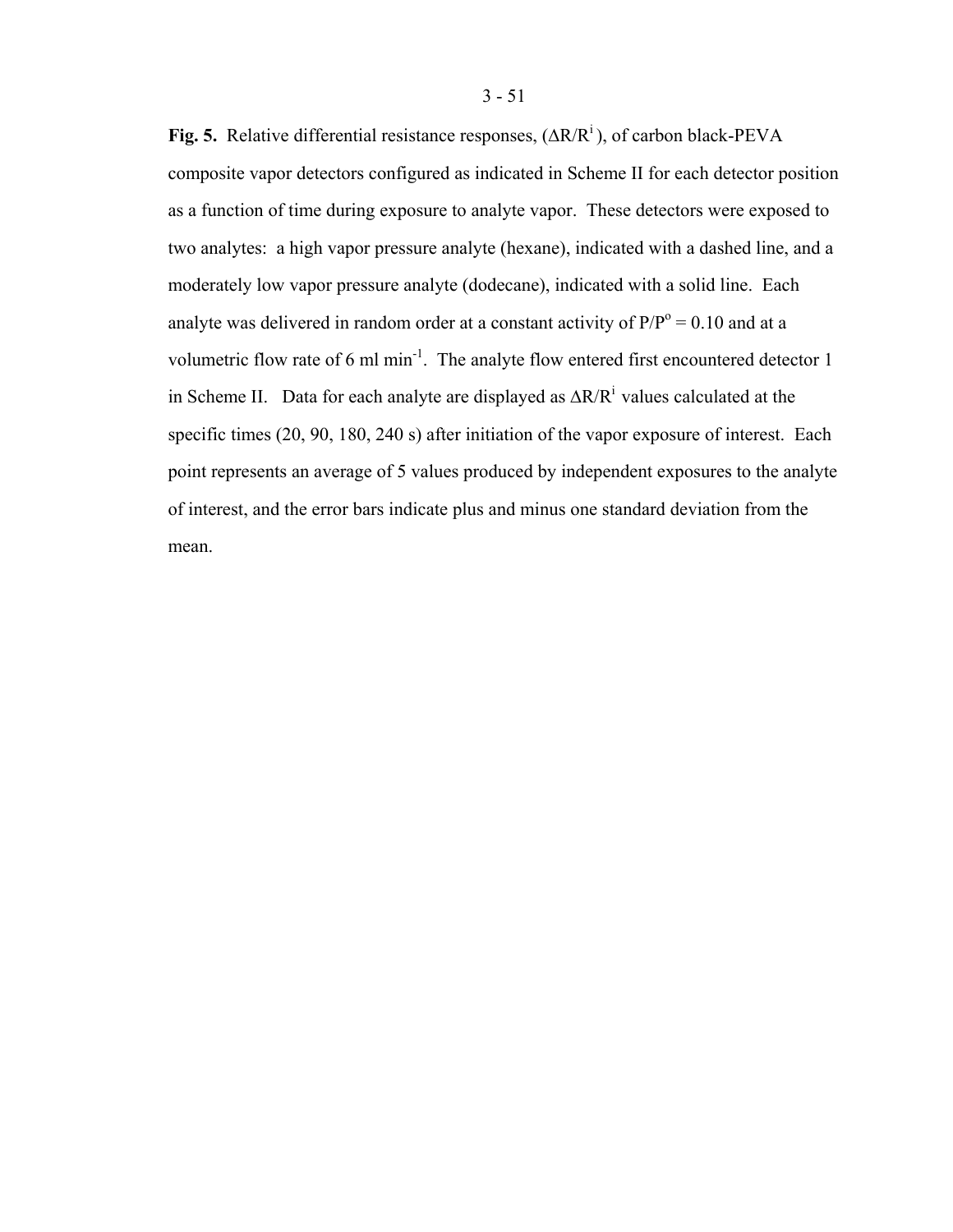**Fig. 5.** Relative differential resistance responses, ($\Delta R/R^i$), of carbon black-PEVA composite vapor detectors configured as indicated in Scheme II for each detector position as a function of time during exposure to analyte vapor. These detectors were exposed to two analytes: a high vapor pressure analyte (hexane), indicated with a dashed line, and a moderately low vapor pressure analyte (dodecane), indicated with a solid line. Each analyte was delivered in random order at a constant activity of $P/P^o = 0.10$ and at a volumetric flow rate of 6 ml $min^{-1}$. The analyte flow entered first encountered detector 1 in Scheme II. Data for each analyte are displayed as $\Delta R/R^i$ values calculated at the specific times (20, 90, 180, 240 s) after initiation of the vapor exposure of interest. Each point represents an average of 5 values produced by independent exposures to the analyte of interest, and the error bars indicate plus and minus one standard deviation from the mean.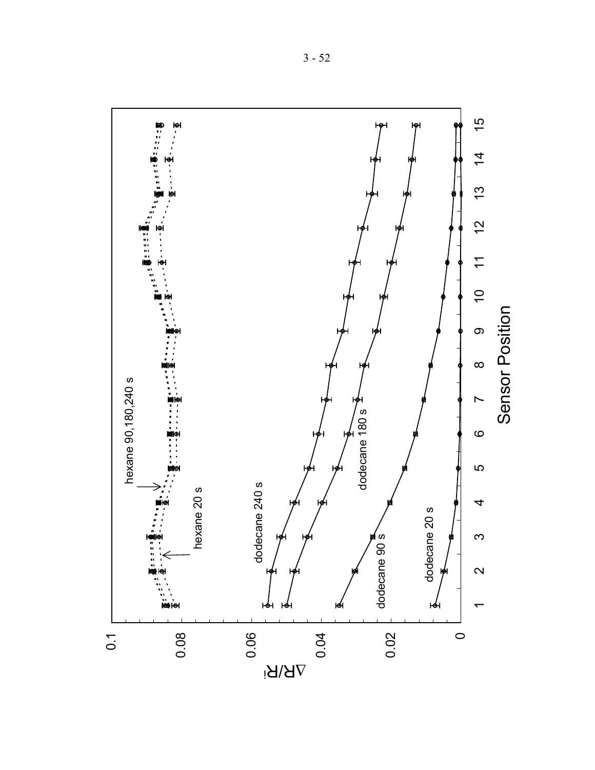hexane 90,180,240 s

hexane 20 s

dodecane 240 s

dodecane 180 s

dodecane 90 s

dodecane 20 s

$\Delta R/R_i$

Sensor Position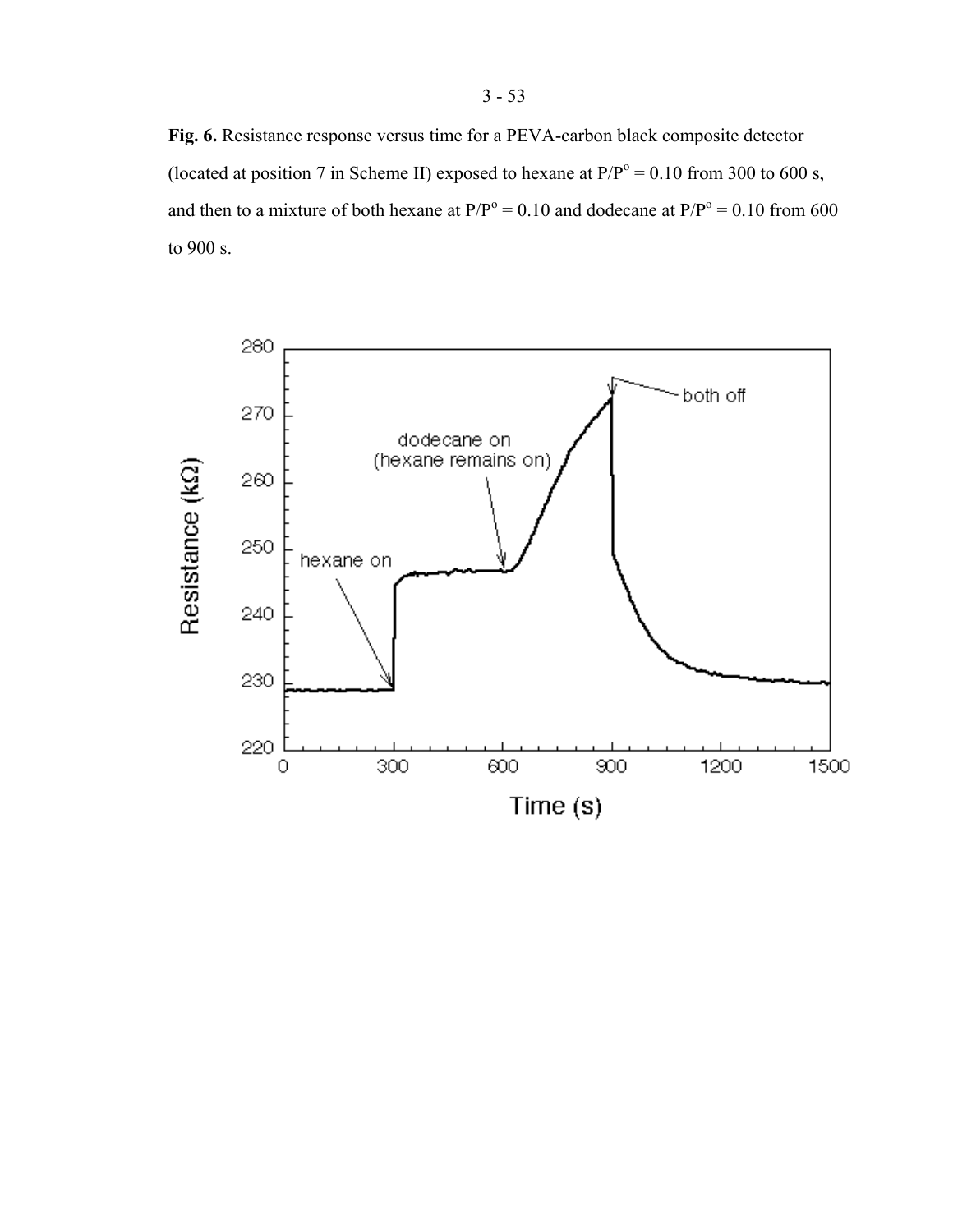**Fig. 6.** Resistance response versus time for a PEVA-carbon black composite detector (located at position 7 in Scheme II) exposed to hexane at $P/P^o = 0.10$ from 300 to 600 s, and then to a mixture of both hexane at $P/P^o = 0.10$ and dodecane at $P/P^o = 0.10$ from 600 to 900 s.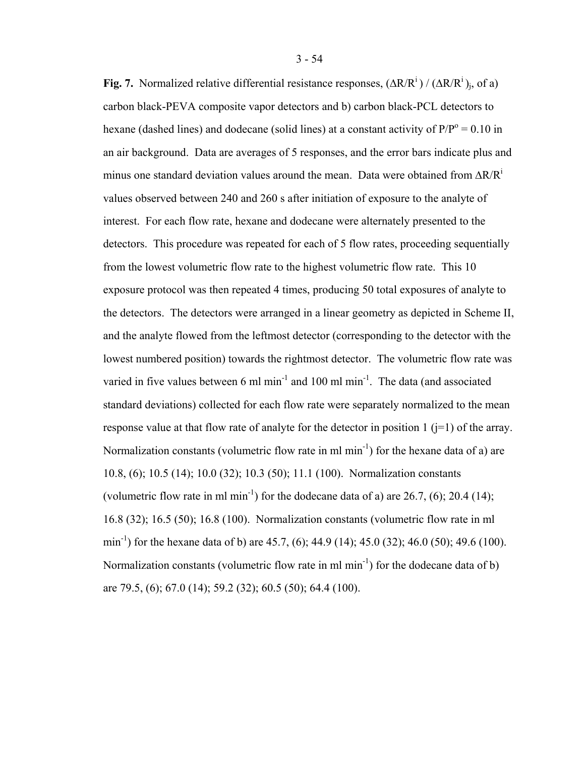**Fig. 7.** Normalized relative differential resistance responses, $(\Delta R/R^i) / (\Delta R/R^i)_j$, of a) carbon black-PEVA composite vapor detectors and b) carbon black-PCL detectors to hexane (dashed lines) and dodecane (solid lines) at a constant activity of $P/P^o = 0.10$ in an air background. Data are averages of 5 responses, and the error bars indicate plus and minus one standard deviation values around the mean. Data were obtained from $\Delta R/R^i$ values observed between 240 and 260 s after initiation of exposure to the analyte of interest. For each flow rate, hexane and dodecane were alternately presented to the detectors. This procedure was repeated for each of 5 flow rates, proceeding sequentially from the lowest volumetric flow rate to the highest volumetric flow rate. This 10 exposure protocol was then repeated 4 times, producing 50 total exposures of analyte to the detectors. The detectors were arranged in a linear geometry as depicted in Scheme II, and the analyte flowed from the leftmost detector (corresponding to the detector with the lowest numbered position) towards the rightmost detector. The volumetric flow rate was varied in five values between 6 ml min$^{-1}$ and 100 ml min$^{-1}$. The data (and associated standard deviations) collected for each flow rate were separately normalized to the mean response value at that flow rate of analyte for the detector in position 1 ($j=1$) of the array. Normalization constants (volumetric flow rate in ml min$^{-1}$) for the hexane data of a) are 10.8, (6); 10.5 (14); 10.0 (32); 10.3 (50); 11.1 (100). Normalization constants (volumetric flow rate in ml min$^{-1}$) for the dodecane data of a) are 26.7, (6); 20.4 (14); 16.8 (32); 16.5 (50); 16.8 (100). Normalization constants (volumetric flow rate in ml min$^{-1}$) for the hexane data of b) are 45.7, (6); 44.9 (14); 45.0 (32); 46.0 (50); 49.6 (100). Normalization constants (volumetric flow rate in ml min$^{-1}$) for the dodecane data of b) are 79.5, (6); 67.0 (14); 59.2 (32); 60.5 (50); 64.4 (100).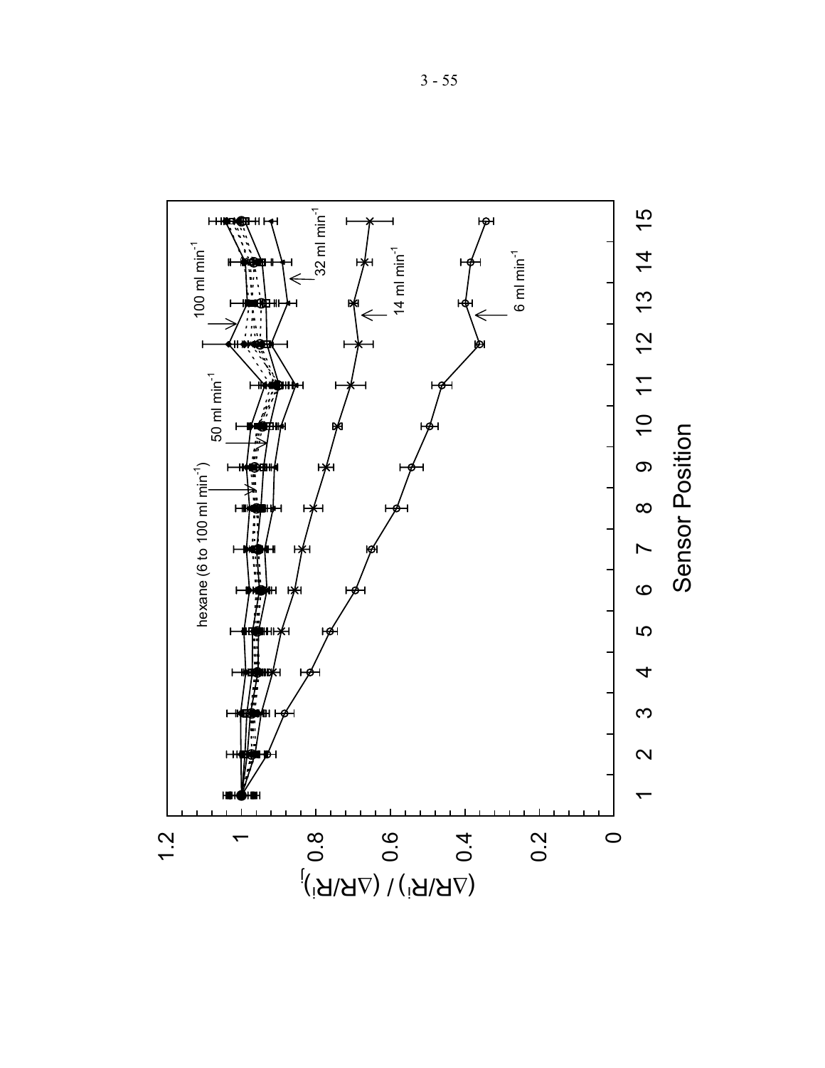| Sensor Position | 1 | 2 | 3 | 4 | 5 | 6 | 7 | 8 | 9 | 10 | 11 | 12 | 13 | 14 | 15 |
|---|---|---|---|---|---|---|---|---|---|---|---|---|---|---|---|
| hexane (6 to 100 ml min$^{-1}$) | | | | | | | | | | | | | | | |

$(\Delta R/R^i)_i / (\Delta R/R^i)_j$

Labels: hexane (6 to 100 ml min$^{-1}$), 50 ml min$^{-1}$, 100 ml min$^{-1}$, 32 ml min$^{-1}$, 14 ml min$^{-1}$, 6 ml min$^{-1}$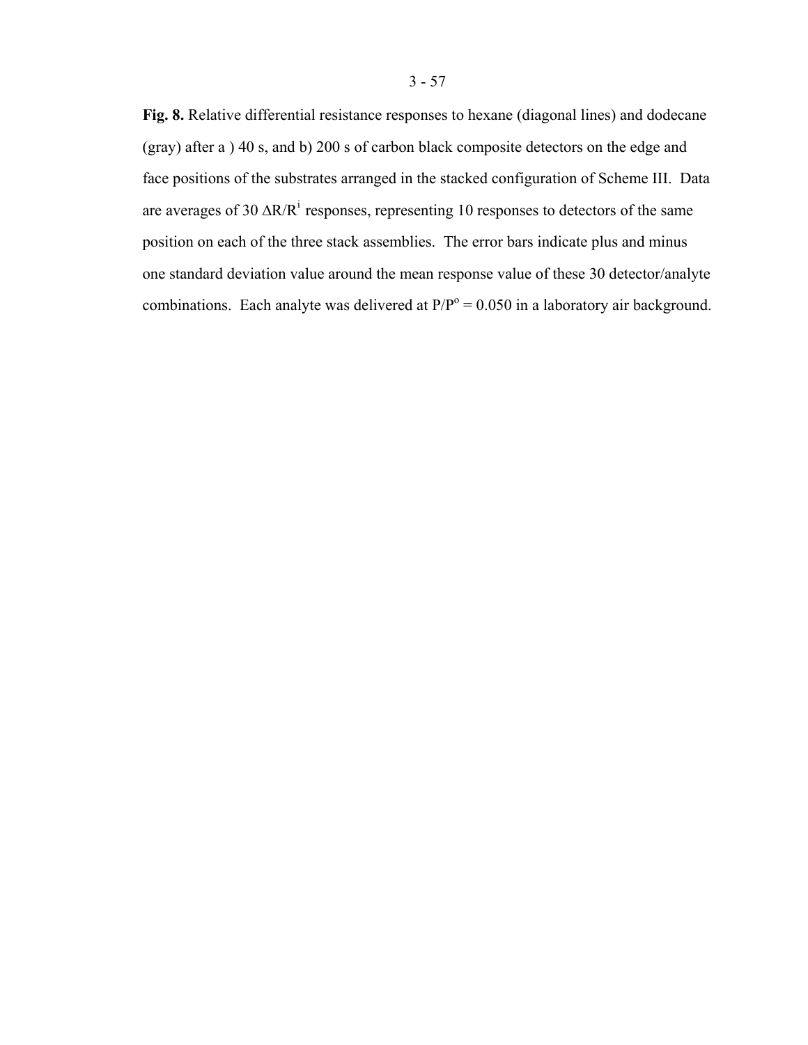**Fig. 8.** Relative differential resistance responses to hexane (diagonal lines) and dodecane (gray) after a ) 40 s, and b) 200 s of carbon black composite detectors on the edge and face positions of the substrates arranged in the stacked configuration of Scheme III. Data are averages of 30 $\Delta R/R^i$ responses, representing 10 responses to detectors of the same position on each of the three stack assemblies. The error bars indicate plus and minus one standard deviation value around the mean response value of these 30 detector/analyte combinations. Each analyte was delivered at $P/P^o = 0.050$ in a laboratory air background.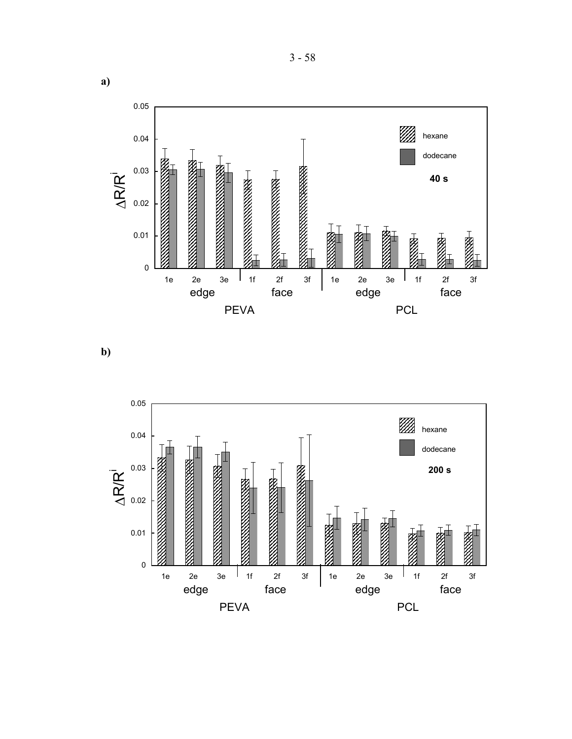**a)**

**b)**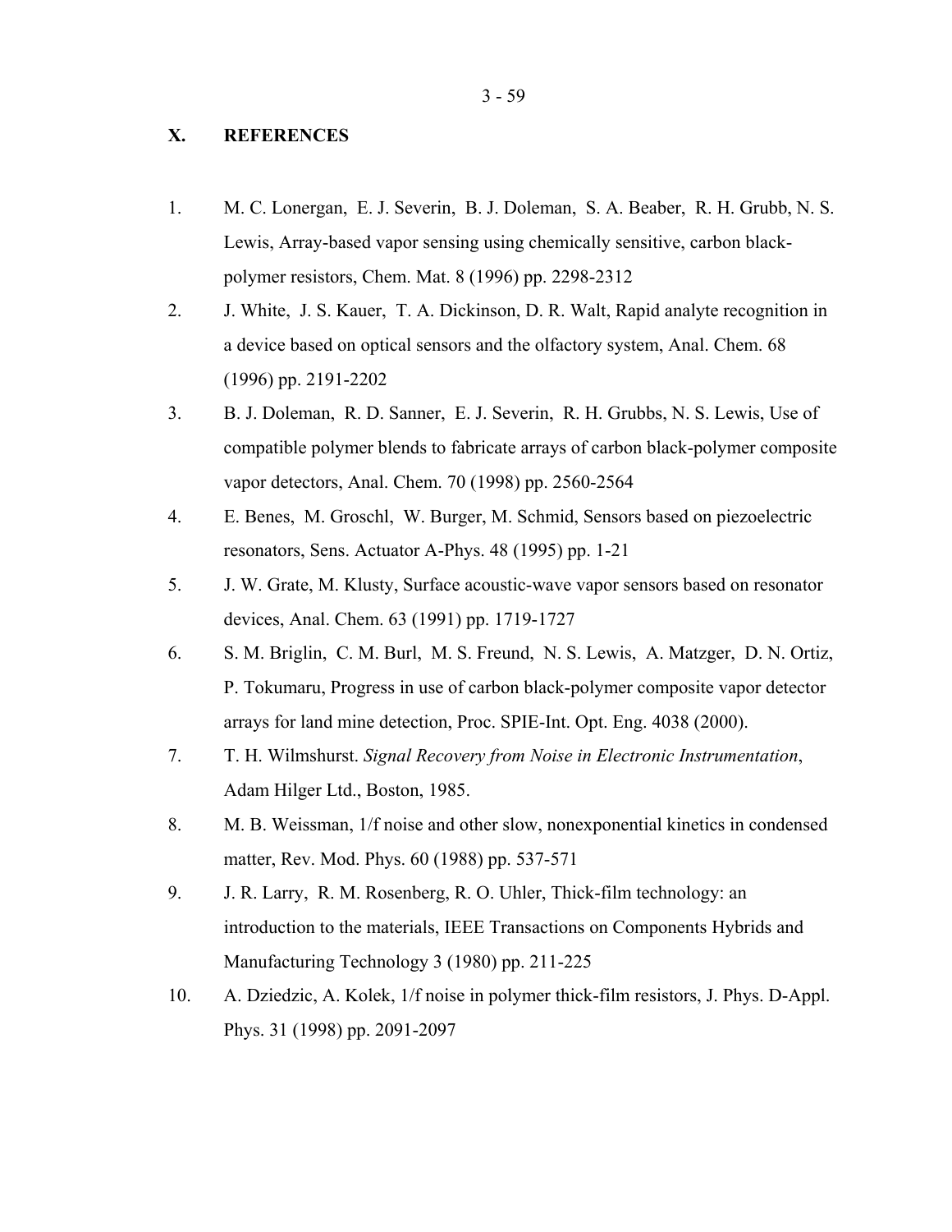## X. REFERENCES

1. M. C. Lonergan, E. J. Severin, B. J. Doleman, S. A. Beaber, R. H. Grubb, N. S. Lewis, Array-based vapor sensing using chemically sensitive, carbon black-polymer resistors, Chem. Mat. 8 (1996) pp. 2298-2312
2. J. White, J. S. Kauer, T. A. Dickinson, D. R. Walt, Rapid analyte recognition in a device based on optical sensors and the olfactory system, Anal. Chem. 68 (1996) pp. 2191-2202
3. B. J. Doleman, R. D. Sanner, E. J. Severin, R. H. Grubbs, N. S. Lewis, Use of compatible polymer blends to fabricate arrays of carbon black-polymer composite vapor detectors, Anal. Chem. 70 (1998) pp. 2560-2564
4. E. Benes, M. Groschl, W. Burger, M. Schmid, Sensors based on piezoelectric resonators, Sens. Actuator A-Phys. 48 (1995) pp. 1-21
5. J. W. Grate, M. Klusty, Surface acoustic-wave vapor sensors based on resonator devices, Anal. Chem. 63 (1991) pp. 1719-1727
6. S. M. Briglin, C. M. Burl, M. S. Freund, N. S. Lewis, A. Matzger, D. N. Ortiz, P. Tokumaru, Progress in use of carbon black-polymer composite vapor detector arrays for land mine detection, Proc. SPIE-Int. Opt. Eng. 4038 (2000).
7. T. H. Wilmshurst. *Signal Recovery from Noise in Electronic Instrumentation*, Adam Hilger Ltd., Boston, 1985.
8. M. B. Weissman, 1/f noise and other slow, nonexponential kinetics in condensed matter, Rev. Mod. Phys. 60 (1988) pp. 537-571
9. J. R. Larry, R. M. Rosenberg, R. O. Uhler, Thick-film technology: an introduction to the materials, IEEE Transactions on Components Hybrids and Manufacturing Technology 3 (1980) pp. 211-225
10. A. Dziedzic, A. Kolek, 1/f noise in polymer thick-film resistors, J. Phys. D-Appl. Phys. 31 (1998) pp. 2091-2097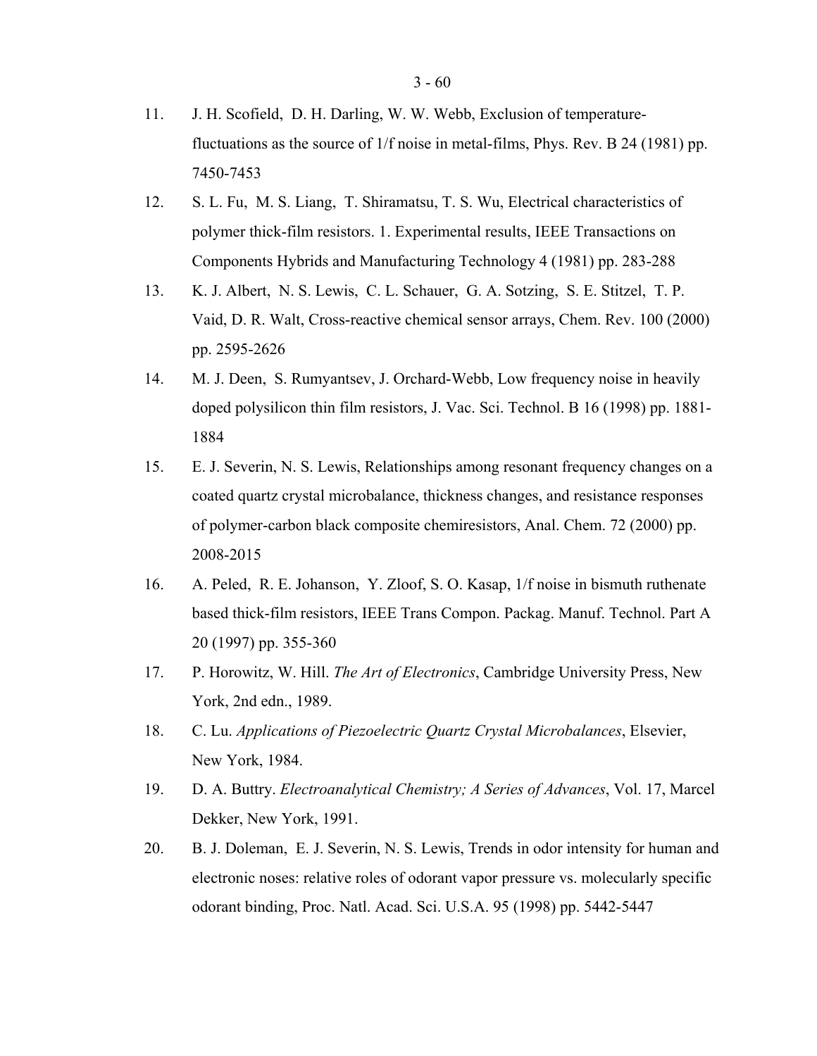11. J. H. Scofield, D. H. Darling, W. W. Webb, Exclusion of temperature-fluctuations as the source of 1/f noise in metal-films, Phys. Rev. B 24 (1981) pp. 7450-7453

12. S. L. Fu, M. S. Liang, T. Shiramatsu, T. S. Wu, Electrical characteristics of polymer thick-film resistors. 1. Experimental results, IEEE Transactions on Components Hybrids and Manufacturing Technology 4 (1981) pp. 283-288

13. K. J. Albert, N. S. Lewis, C. L. Schauer, G. A. Sotzing, S. E. Stitzel, T. P. Vaid, D. R. Walt, Cross-reactive chemical sensor arrays, Chem. Rev. 100 (2000) pp. 2595-2626

14. M. J. Deen, S. Rumyantsev, J. Orchard-Webb, Low frequency noise in heavily doped polysilicon thin film resistors, J. Vac. Sci. Technol. B 16 (1998) pp. 1881-1884

15. E. J. Severin, N. S. Lewis, Relationships among resonant frequency changes on a coated quartz crystal microbalance, thickness changes, and resistance responses of polymer-carbon black composite chemiresistors, Anal. Chem. 72 (2000) pp. 2008-2015

16. A. Peled, R. E. Johanson, Y. Zloof, S. O. Kasap, 1/f noise in bismuth ruthenate based thick-film resistors, IEEE Trans Compon. Packag. Manuf. Technol. Part A 20 (1997) pp. 355-360

17. P. Horowitz, W. Hill. *The Art of Electronics*, Cambridge University Press, New York, 2nd edn., 1989.

18. C. Lu. *Applications of Piezoelectric Quartz Crystal Microbalances*, Elsevier, New York, 1984.

19. D. A. Buttry. *Electroanalytical Chemistry; A Series of Advances*, Vol. 17, Marcel Dekker, New York, 1991.

20. B. J. Doleman, E. J. Severin, N. S. Lewis, Trends in odor intensity for human and electronic noses: relative roles of odorant vapor pressure vs. molecularly specific odorant binding, Proc. Natl. Acad. Sci. U.S.A. 95 (1998) pp. 5442-5447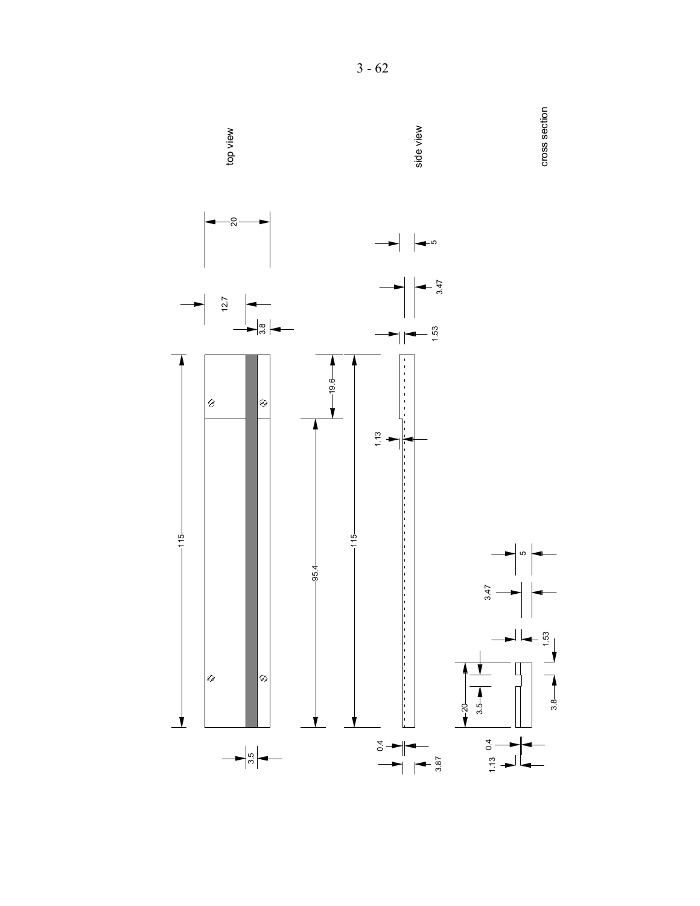top view

side view

cross section

20

12.7

3.8

115

3.5

19.6

95.4

115

5

3.47

1.53

1.13

0.4

3.87

5

3.47

1.53

3.8

20

3.5

0.4

1.13